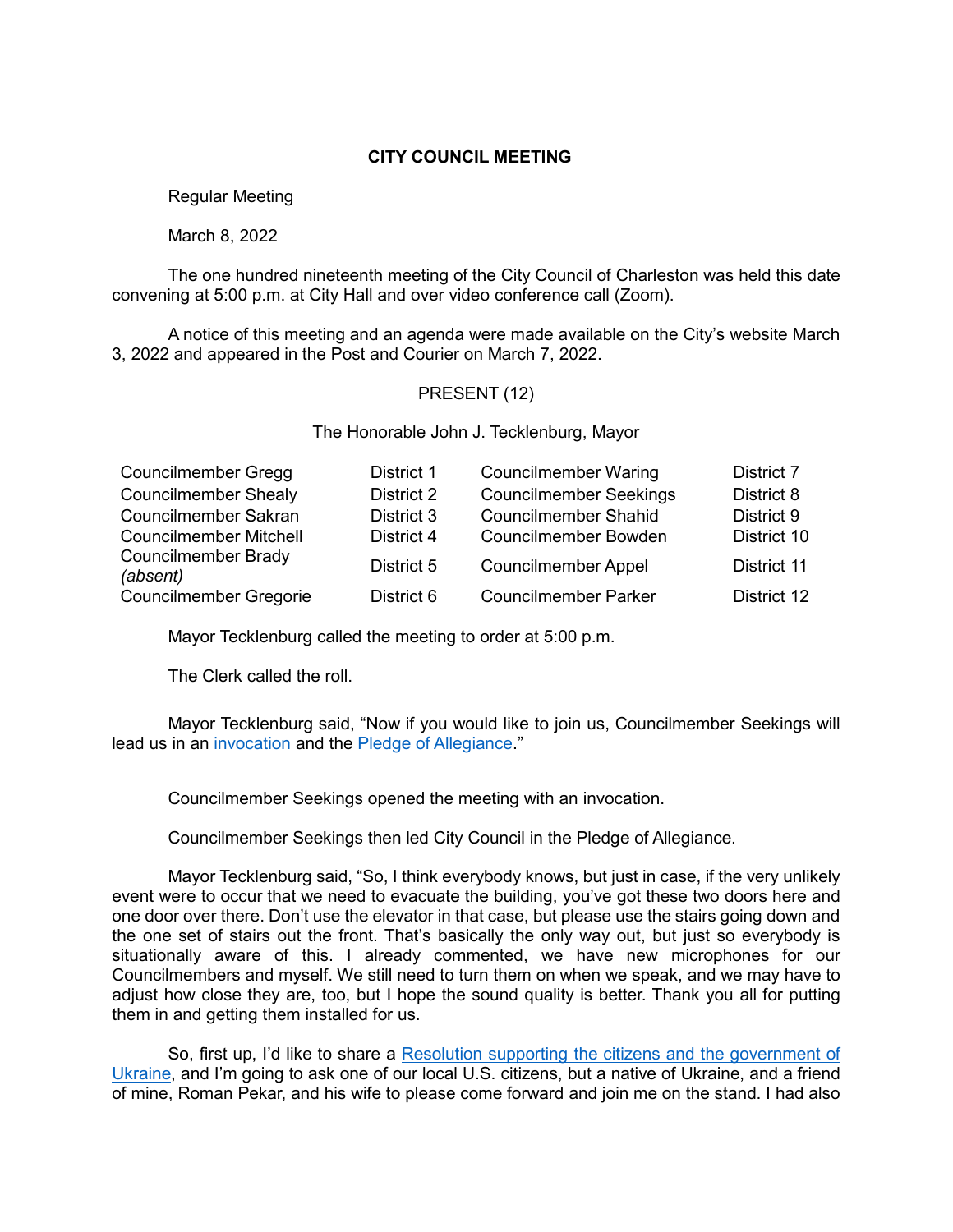**CITY COUNCIL MEETING**

Regular Meeting

March 8, 2022

The one hundred nineteenth meeting of the City Council of Charleston was held this date convening at 5:00 p.m. at City Hall and over video conference call (Zoom).

A notice of this meeting and an agenda were made available on the City's website March 3, 2022 and appeared in the Post and Courier on March 7, 2022.

PRESENT (12)

The Honorable John J. Tecklenburg, Mayor

| | | | |
|---|---|---|---|
| Councilmember Gregg | District 1 | Councilmember Waring | District 7 |
| Councilmember Shealy | District 2 | Councilmember Seekings | District 8 |
| Councilmember Sakran | District 3 | Councilmember Shahid | District 9 |
| Councilmember Mitchell | District 4 | Councilmember Bowden | District 10 |
| Councilmember Brady *(absent)* | District 5 | Councilmember Appel | District 11 |
| Councilmember Gregorie | District 6 | Councilmember Parker | District 12 |

Mayor Tecklenburg called the meeting to order at 5:00 p.m.

The Clerk called the roll.

Mayor Tecklenburg said, "Now if you would like to join us, Councilmember Seekings will lead us in an invocation and the Pledge of Allegiance."

Councilmember Seekings opened the meeting with an invocation.

Councilmember Seekings then led City Council in the Pledge of Allegiance.

Mayor Tecklenburg said, "So, I think everybody knows, but just in case, if the very unlikely event were to occur that we need to evacuate the building, you've got these two doors here and one door over there. Don't use the elevator in that case, but please use the stairs going down and the one set of stairs out the front. That's basically the only way out, but just so everybody is situationally aware of this. I already commented, we have new microphones for our Councilmembers and myself. We still need to turn them on when we speak, and we may have to adjust how close they are, too, but I hope the sound quality is better. Thank you all for putting them in and getting them installed for us.

So, first up, I'd like to share a Resolution supporting the citizens and the government of Ukraine, and I'm going to ask one of our local U.S. citizens, but a native of Ukraine, and a friend of mine, Roman Pekar, and his wife to please come forward and join me on the stand. I had also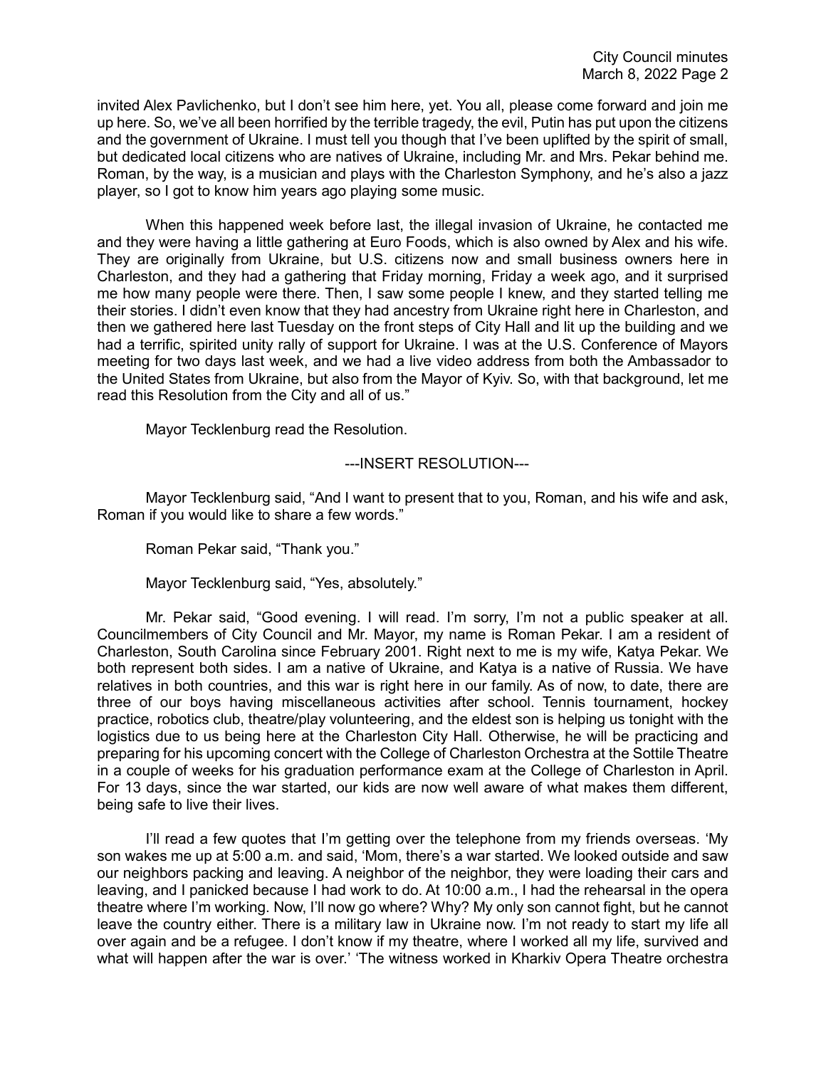invited Alex Pavlichenko, but I don't see him here, yet. You all, please come forward and join me up here. So, we've all been horrified by the terrible tragedy, the evil, Putin has put upon the citizens and the government of Ukraine. I must tell you though that I've been uplifted by the spirit of small, but dedicated local citizens who are natives of Ukraine, including Mr. and Mrs. Pekar behind me. Roman, by the way, is a musician and plays with the Charleston Symphony, and he's also a jazz player, so I got to know him years ago playing some music.

When this happened week before last, the illegal invasion of Ukraine, he contacted me and they were having a little gathering at Euro Foods, which is also owned by Alex and his wife. They are originally from Ukraine, but U.S. citizens now and small business owners here in Charleston, and they had a gathering that Friday morning, Friday a week ago, and it surprised me how many people were there. Then, I saw some people I knew, and they started telling me their stories. I didn't even know that they had ancestry from Ukraine right here in Charleston, and then we gathered here last Tuesday on the front steps of City Hall and lit up the building and we had a terrific, spirited unity rally of support for Ukraine. I was at the U.S. Conference of Mayors meeting for two days last week, and we had a live video address from both the Ambassador to the United States from Ukraine, but also from the Mayor of Kyiv. So, with that background, let me read this Resolution from the City and all of us."

Mayor Tecklenburg read the Resolution.

---INSERT RESOLUTION---

Mayor Tecklenburg said, "And I want to present that to you, Roman, and his wife and ask, Roman if you would like to share a few words."

Roman Pekar said, "Thank you."

Mayor Tecklenburg said, "Yes, absolutely."

Mr. Pekar said, "Good evening. I will read. I'm sorry, I'm not a public speaker at all. Councilmembers of City Council and Mr. Mayor, my name is Roman Pekar. I am a resident of Charleston, South Carolina since February 2001. Right next to me is my wife, Katya Pekar. We both represent both sides. I am a native of Ukraine, and Katya is a native of Russia. We have relatives in both countries, and this war is right here in our family. As of now, to date, there are three of our boys having miscellaneous activities after school. Tennis tournament, hockey practice, robotics club, theatre/play volunteering, and the eldest son is helping us tonight with the logistics due to us being here at the Charleston City Hall. Otherwise, he will be practicing and preparing for his upcoming concert with the College of Charleston Orchestra at the Sottile Theatre in a couple of weeks for his graduation performance exam at the College of Charleston in April. For 13 days, since the war started, our kids are now well aware of what makes them different, being safe to live their lives.

I'll read a few quotes that I'm getting over the telephone from my friends overseas. 'My son wakes me up at 5:00 a.m. and said, 'Mom, there's a war started. We looked outside and saw our neighbors packing and leaving. A neighbor of the neighbor, they were loading their cars and leaving, and I panicked because I had work to do. At 10:00 a.m., I had the rehearsal in the opera theatre where I'm working. Now, I'll now go where? Why? My only son cannot fight, but he cannot leave the country either. There is a military law in Ukraine now. I'm not ready to start my life all over again and be a refugee. I don't know if my theatre, where I worked all my life, survived and what will happen after the war is over.' 'The witness worked in Kharkiv Opera Theatre orchestra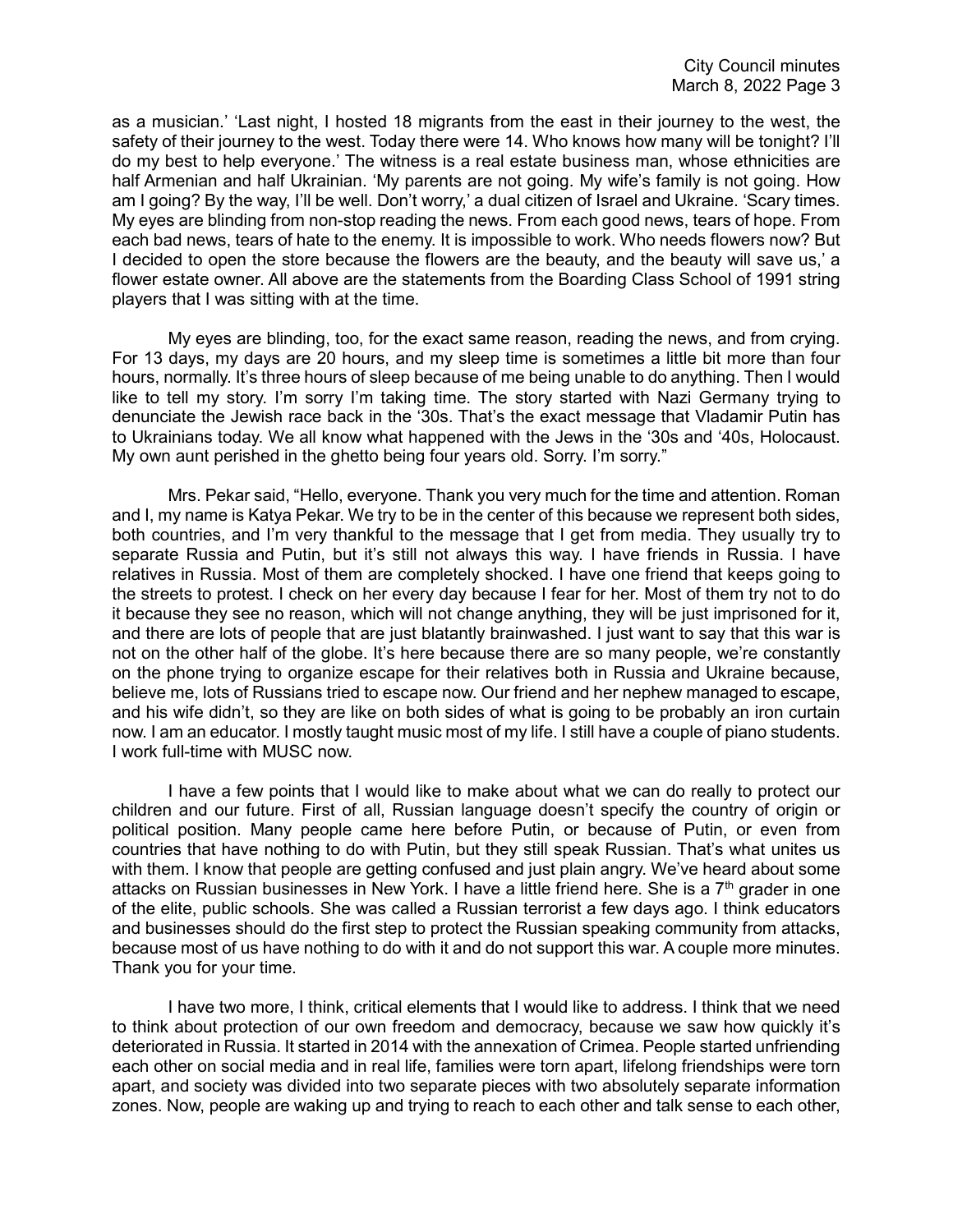as a musician.' 'Last night, I hosted 18 migrants from the east in their journey to the west, the safety of their journey to the west. Today there were 14. Who knows how many will be tonight? I'll do my best to help everyone.' The witness is a real estate business man, whose ethnicities are half Armenian and half Ukrainian. 'My parents are not going. My wife's family is not going. How am I going? By the way, I'll be well. Don't worry,' a dual citizen of Israel and Ukraine. 'Scary times. My eyes are blinding from non-stop reading the news. From each good news, tears of hope. From each bad news, tears of hate to the enemy. It is impossible to work. Who needs flowers now? But I decided to open the store because the flowers are the beauty, and the beauty will save us,' a flower estate owner. All above are the statements from the Boarding Class School of 1991 string players that I was sitting with at the time.

My eyes are blinding, too, for the exact same reason, reading the news, and from crying. For 13 days, my days are 20 hours, and my sleep time is sometimes a little bit more than four hours, normally. It's three hours of sleep because of me being unable to do anything. Then I would like to tell my story. I'm sorry I'm taking time. The story started with Nazi Germany trying to denunciate the Jewish race back in the '30s. That's the exact message that Vladamir Putin has to Ukrainians today. We all know what happened with the Jews in the '30s and '40s, Holocaust. My own aunt perished in the ghetto being four years old. Sorry. I'm sorry."

Mrs. Pekar said, "Hello, everyone. Thank you very much for the time and attention. Roman and I, my name is Katya Pekar. We try to be in the center of this because we represent both sides, both countries, and I'm very thankful to the message that I get from media. They usually try to separate Russia and Putin, but it's still not always this way. I have friends in Russia. I have relatives in Russia. Most of them are completely shocked. I have one friend that keeps going to the streets to protest. I check on her every day because I fear for her. Most of them try not to do it because they see no reason, which will not change anything, they will be just imprisoned for it, and there are lots of people that are just blatantly brainwashed. I just want to say that this war is not on the other half of the globe. It's here because there are so many people, we're constantly on the phone trying to organize escape for their relatives both in Russia and Ukraine because, believe me, lots of Russians tried to escape now. Our friend and her nephew managed to escape, and his wife didn't, so they are like on both sides of what is going to be probably an iron curtain now. I am an educator. I mostly taught music most of my life. I still have a couple of piano students. I work full-time with MUSC now.

I have a few points that I would like to make about what we can do really to protect our children and our future. First of all, Russian language doesn't specify the country of origin or political position. Many people came here before Putin, or because of Putin, or even from countries that have nothing to do with Putin, but they still speak Russian. That's what unites us with them. I know that people are getting confused and just plain angry. We've heard about some attacks on Russian businesses in New York. I have a little friend here. She is a 7th grader in one of the elite, public schools. She was called a Russian terrorist a few days ago. I think educators and businesses should do the first step to protect the Russian speaking community from attacks, because most of us have nothing to do with it and do not support this war. A couple more minutes. Thank you for your time.

I have two more, I think, critical elements that I would like to address. I think that we need to think about protection of our own freedom and democracy, because we saw how quickly it's deteriorated in Russia. It started in 2014 with the annexation of Crimea. People started unfriending each other on social media and in real life, families were torn apart, lifelong friendships were torn apart, and society was divided into two separate pieces with two absolutely separate information zones. Now, people are waking up and trying to reach to each other and talk sense to each other,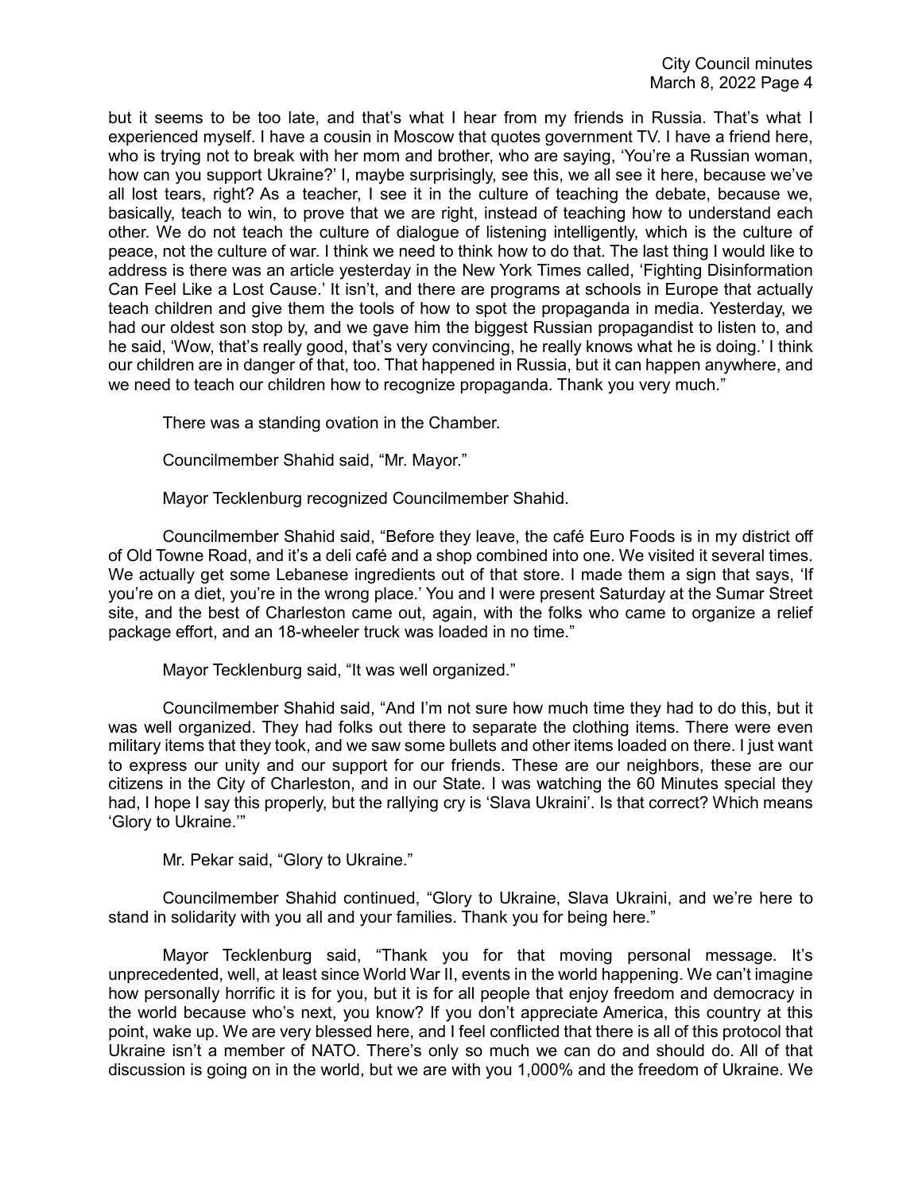but it seems to be too late, and that's what I hear from my friends in Russia. That's what I experienced myself. I have a cousin in Moscow that quotes government TV. I have a friend here, who is trying not to break with her mom and brother, who are saying, 'You're a Russian woman, how can you support Ukraine?' I, maybe surprisingly, see this, we all see it here, because we've all lost tears, right? As a teacher, I see it in the culture of teaching the debate, because we, basically, teach to win, to prove that we are right, instead of teaching how to understand each other. We do not teach the culture of dialogue of listening intelligently, which is the culture of peace, not the culture of war. I think we need to think how to do that. The last thing I would like to address is there was an article yesterday in the New York Times called, 'Fighting Disinformation Can Feel Like a Lost Cause.' It isn't, and there are programs at schools in Europe that actually teach children and give them the tools of how to spot the propaganda in media. Yesterday, we had our oldest son stop by, and we gave him the biggest Russian propagandist to listen to, and he said, 'Wow, that's really good, that's very convincing, he really knows what he is doing.' I think our children are in danger of that, too. That happened in Russia, but it can happen anywhere, and we need to teach our children how to recognize propaganda. Thank you very much."

There was a standing ovation in the Chamber.

Councilmember Shahid said, "Mr. Mayor."

Mayor Tecklenburg recognized Councilmember Shahid.

Councilmember Shahid said, "Before they leave, the café Euro Foods is in my district off of Old Towne Road, and it's a deli café and a shop combined into one. We visited it several times. We actually get some Lebanese ingredients out of that store. I made them a sign that says, 'If you're on a diet, you're in the wrong place.' You and I were present Saturday at the Sumar Street site, and the best of Charleston came out, again, with the folks who came to organize a relief package effort, and an 18-wheeler truck was loaded in no time."

Mayor Tecklenburg said, "It was well organized."

Councilmember Shahid said, "And I'm not sure how much time they had to do this, but it was well organized. They had folks out there to separate the clothing items. There were even military items that they took, and we saw some bullets and other items loaded on there. I just want to express our unity and our support for our friends. These are our neighbors, these are our citizens in the City of Charleston, and in our State. I was watching the 60 Minutes special they had, I hope I say this properly, but the rallying cry is 'Slava Ukraini'. Is that correct? Which means 'Glory to Ukraine.'"

Mr. Pekar said, "Glory to Ukraine."

Councilmember Shahid continued, "Glory to Ukraine, Slava Ukraini, and we're here to stand in solidarity with you all and your families. Thank you for being here."

Mayor Tecklenburg said, "Thank you for that moving personal message. It's unprecedented, well, at least since World War II, events in the world happening. We can't imagine how personally horrific it is for you, but it is for all people that enjoy freedom and democracy in the world because who's next, you know? If you don't appreciate America, this country at this point, wake up. We are very blessed here, and I feel conflicted that there is all of this protocol that Ukraine isn't a member of NATO. There's only so much we can do and should do. All of that discussion is going on in the world, but we are with you 1,000% and the freedom of Ukraine. We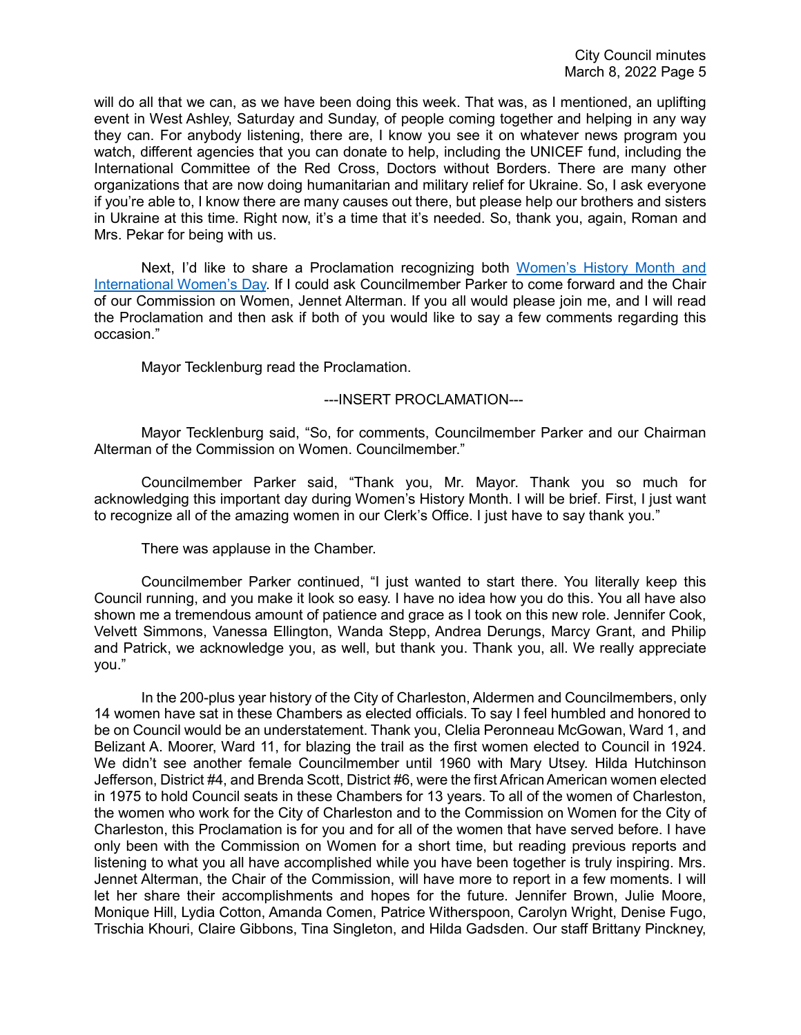will do all that we can, as we have been doing this week. That was, as I mentioned, an uplifting event in West Ashley, Saturday and Sunday, of people coming together and helping in any way they can. For anybody listening, there are, I know you see it on whatever news program you watch, different agencies that you can donate to help, including the UNICEF fund, including the International Committee of the Red Cross, Doctors without Borders. There are many other organizations that are now doing humanitarian and military relief for Ukraine. So, I ask everyone if you're able to, I know there are many causes out there, but please help our brothers and sisters in Ukraine at this time. Right now, it's a time that it's needed. So, thank you, again, Roman and Mrs. Pekar for being with us.

Next, I'd like to share a Proclamation recognizing both Women's History Month and International Women's Day. If I could ask Councilmember Parker to come forward and the Chair of our Commission on Women, Jennet Alterman. If you all would please join me, and I will read the Proclamation and then ask if both of you would like to say a few comments regarding this occasion."

Mayor Tecklenburg read the Proclamation.

---INSERT PROCLAMATION---

Mayor Tecklenburg said, "So, for comments, Councilmember Parker and our Chairman Alterman of the Commission on Women. Councilmember."

Councilmember Parker said, "Thank you, Mr. Mayor. Thank you so much for acknowledging this important day during Women's History Month. I will be brief. First, I just want to recognize all of the amazing women in our Clerk's Office. I just have to say thank you."

There was applause in the Chamber.

Councilmember Parker continued, "I just wanted to start there. You literally keep this Council running, and you make it look so easy. I have no idea how you do this. You all have also shown me a tremendous amount of patience and grace as I took on this new role. Jennifer Cook, Velvett Simmons, Vanessa Ellington, Wanda Stepp, Andrea Derungs, Marcy Grant, and Philip and Patrick, we acknowledge you, as well, but thank you. Thank you, all. We really appreciate you."

In the 200-plus year history of the City of Charleston, Aldermen and Councilmembers, only 14 women have sat in these Chambers as elected officials. To say I feel humbled and honored to be on Council would be an understatement. Thank you, Clelia Peronneau McGowan, Ward 1, and Belizant A. Moorer, Ward 11, for blazing the trail as the first women elected to Council in 1924. We didn't see another female Councilmember until 1960 with Mary Utsey. Hilda Hutchinson Jefferson, District #4, and Brenda Scott, District #6, were the first African American women elected in 1975 to hold Council seats in these Chambers for 13 years. To all of the women of Charleston, the women who work for the City of Charleston and to the Commission on Women for the City of Charleston, this Proclamation is for you and for all of the women that have served before. I have only been with the Commission on Women for a short time, but reading previous reports and listening to what you all have accomplished while you have been together is truly inspiring. Mrs. Jennet Alterman, the Chair of the Commission, will have more to report in a few moments. I will let her share their accomplishments and hopes for the future. Jennifer Brown, Julie Moore, Monique Hill, Lydia Cotton, Amanda Comen, Patrice Witherspoon, Carolyn Wright, Denise Fugo, Trischia Khouri, Claire Gibbons, Tina Singleton, and Hilda Gadsden. Our staff Brittany Pinckney,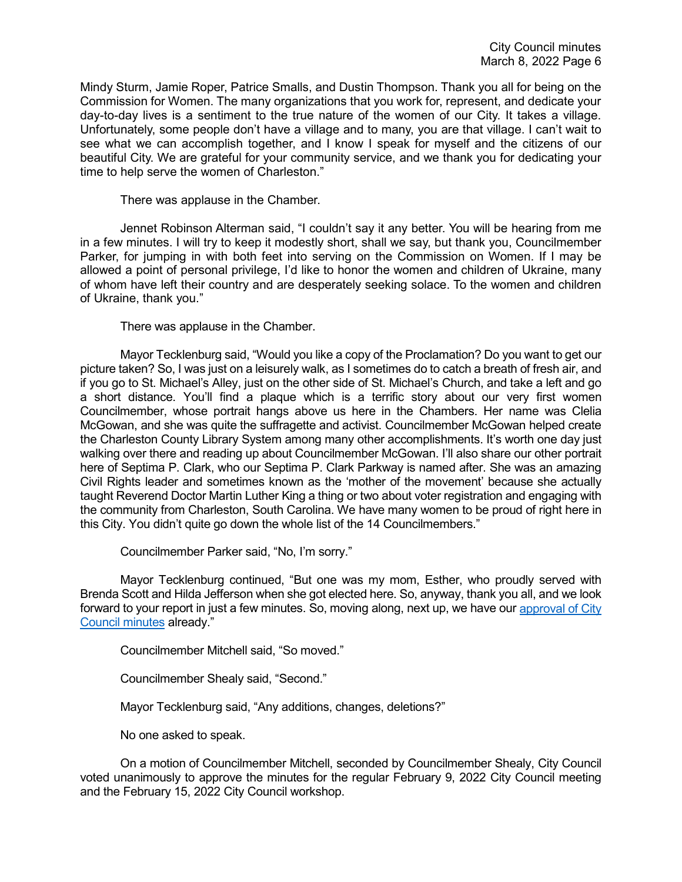Mindy Sturm, Jamie Roper, Patrice Smalls, and Dustin Thompson. Thank you all for being on the Commission for Women. The many organizations that you work for, represent, and dedicate your day-to-day lives is a sentiment to the true nature of the women of our City. It takes a village. Unfortunately, some people don't have a village and to many, you are that village. I can't wait to see what we can accomplish together, and I know I speak for myself and the citizens of our beautiful City. We are grateful for your community service, and we thank you for dedicating your time to help serve the women of Charleston."

There was applause in the Chamber.

Jennet Robinson Alterman said, "I couldn't say it any better. You will be hearing from me in a few minutes. I will try to keep it modestly short, shall we say, but thank you, Councilmember Parker, for jumping in with both feet into serving on the Commission on Women. If I may be allowed a point of personal privilege, I'd like to honor the women and children of Ukraine, many of whom have left their country and are desperately seeking solace. To the women and children of Ukraine, thank you."

There was applause in the Chamber.

Mayor Tecklenburg said, "Would you like a copy of the Proclamation? Do you want to get our picture taken? So, I was just on a leisurely walk, as I sometimes do to catch a breath of fresh air, and if you go to St. Michael's Alley, just on the other side of St. Michael's Church, and take a left and go a short distance. You'll find a plaque which is a terrific story about our very first women Councilmember, whose portrait hangs above us here in the Chambers. Her name was Clelia McGowan, and she was quite the suffragette and activist. Councilmember McGowan helped create the Charleston County Library System among many other accomplishments. It's worth one day just walking over there and reading up about Councilmember McGowan. I'll also share our other portrait here of Septima P. Clark, who our Septima P. Clark Parkway is named after. She was an amazing Civil Rights leader and sometimes known as the 'mother of the movement' because she actually taught Reverend Doctor Martin Luther King a thing or two about voter registration and engaging with the community from Charleston, South Carolina. We have many women to be proud of right here in this City. You didn't quite go down the whole list of the 14 Councilmembers."

Councilmember Parker said, "No, I'm sorry."

Mayor Tecklenburg continued, "But one was my mom, Esther, who proudly served with Brenda Scott and Hilda Jefferson when she got elected here. So, anyway, thank you all, and we look forward to your report in just a few minutes. So, moving along, next up, we have our approval of City Council minutes already."

Councilmember Mitchell said, "So moved."

Councilmember Shealy said, "Second."

Mayor Tecklenburg said, "Any additions, changes, deletions?"

No one asked to speak.

On a motion of Councilmember Mitchell, seconded by Councilmember Shealy, City Council voted unanimously to approve the minutes for the regular February 9, 2022 City Council meeting and the February 15, 2022 City Council workshop.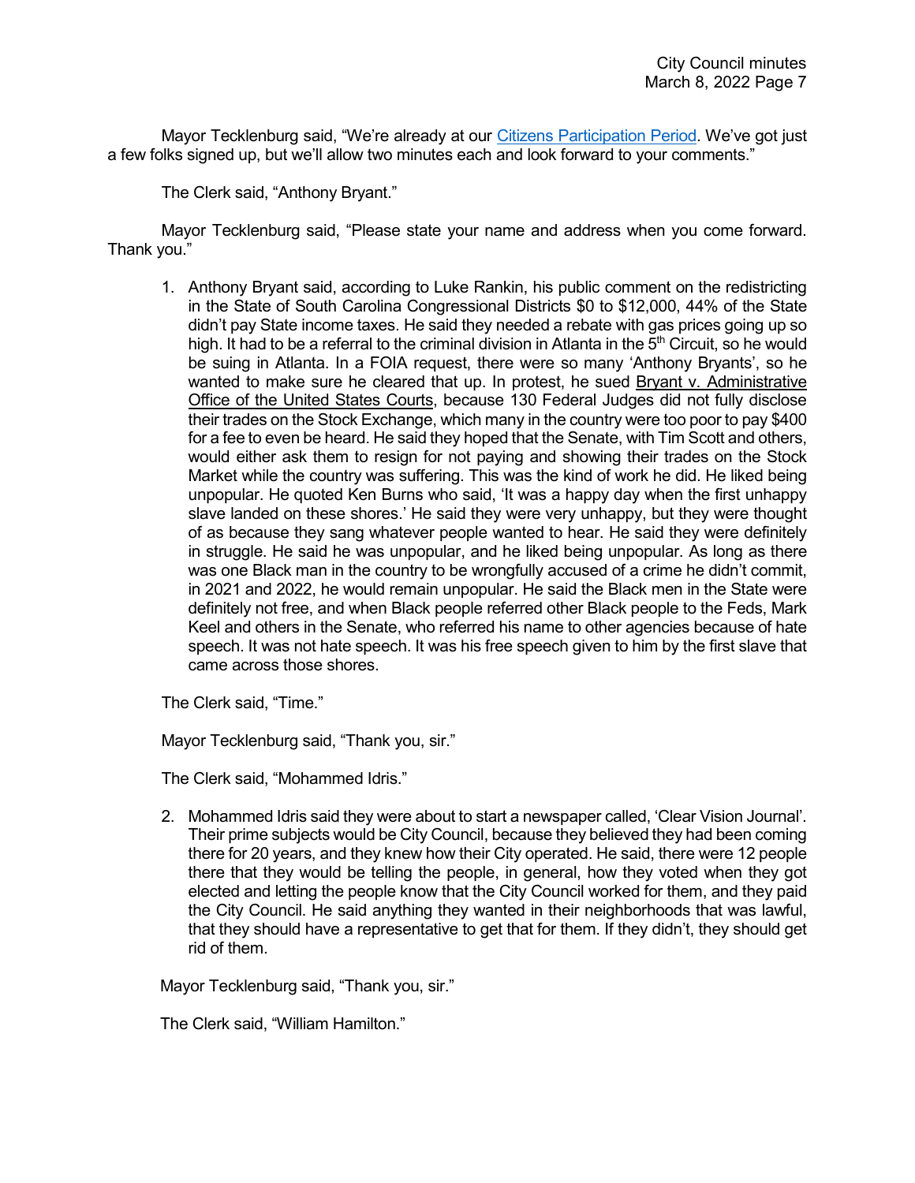Mayor Tecklenburg said, "We're already at our Citizens Participation Period. We've got just a few folks signed up, but we'll allow two minutes each and look forward to your comments."

The Clerk said, "Anthony Bryant."

Mayor Tecklenburg said, "Please state your name and address when you come forward. Thank you."

1. Anthony Bryant said, according to Luke Rankin, his public comment on the redistricting in the State of South Carolina Congressional Districts $0 to $12,000, 44% of the State didn't pay State income taxes. He said they needed a rebate with gas prices going up so high. It had to be a referral to the criminal division in Atlanta in the 5th Circuit, so he would be suing in Atlanta. In a FOIA request, there were so many 'Anthony Bryants', so he wanted to make sure he cleared that up. In protest, he sued Bryant v. Administrative Office of the United States Courts, because 130 Federal Judges did not fully disclose their trades on the Stock Exchange, which many in the country were too poor to pay $400 for a fee to even be heard. He said they hoped that the Senate, with Tim Scott and others, would either ask them to resign for not paying and showing their trades on the Stock Market while the country was suffering. This was the kind of work he did. He liked being unpopular. He quoted Ken Burns who said, 'It was a happy day when the first unhappy slave landed on these shores.' He said they were very unhappy, but they were thought of as because they sang whatever people wanted to hear. He said they were definitely in struggle. He said he was unpopular, and he liked being unpopular. As long as there was one Black man in the country to be wrongfully accused of a crime he didn't commit, in 2021 and 2022, he would remain unpopular. He said the Black men in the State were definitely not free, and when Black people referred other Black people to the Feds, Mark Keel and others in the Senate, who referred his name to other agencies because of hate speech. It was not hate speech. It was his free speech given to him by the first slave that came across those shores.

The Clerk said, "Time."

Mayor Tecklenburg said, "Thank you, sir."

The Clerk said, "Mohammed Idris."

2. Mohammed Idris said they were about to start a newspaper called, 'Clear Vision Journal'. Their prime subjects would be City Council, because they believed they had been coming there for 20 years, and they knew how their City operated. He said, there were 12 people there that they would be telling the people, in general, how they voted when they got elected and letting the people know that the City Council worked for them, and they paid the City Council. He said anything they wanted in their neighborhoods that was lawful, that they should have a representative to get that for them. If they didn't, they should get rid of them.

Mayor Tecklenburg said, "Thank you, sir."

The Clerk said, "William Hamilton."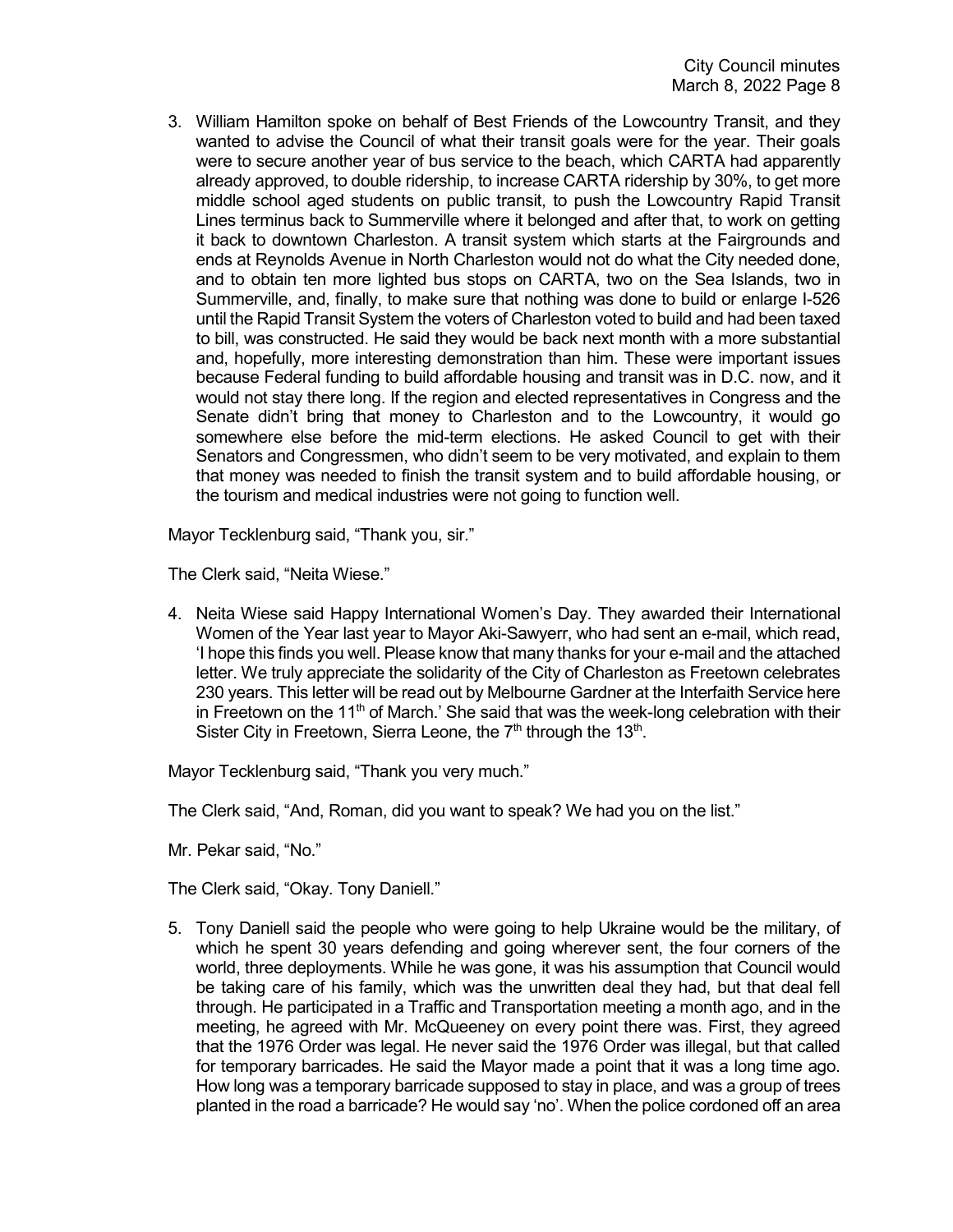3. William Hamilton spoke on behalf of Best Friends of the Lowcountry Transit, and they wanted to advise the Council of what their transit goals were for the year. Their goals were to secure another year of bus service to the beach, which CARTA had apparently already approved, to double ridership, to increase CARTA ridership by 30%, to get more middle school aged students on public transit, to push the Lowcountry Rapid Transit Lines terminus back to Summerville where it belonged and after that, to work on getting it back to downtown Charleston. A transit system which starts at the Fairgrounds and ends at Reynolds Avenue in North Charleston would not do what the City needed done, and to obtain ten more lighted bus stops on CARTA, two on the Sea Islands, two in Summerville, and, finally, to make sure that nothing was done to build or enlarge I-526 until the Rapid Transit System the voters of Charleston voted to build and had been taxed to bill, was constructed. He said they would be back next month with a more substantial and, hopefully, more interesting demonstration than him. These were important issues because Federal funding to build affordable housing and transit was in D.C. now, and it would not stay there long. If the region and elected representatives in Congress and the Senate didn't bring that money to Charleston and to the Lowcountry, it would go somewhere else before the mid-term elections. He asked Council to get with their Senators and Congressmen, who didn't seem to be very motivated, and explain to them that money was needed to finish the transit system and to build affordable housing, or the tourism and medical industries were not going to function well.

Mayor Tecklenburg said, "Thank you, sir."

The Clerk said, "Neita Wiese."

4. Neita Wiese said Happy International Women's Day. They awarded their International Women of the Year last year to Mayor Aki-Sawyerr, who had sent an e-mail, which read, 'I hope this finds you well. Please know that many thanks for your e-mail and the attached letter. We truly appreciate the solidarity of the City of Charleston as Freetown celebrates 230 years. This letter will be read out by Melbourne Gardner at the Interfaith Service here in Freetown on the 11th of March.' She said that was the week-long celebration with their Sister City in Freetown, Sierra Leone, the 7th through the 13th.

Mayor Tecklenburg said, "Thank you very much."

The Clerk said, "And, Roman, did you want to speak? We had you on the list."

Mr. Pekar said, "No."

The Clerk said, "Okay. Tony Daniell."

5. Tony Daniell said the people who were going to help Ukraine would be the military, of which he spent 30 years defending and going wherever sent, the four corners of the world, three deployments. While he was gone, it was his assumption that Council would be taking care of his family, which was the unwritten deal they had, but that deal fell through. He participated in a Traffic and Transportation meeting a month ago, and in the meeting, he agreed with Mr. McQueeney on every point there was. First, they agreed that the 1976 Order was legal. He never said the 1976 Order was illegal, but that called for temporary barricades. He said the Mayor made a point that it was a long time ago. How long was a temporary barricade supposed to stay in place, and was a group of trees planted in the road a barricade? He would say 'no'. When the police cordoned off an area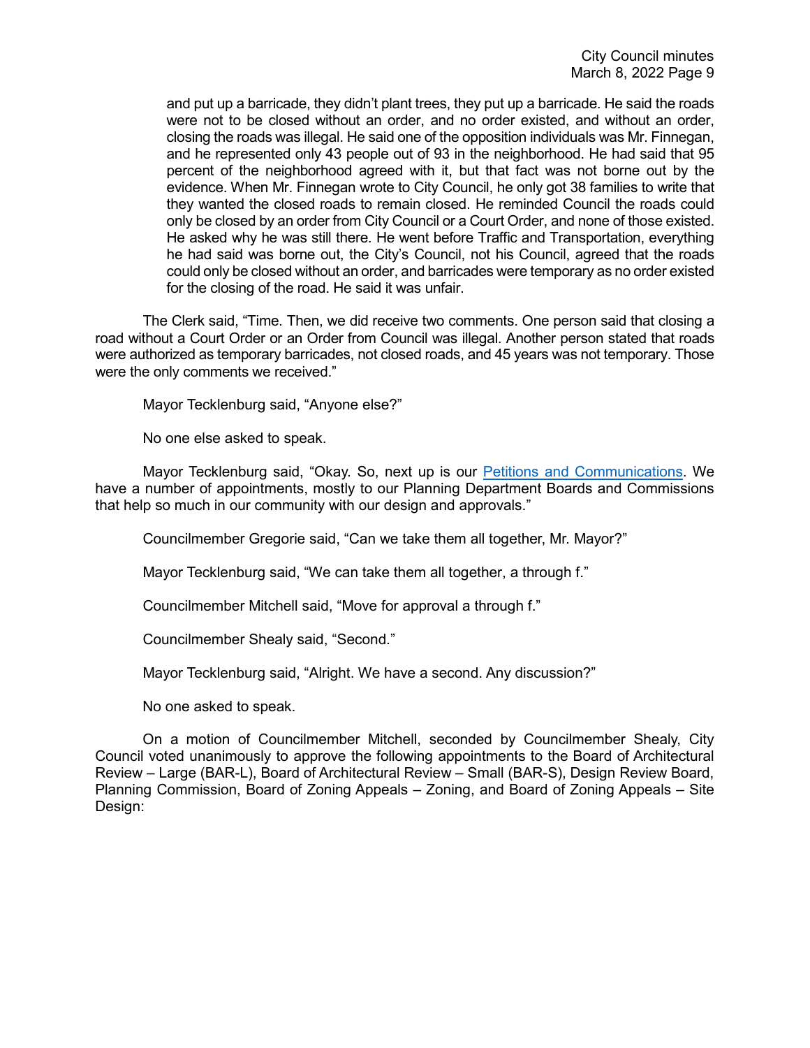and put up a barricade, they didn't plant trees, they put up a barricade. He said the roads were not to be closed without an order, and no order existed, and without an order, closing the roads was illegal. He said one of the opposition individuals was Mr. Finnegan, and he represented only 43 people out of 93 in the neighborhood. He had said that 95 percent of the neighborhood agreed with it, but that fact was not borne out by the evidence. When Mr. Finnegan wrote to City Council, he only got 38 families to write that they wanted the closed roads to remain closed. He reminded Council the roads could only be closed by an order from City Council or a Court Order, and none of those existed. He asked why he was still there. He went before Traffic and Transportation, everything he had said was borne out, the City's Council, not his Council, agreed that the roads could only be closed without an order, and barricades were temporary as no order existed for the closing of the road. He said it was unfair.

The Clerk said, "Time. Then, we did receive two comments. One person said that closing a road without a Court Order or an Order from Council was illegal. Another person stated that roads were authorized as temporary barricades, not closed roads, and 45 years was not temporary. Those were the only comments we received."

Mayor Tecklenburg said, "Anyone else?"

No one else asked to speak.

Mayor Tecklenburg said, "Okay. So, next up is our Petitions and Communications. We have a number of appointments, mostly to our Planning Department Boards and Commissions that help so much in our community with our design and approvals."

Councilmember Gregorie said, "Can we take them all together, Mr. Mayor?"

Mayor Tecklenburg said, "We can take them all together, a through f."

Councilmember Mitchell said, "Move for approval a through f."

Councilmember Shealy said, "Second."

Mayor Tecklenburg said, "Alright. We have a second. Any discussion?"

No one asked to speak.

On a motion of Councilmember Mitchell, seconded by Councilmember Shealy, City Council voted unanimously to approve the following appointments to the Board of Architectural Review – Large (BAR-L), Board of Architectural Review – Small (BAR-S), Design Review Board, Planning Commission, Board of Zoning Appeals – Zoning, and Board of Zoning Appeals – Site Design: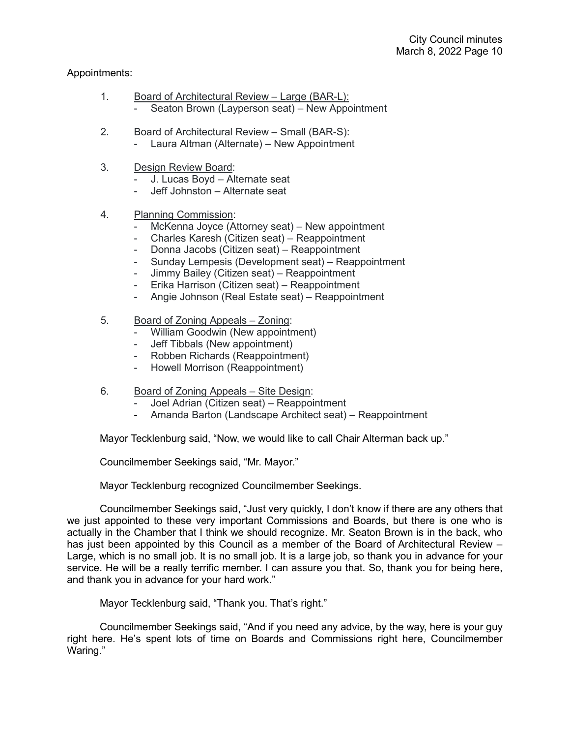Appointments:

1. Board of Architectural Review – Large (BAR-L):
   - Seaton Brown (Layperson seat) – New Appointment

2. Board of Architectural Review – Small (BAR-S):
   - Laura Altman (Alternate) – New Appointment

3. Design Review Board:
   - J. Lucas Boyd – Alternate seat
   - Jeff Johnston – Alternate seat

4. Planning Commission:
   - McKenna Joyce (Attorney seat) – New appointment
   - Charles Karesh (Citizen seat) – Reappointment
   - Donna Jacobs (Citizen seat) – Reappointment
   - Sunday Lempesis (Development seat) – Reappointment
   - Jimmy Bailey (Citizen seat) – Reappointment
   - Erika Harrison (Citizen seat) – Reappointment
   - Angie Johnson (Real Estate seat) – Reappointment

5. Board of Zoning Appeals – Zoning:
   - William Goodwin (New appointment)
   - Jeff Tibbals (New appointment)
   - Robben Richards (Reappointment)
   - Howell Morrison (Reappointment)

6. Board of Zoning Appeals – Site Design:
   - Joel Adrian (Citizen seat) – Reappointment
   - Amanda Barton (Landscape Architect seat) – Reappointment

Mayor Tecklenburg said, "Now, we would like to call Chair Alterman back up."

Councilmember Seekings said, "Mr. Mayor."

Mayor Tecklenburg recognized Councilmember Seekings.

Councilmember Seekings said, "Just very quickly, I don't know if there are any others that we just appointed to these very important Commissions and Boards, but there is one who is actually in the Chamber that I think we should recognize. Mr. Seaton Brown is in the back, who has just been appointed by this Council as a member of the Board of Architectural Review – Large, which is no small job. It is no small job. It is a large job, so thank you in advance for your service. He will be a really terrific member. I can assure you that. So, thank you for being here, and thank you in advance for your hard work."

Mayor Tecklenburg said, "Thank you. That's right."

Councilmember Seekings said, "And if you need any advice, by the way, here is your guy right here. He's spent lots of time on Boards and Commissions right here, Councilmember Waring."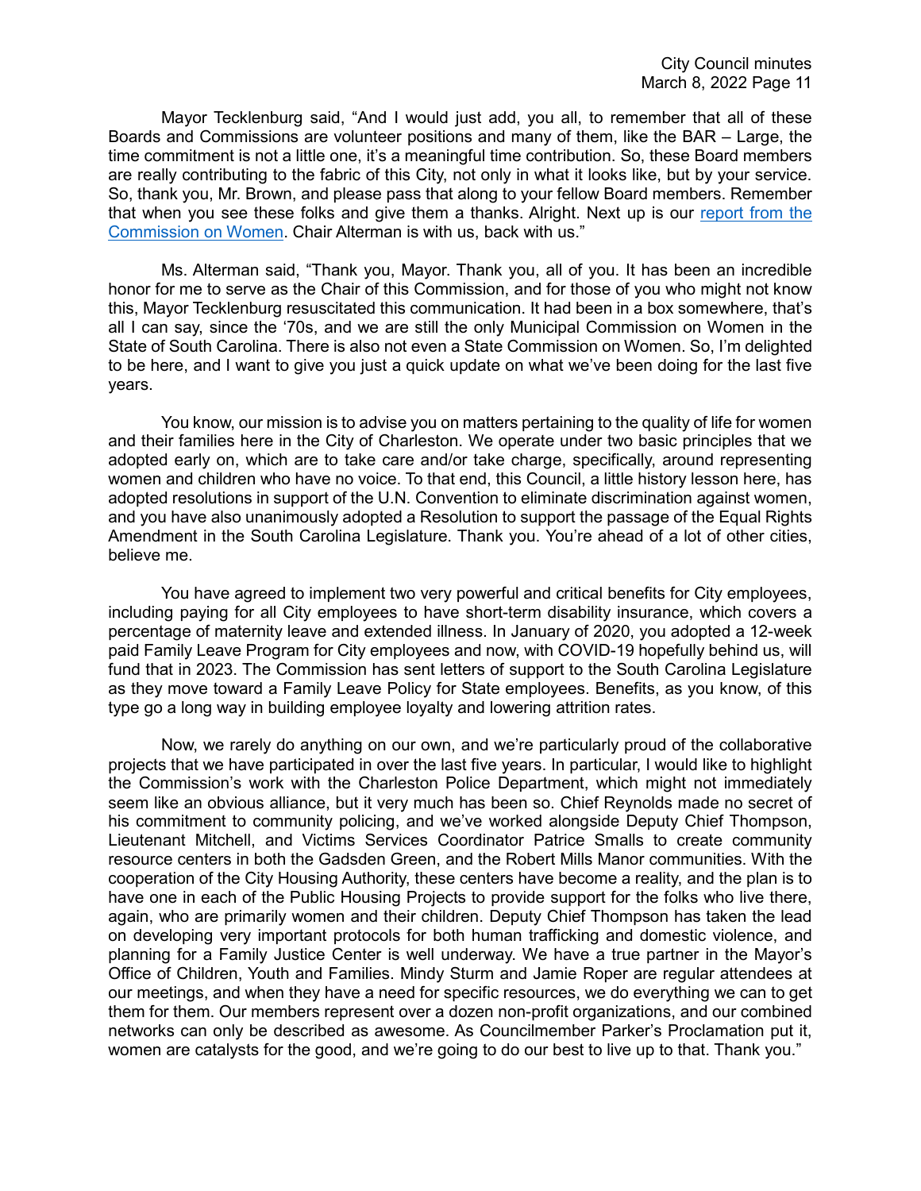Mayor Tecklenburg said, "And I would just add, you all, to remember that all of these Boards and Commissions are volunteer positions and many of them, like the BAR – Large, the time commitment is not a little one, it's a meaningful time contribution. So, these Board members are really contributing to the fabric of this City, not only in what it looks like, but by your service. So, thank you, Mr. Brown, and please pass that along to your fellow Board members. Remember that when you see these folks and give them a thanks. Alright. Next up is our report from the Commission on Women. Chair Alterman is with us, back with us."

Ms. Alterman said, "Thank you, Mayor. Thank you, all of you. It has been an incredible honor for me to serve as the Chair of this Commission, and for those of you who might not know this, Mayor Tecklenburg resuscitated this communication. It had been in a box somewhere, that's all I can say, since the '70s, and we are still the only Municipal Commission on Women in the State of South Carolina. There is also not even a State Commission on Women. So, I'm delighted to be here, and I want to give you just a quick update on what we've been doing for the last five years.

You know, our mission is to advise you on matters pertaining to the quality of life for women and their families here in the City of Charleston. We operate under two basic principles that we adopted early on, which are to take care and/or take charge, specifically, around representing women and children who have no voice. To that end, this Council, a little history lesson here, has adopted resolutions in support of the U.N. Convention to eliminate discrimination against women, and you have also unanimously adopted a Resolution to support the passage of the Equal Rights Amendment in the South Carolina Legislature. Thank you. You're ahead of a lot of other cities, believe me.

You have agreed to implement two very powerful and critical benefits for City employees, including paying for all City employees to have short-term disability insurance, which covers a percentage of maternity leave and extended illness. In January of 2020, you adopted a 12-week paid Family Leave Program for City employees and now, with COVID-19 hopefully behind us, will fund that in 2023. The Commission has sent letters of support to the South Carolina Legislature as they move toward a Family Leave Policy for State employees. Benefits, as you know, of this type go a long way in building employee loyalty and lowering attrition rates.

Now, we rarely do anything on our own, and we're particularly proud of the collaborative projects that we have participated in over the last five years. In particular, I would like to highlight the Commission's work with the Charleston Police Department, which might not immediately seem like an obvious alliance, but it very much has been so. Chief Reynolds made no secret of his commitment to community policing, and we've worked alongside Deputy Chief Thompson, Lieutenant Mitchell, and Victims Services Coordinator Patrice Smalls to create community resource centers in both the Gadsden Green, and the Robert Mills Manor communities. With the cooperation of the City Housing Authority, these centers have become a reality, and the plan is to have one in each of the Public Housing Projects to provide support for the folks who live there, again, who are primarily women and their children. Deputy Chief Thompson has taken the lead on developing very important protocols for both human trafficking and domestic violence, and planning for a Family Justice Center is well underway. We have a true partner in the Mayor's Office of Children, Youth and Families. Mindy Sturm and Jamie Roper are regular attendees at our meetings, and when they have a need for specific resources, we do everything we can to get them for them. Our members represent over a dozen non-profit organizations, and our combined networks can only be described as awesome. As Councilmember Parker's Proclamation put it, women are catalysts for the good, and we're going to do our best to live up to that. Thank you."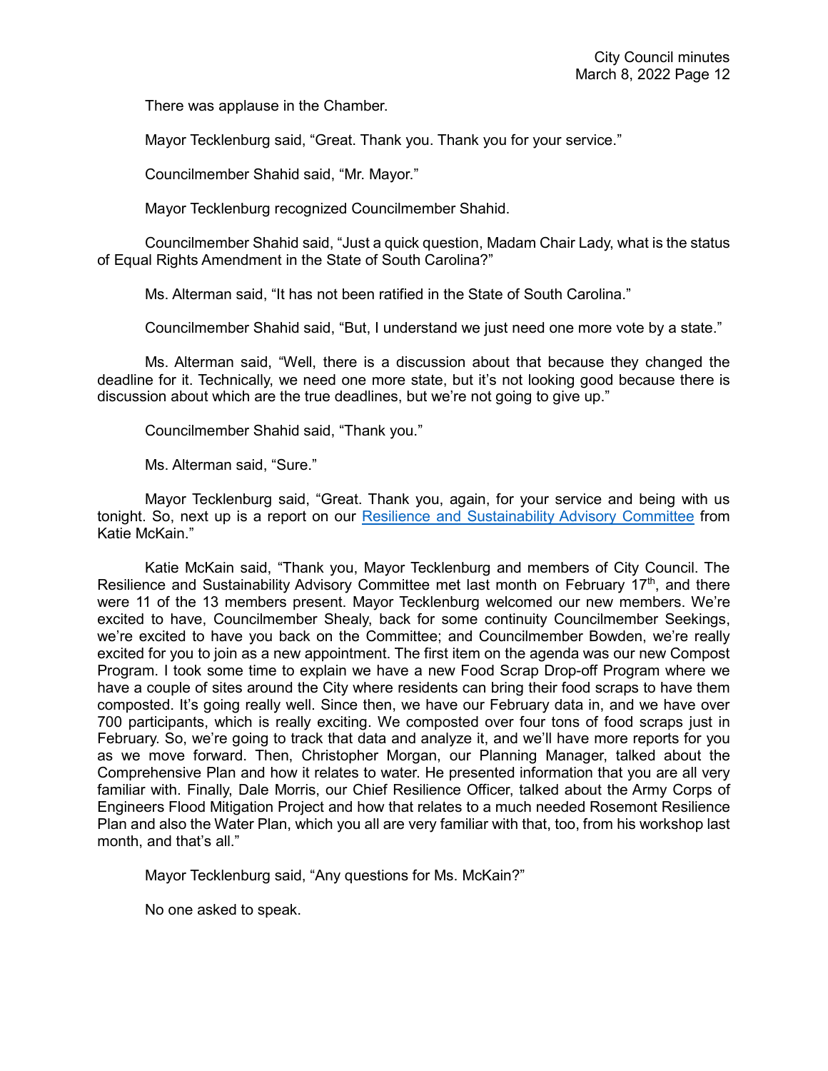There was applause in the Chamber.

Mayor Tecklenburg said, “Great. Thank you. Thank you for your service.”

Councilmember Shahid said, “Mr. Mayor.”

Mayor Tecklenburg recognized Councilmember Shahid.

Councilmember Shahid said, “Just a quick question, Madam Chair Lady, what is the status of Equal Rights Amendment in the State of South Carolina?”

Ms. Alterman said, “It has not been ratified in the State of South Carolina.”

Councilmember Shahid said, “But, I understand we just need one more vote by a state.”

Ms. Alterman said, “Well, there is a discussion about that because they changed the deadline for it. Technically, we need one more state, but it’s not looking good because there is discussion about which are the true deadlines, but we’re not going to give up.”

Councilmember Shahid said, “Thank you.”

Ms. Alterman said, “Sure.”

Mayor Tecklenburg said, “Great. Thank you, again, for your service and being with us tonight. So, next up is a report on our Resilience and Sustainability Advisory Committee from Katie McKain.”

Katie McKain said, “Thank you, Mayor Tecklenburg and members of City Council. The Resilience and Sustainability Advisory Committee met last month on February 17th, and there were 11 of the 13 members present. Mayor Tecklenburg welcomed our new members. We’re excited to have, Councilmember Shealy, back for some continuity Councilmember Seekings, we’re excited to have you back on the Committee; and Councilmember Bowden, we’re really excited for you to join as a new appointment. The first item on the agenda was our new Compost Program. I took some time to explain we have a new Food Scrap Drop-off Program where we have a couple of sites around the City where residents can bring their food scraps to have them composted. It’s going really well. Since then, we have our February data in, and we have over 700 participants, which is really exciting. We composted over four tons of food scraps just in February. So, we’re going to track that data and analyze it, and we’ll have more reports for you as we move forward. Then, Christopher Morgan, our Planning Manager, talked about the Comprehensive Plan and how it relates to water. He presented information that you are all very familiar with. Finally, Dale Morris, our Chief Resilience Officer, talked about the Army Corps of Engineers Flood Mitigation Project and how that relates to a much needed Rosemont Resilience Plan and also the Water Plan, which you all are very familiar with that, too, from his workshop last month, and that’s all.”

Mayor Tecklenburg said, “Any questions for Ms. McKain?”

No one asked to speak.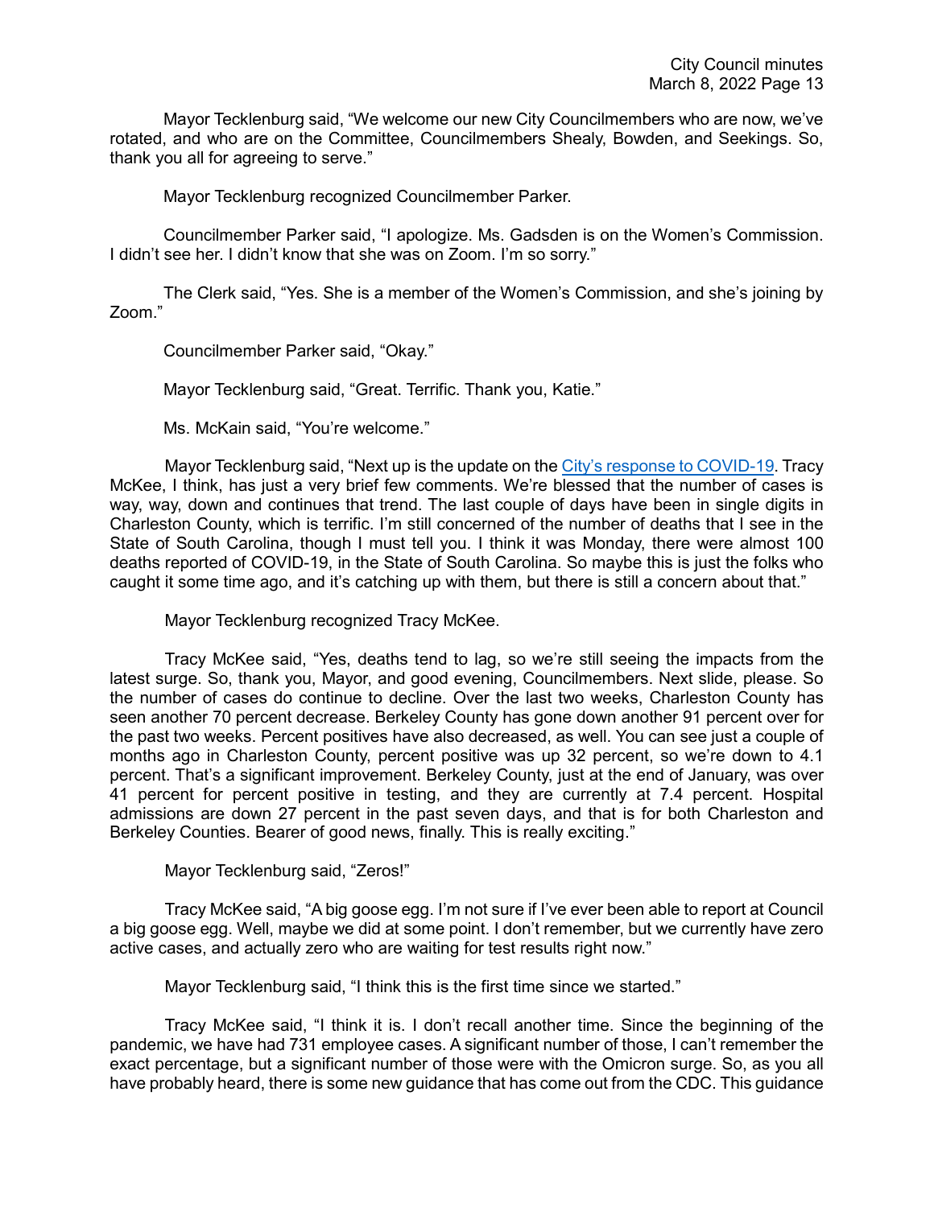Mayor Tecklenburg said, “We welcome our new City Councilmembers who are now, we’ve rotated, and who are on the Committee, Councilmembers Shealy, Bowden, and Seekings. So, thank you all for agreeing to serve.”

Mayor Tecklenburg recognized Councilmember Parker.

Councilmember Parker said, “I apologize. Ms. Gadsden is on the Women’s Commission. I didn’t see her. I didn’t know that she was on Zoom. I’m so sorry.”

The Clerk said, “Yes. She is a member of the Women’s Commission, and she’s joining by Zoom.”

Councilmember Parker said, “Okay.”

Mayor Tecklenburg said, “Great. Terrific. Thank you, Katie.”

Ms. McKain said, “You’re welcome.”

Mayor Tecklenburg said, “Next up is the update on the City’s response to COVID-19. Tracy McKee, I think, has just a very brief few comments. We’re blessed that the number of cases is way, way, down and continues that trend. The last couple of days have been in single digits in Charleston County, which is terrific. I’m still concerned of the number of deaths that I see in the State of South Carolina, though I must tell you. I think it was Monday, there were almost 100 deaths reported of COVID-19, in the State of South Carolina. So maybe this is just the folks who caught it some time ago, and it’s catching up with them, but there is still a concern about that.”

Mayor Tecklenburg recognized Tracy McKee.

Tracy McKee said, “Yes, deaths tend to lag, so we’re still seeing the impacts from the latest surge. So, thank you, Mayor, and good evening, Councilmembers. Next slide, please. So the number of cases do continue to decline. Over the last two weeks, Charleston County has seen another 70 percent decrease. Berkeley County has gone down another 91 percent over for the past two weeks. Percent positives have also decreased, as well. You can see just a couple of months ago in Charleston County, percent positive was up 32 percent, so we’re down to 4.1 percent. That’s a significant improvement. Berkeley County, just at the end of January, was over 41 percent for percent positive in testing, and they are currently at 7.4 percent. Hospital admissions are down 27 percent in the past seven days, and that is for both Charleston and Berkeley Counties. Bearer of good news, finally. This is really exciting.”

Mayor Tecklenburg said, “Zeros!”

Tracy McKee said, “A big goose egg. I’m not sure if I’ve ever been able to report at Council a big goose egg. Well, maybe we did at some point. I don’t remember, but we currently have zero active cases, and actually zero who are waiting for test results right now.”

Mayor Tecklenburg said, “I think this is the first time since we started.”

Tracy McKee said, “I think it is. I don’t recall another time. Since the beginning of the pandemic, we have had 731 employee cases. A significant number of those, I can’t remember the exact percentage, but a significant number of those were with the Omicron surge. So, as you all have probably heard, there is some new guidance that has come out from the CDC. This guidance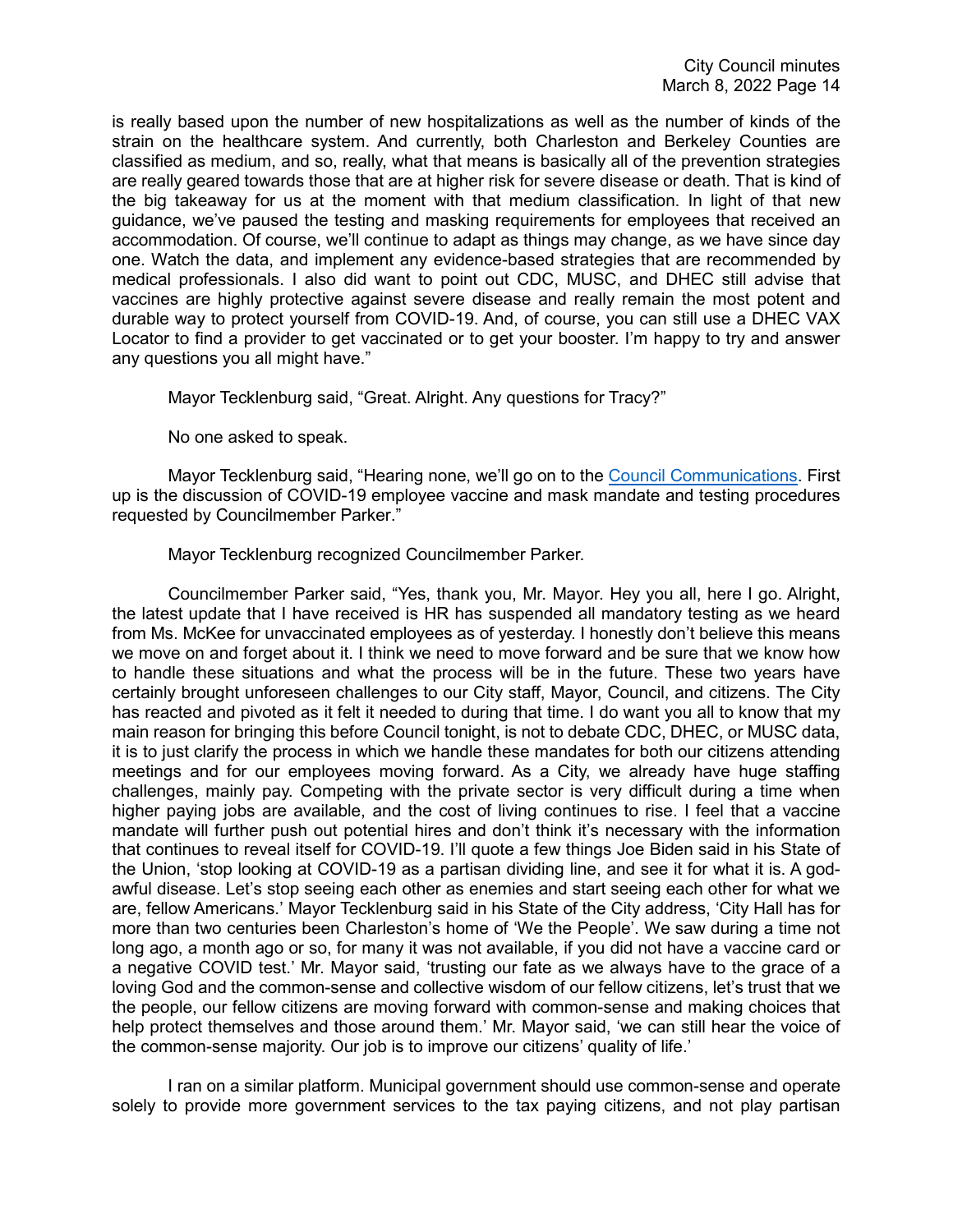is really based upon the number of new hospitalizations as well as the number of kinds of the strain on the healthcare system. And currently, both Charleston and Berkeley Counties are classified as medium, and so, really, what that means is basically all of the prevention strategies are really geared towards those that are at higher risk for severe disease or death. That is kind of the big takeaway for us at the moment with that medium classification. In light of that new guidance, we've paused the testing and masking requirements for employees that received an accommodation. Of course, we'll continue to adapt as things may change, as we have since day one. Watch the data, and implement any evidence-based strategies that are recommended by medical professionals. I also did want to point out CDC, MUSC, and DHEC still advise that vaccines are highly protective against severe disease and really remain the most potent and durable way to protect yourself from COVID-19. And, of course, you can still use a DHEC VAX Locator to find a provider to get vaccinated or to get your booster. I'm happy to try and answer any questions you all might have."

Mayor Tecklenburg said, "Great. Alright. Any questions for Tracy?"

No one asked to speak.

Mayor Tecklenburg said, "Hearing none, we'll go on to the Council Communications. First up is the discussion of COVID-19 employee vaccine and mask mandate and testing procedures requested by Councilmember Parker."

Mayor Tecklenburg recognized Councilmember Parker.

Councilmember Parker said, "Yes, thank you, Mr. Mayor. Hey you all, here I go. Alright, the latest update that I have received is HR has suspended all mandatory testing as we heard from Ms. McKee for unvaccinated employees as of yesterday. I honestly don't believe this means we move on and forget about it. I think we need to move forward and be sure that we know how to handle these situations and what the process will be in the future. These two years have certainly brought unforeseen challenges to our City staff, Mayor, Council, and citizens. The City has reacted and pivoted as it felt it needed to during that time. I do want you all to know that my main reason for bringing this before Council tonight, is not to debate CDC, DHEC, or MUSC data, it is to just clarify the process in which we handle these mandates for both our citizens attending meetings and for our employees moving forward. As a City, we already have huge staffing challenges, mainly pay. Competing with the private sector is very difficult during a time when higher paying jobs are available, and the cost of living continues to rise. I feel that a vaccine mandate will further push out potential hires and don't think it's necessary with the information that continues to reveal itself for COVID-19. I'll quote a few things Joe Biden said in his State of the Union, 'stop looking at COVID-19 as a partisan dividing line, and see it for what it is. A god-awful disease. Let's stop seeing each other as enemies and start seeing each other for what we are, fellow Americans.' Mayor Tecklenburg said in his State of the City address, 'City Hall has for more than two centuries been Charleston's home of 'We the People'. We saw during a time not long ago, a month ago or so, for many it was not available, if you did not have a vaccine card or a negative COVID test.' Mr. Mayor said, 'trusting our fate as we always have to the grace of a loving God and the common-sense and collective wisdom of our fellow citizens, let's trust that we the people, our fellow citizens are moving forward with common-sense and making choices that help protect themselves and those around them.' Mr. Mayor said, 'we can still hear the voice of the common-sense majority. Our job is to improve our citizens' quality of life.'

I ran on a similar platform. Municipal government should use common-sense and operate solely to provide more government services to the tax paying citizens, and not play partisan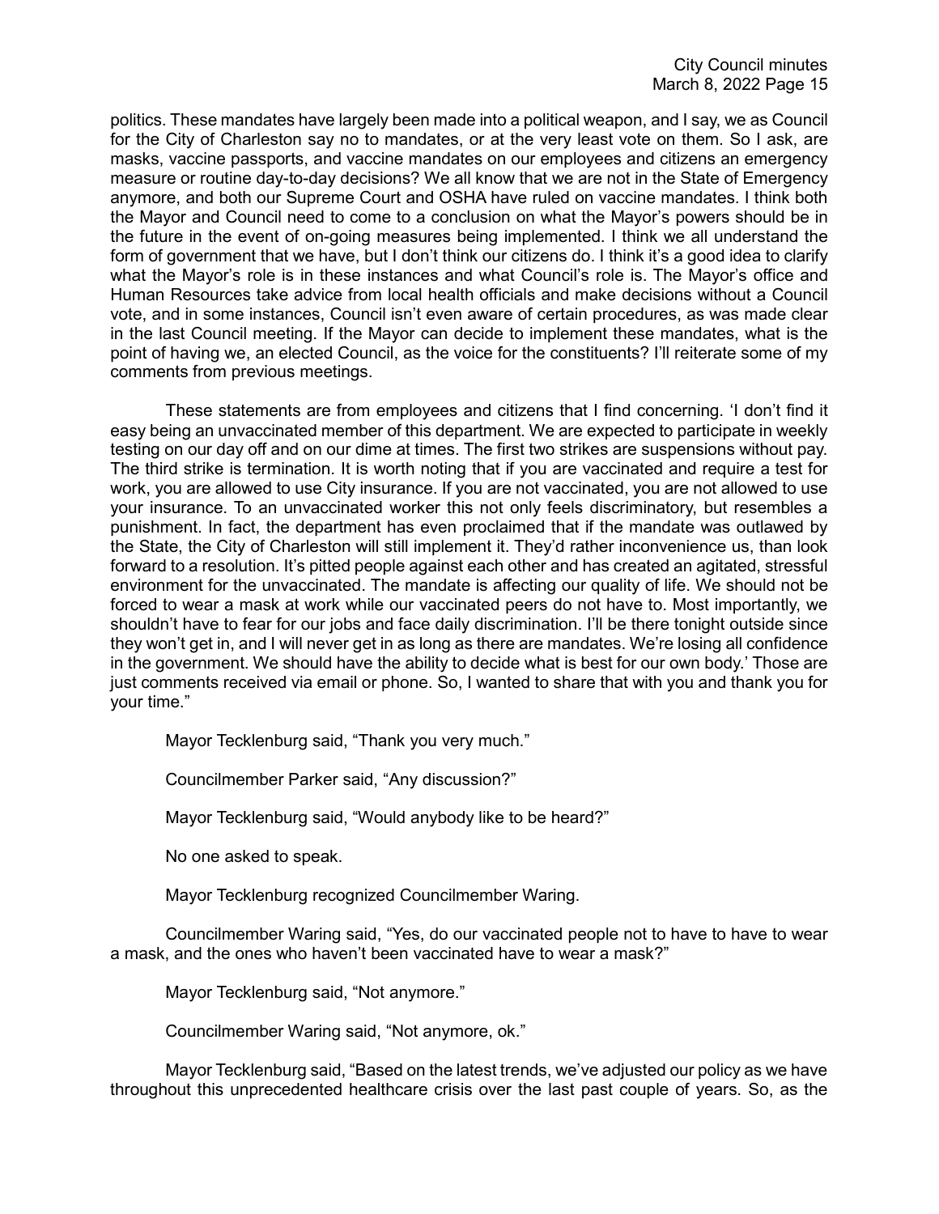politics. These mandates have largely been made into a political weapon, and I say, we as Council for the City of Charleston say no to mandates, or at the very least vote on them. So I ask, are masks, vaccine passports, and vaccine mandates on our employees and citizens an emergency measure or routine day-to-day decisions? We all know that we are not in the State of Emergency anymore, and both our Supreme Court and OSHA have ruled on vaccine mandates. I think both the Mayor and Council need to come to a conclusion on what the Mayor's powers should be in the future in the event of on-going measures being implemented. I think we all understand the form of government that we have, but I don't think our citizens do. I think it's a good idea to clarify what the Mayor's role is in these instances and what Council's role is. The Mayor's office and Human Resources take advice from local health officials and make decisions without a Council vote, and in some instances, Council isn't even aware of certain procedures, as was made clear in the last Council meeting. If the Mayor can decide to implement these mandates, what is the point of having we, an elected Council, as the voice for the constituents? I'll reiterate some of my comments from previous meetings.

These statements are from employees and citizens that I find concerning. 'I don't find it easy being an unvaccinated member of this department. We are expected to participate in weekly testing on our day off and on our dime at times. The first two strikes are suspensions without pay. The third strike is termination. It is worth noting that if you are vaccinated and require a test for work, you are allowed to use City insurance. If you are not vaccinated, you are not allowed to use your insurance. To an unvaccinated worker this not only feels discriminatory, but resembles a punishment. In fact, the department has even proclaimed that if the mandate was outlawed by the State, the City of Charleston will still implement it. They'd rather inconvenience us, than look forward to a resolution. It's pitted people against each other and has created an agitated, stressful environment for the unvaccinated. The mandate is affecting our quality of life. We should not be forced to wear a mask at work while our vaccinated peers do not have to. Most importantly, we shouldn't have to fear for our jobs and face daily discrimination. I'll be there tonight outside since they won't get in, and I will never get in as long as there are mandates. We're losing all confidence in the government. We should have the ability to decide what is best for our own body.' Those are just comments received via email or phone. So, I wanted to share that with you and thank you for your time."

Mayor Tecklenburg said, "Thank you very much."

Councilmember Parker said, "Any discussion?"

Mayor Tecklenburg said, "Would anybody like to be heard?"

No one asked to speak.

Mayor Tecklenburg recognized Councilmember Waring.

Councilmember Waring said, "Yes, do our vaccinated people not to have to have to wear a mask, and the ones who haven't been vaccinated have to wear a mask?"

Mayor Tecklenburg said, "Not anymore."

Councilmember Waring said, "Not anymore, ok."

Mayor Tecklenburg said, "Based on the latest trends, we've adjusted our policy as we have throughout this unprecedented healthcare crisis over the last past couple of years. So, as the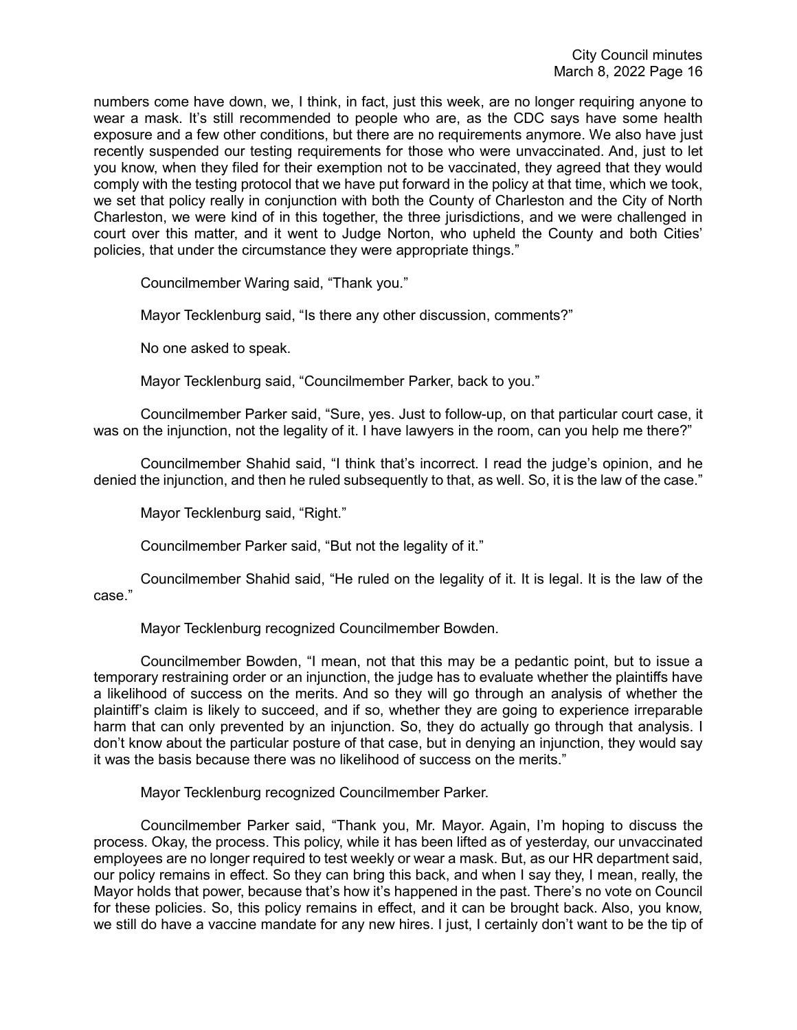numbers come have down, we, I think, in fact, just this week, are no longer requiring anyone to wear a mask. It's still recommended to people who are, as the CDC says have some health exposure and a few other conditions, but there are no requirements anymore. We also have just recently suspended our testing requirements for those who were unvaccinated. And, just to let you know, when they filed for their exemption not to be vaccinated, they agreed that they would comply with the testing protocol that we have put forward in the policy at that time, which we took, we set that policy really in conjunction with both the County of Charleston and the City of North Charleston, we were kind of in this together, the three jurisdictions, and we were challenged in court over this matter, and it went to Judge Norton, who upheld the County and both Cities' policies, that under the circumstance they were appropriate things."

Councilmember Waring said, "Thank you."

Mayor Tecklenburg said, "Is there any other discussion, comments?"

No one asked to speak.

Mayor Tecklenburg said, "Councilmember Parker, back to you."

Councilmember Parker said, "Sure, yes. Just to follow-up, on that particular court case, it was on the injunction, not the legality of it. I have lawyers in the room, can you help me there?"

Councilmember Shahid said, "I think that's incorrect. I read the judge's opinion, and he denied the injunction, and then he ruled subsequently to that, as well. So, it is the law of the case."

Mayor Tecklenburg said, "Right."

Councilmember Parker said, "But not the legality of it."

Councilmember Shahid said, "He ruled on the legality of it. It is legal. It is the law of the case."

Mayor Tecklenburg recognized Councilmember Bowden.

Councilmember Bowden, "I mean, not that this may be a pedantic point, but to issue a temporary restraining order or an injunction, the judge has to evaluate whether the plaintiffs have a likelihood of success on the merits. And so they will go through an analysis of whether the plaintiff's claim is likely to succeed, and if so, whether they are going to experience irreparable harm that can only prevented by an injunction. So, they do actually go through that analysis. I don't know about the particular posture of that case, but in denying an injunction, they would say it was the basis because there was no likelihood of success on the merits."

Mayor Tecklenburg recognized Councilmember Parker.

Councilmember Parker said, "Thank you, Mr. Mayor. Again, I'm hoping to discuss the process. Okay, the process. This policy, while it has been lifted as of yesterday, our unvaccinated employees are no longer required to test weekly or wear a mask. But, as our HR department said, our policy remains in effect. So they can bring this back, and when I say they, I mean, really, the Mayor holds that power, because that's how it's happened in the past. There's no vote on Council for these policies. So, this policy remains in effect, and it can be brought back. Also, you know, we still do have a vaccine mandate for any new hires. I just, I certainly don't want to be the tip of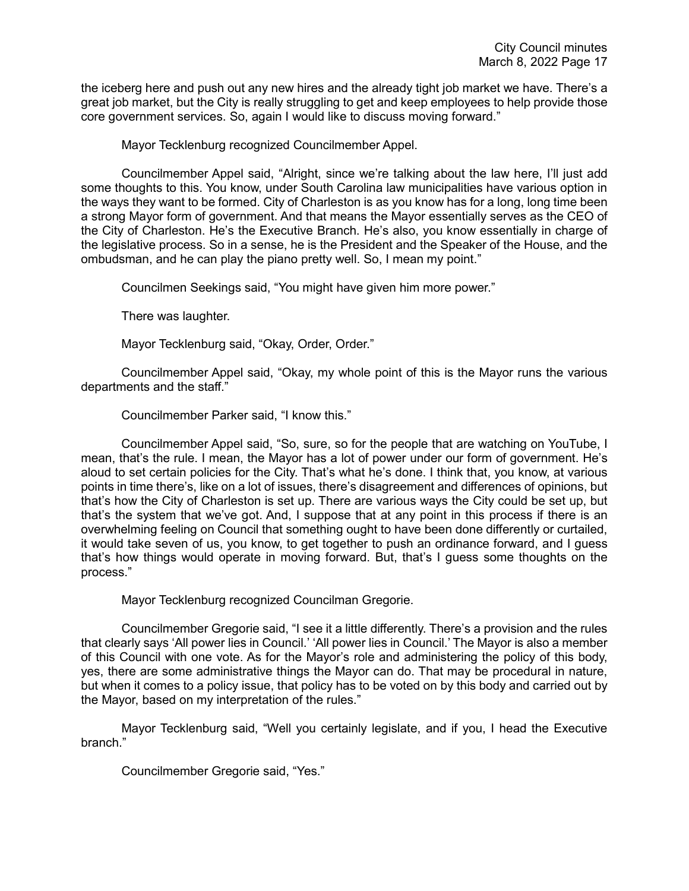the iceberg here and push out any new hires and the already tight job market we have. There's a great job market, but the City is really struggling to get and keep employees to help provide those core government services. So, again I would like to discuss moving forward."

Mayor Tecklenburg recognized Councilmember Appel.

Councilmember Appel said, "Alright, since we're talking about the law here, I'll just add some thoughts to this. You know, under South Carolina law municipalities have various option in the ways they want to be formed. City of Charleston is as you know has for a long, long time been a strong Mayor form of government. And that means the Mayor essentially serves as the CEO of the City of Charleston. He's the Executive Branch. He's also, you know essentially in charge of the legislative process. So in a sense, he is the President and the Speaker of the House, and the ombudsman, and he can play the piano pretty well. So, I mean my point."

Councilmen Seekings said, "You might have given him more power."

There was laughter.

Mayor Tecklenburg said, "Okay, Order, Order."

Councilmember Appel said, "Okay, my whole point of this is the Mayor runs the various departments and the staff."

Councilmember Parker said, "I know this."

Councilmember Appel said, "So, sure, so for the people that are watching on YouTube, I mean, that's the rule. I mean, the Mayor has a lot of power under our form of government. He's aloud to set certain policies for the City. That's what he's done. I think that, you know, at various points in time there's, like on a lot of issues, there's disagreement and differences of opinions, but that's how the City of Charleston is set up. There are various ways the City could be set up, but that's the system that we've got. And, I suppose that at any point in this process if there is an overwhelming feeling on Council that something ought to have been done differently or curtailed, it would take seven of us, you know, to get together to push an ordinance forward, and I guess that's how things would operate in moving forward. But, that's I guess some thoughts on the process."

Mayor Tecklenburg recognized Councilman Gregorie.

Councilmember Gregorie said, "I see it a little differently. There's a provision and the rules that clearly says 'All power lies in Council.' 'All power lies in Council.' The Mayor is also a member of this Council with one vote. As for the Mayor's role and administering the policy of this body, yes, there are some administrative things the Mayor can do. That may be procedural in nature, but when it comes to a policy issue, that policy has to be voted on by this body and carried out by the Mayor, based on my interpretation of the rules."

Mayor Tecklenburg said, "Well you certainly legislate, and if you, I head the Executive branch."

Councilmember Gregorie said, "Yes."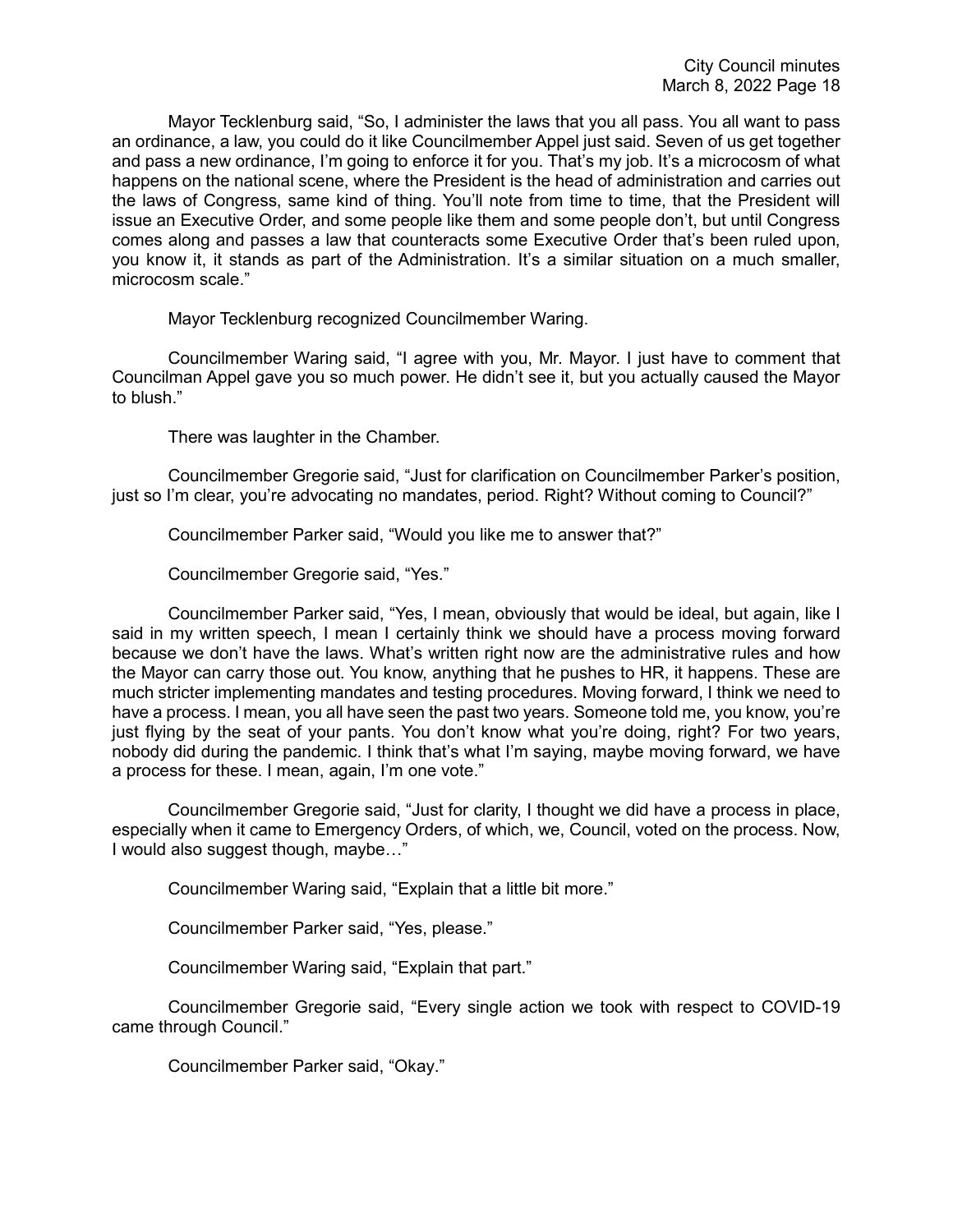Mayor Tecklenburg said, "So, I administer the laws that you all pass. You all want to pass an ordinance, a law, you could do it like Councilmember Appel just said. Seven of us get together and pass a new ordinance, I'm going to enforce it for you. That's my job. It's a microcosm of what happens on the national scene, where the President is the head of administration and carries out the laws of Congress, same kind of thing. You'll note from time to time, that the President will issue an Executive Order, and some people like them and some people don't, but until Congress comes along and passes a law that counteracts some Executive Order that's been ruled upon, you know it, it stands as part of the Administration. It's a similar situation on a much smaller, microcosm scale."

Mayor Tecklenburg recognized Councilmember Waring.

Councilmember Waring said, "I agree with you, Mr. Mayor. I just have to comment that Councilman Appel gave you so much power. He didn't see it, but you actually caused the Mayor to blush."

There was laughter in the Chamber.

Councilmember Gregorie said, "Just for clarification on Councilmember Parker's position, just so I'm clear, you're advocating no mandates, period. Right? Without coming to Council?"

Councilmember Parker said, "Would you like me to answer that?"

Councilmember Gregorie said, "Yes."

Councilmember Parker said, "Yes, I mean, obviously that would be ideal, but again, like I said in my written speech, I mean I certainly think we should have a process moving forward because we don't have the laws. What's written right now are the administrative rules and how the Mayor can carry those out. You know, anything that he pushes to HR, it happens. These are much stricter implementing mandates and testing procedures. Moving forward, I think we need to have a process. I mean, you all have seen the past two years. Someone told me, you know, you're just flying by the seat of your pants. You don't know what you're doing, right? For two years, nobody did during the pandemic. I think that's what I'm saying, maybe moving forward, we have a process for these. I mean, again, I'm one vote."

Councilmember Gregorie said, "Just for clarity, I thought we did have a process in place, especially when it came to Emergency Orders, of which, we, Council, voted on the process. Now, I would also suggest though, maybe…"

Councilmember Waring said, "Explain that a little bit more."

Councilmember Parker said, "Yes, please."

Councilmember Waring said, "Explain that part."

Councilmember Gregorie said, "Every single action we took with respect to COVID-19 came through Council."

Councilmember Parker said, "Okay."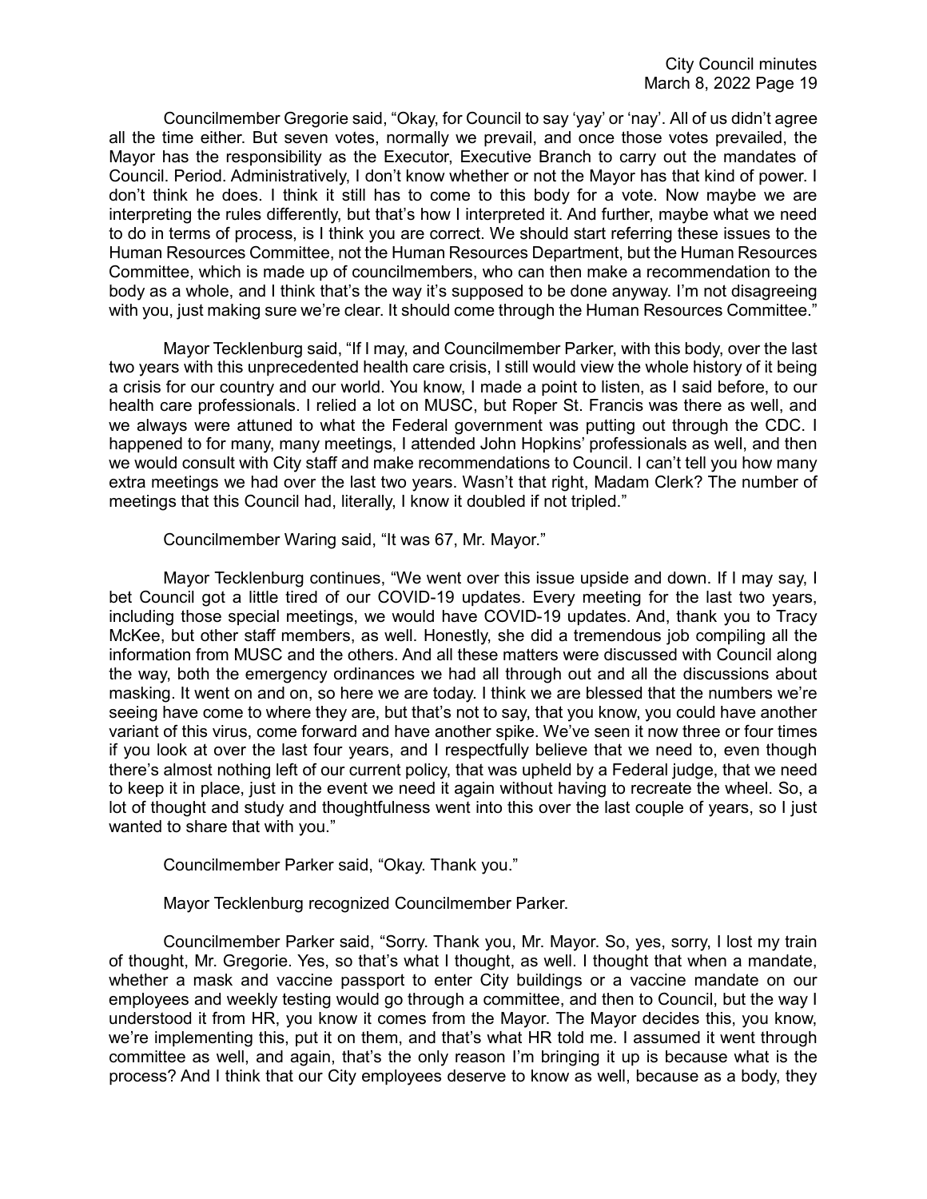Councilmember Gregorie said, "Okay, for Council to say 'yay' or 'nay'. All of us didn't agree all the time either. But seven votes, normally we prevail, and once those votes prevailed, the Mayor has the responsibility as the Executor, Executive Branch to carry out the mandates of Council. Period. Administratively, I don't know whether or not the Mayor has that kind of power. I don't think he does. I think it still has to come to this body for a vote. Now maybe we are interpreting the rules differently, but that's how I interpreted it. And further, maybe what we need to do in terms of process, is I think you are correct. We should start referring these issues to the Human Resources Committee, not the Human Resources Department, but the Human Resources Committee, which is made up of councilmembers, who can then make a recommendation to the body as a whole, and I think that's the way it's supposed to be done anyway. I'm not disagreeing with you, just making sure we're clear. It should come through the Human Resources Committee."

Mayor Tecklenburg said, "If I may, and Councilmember Parker, with this body, over the last two years with this unprecedented health care crisis, I still would view the whole history of it being a crisis for our country and our world. You know, I made a point to listen, as I said before, to our health care professionals. I relied a lot on MUSC, but Roper St. Francis was there as well, and we always were attuned to what the Federal government was putting out through the CDC. I happened to for many, many meetings, I attended John Hopkins' professionals as well, and then we would consult with City staff and make recommendations to Council. I can't tell you how many extra meetings we had over the last two years. Wasn't that right, Madam Clerk? The number of meetings that this Council had, literally, I know it doubled if not tripled."

Councilmember Waring said, "It was 67, Mr. Mayor."

Mayor Tecklenburg continues, "We went over this issue upside and down. If I may say, I bet Council got a little tired of our COVID-19 updates. Every meeting for the last two years, including those special meetings, we would have COVID-19 updates. And, thank you to Tracy McKee, but other staff members, as well. Honestly, she did a tremendous job compiling all the information from MUSC and the others. And all these matters were discussed with Council along the way, both the emergency ordinances we had all through out and all the discussions about masking. It went on and on, so here we are today. I think we are blessed that the numbers we're seeing have come to where they are, but that's not to say, that you know, you could have another variant of this virus, come forward and have another spike. We've seen it now three or four times if you look at over the last four years, and I respectfully believe that we need to, even though there's almost nothing left of our current policy, that was upheld by a Federal judge, that we need to keep it in place, just in the event we need it again without having to recreate the wheel. So, a lot of thought and study and thoughtfulness went into this over the last couple of years, so I just wanted to share that with you."

Councilmember Parker said, "Okay. Thank you."

Mayor Tecklenburg recognized Councilmember Parker.

Councilmember Parker said, "Sorry. Thank you, Mr. Mayor. So, yes, sorry, I lost my train of thought, Mr. Gregorie. Yes, so that's what I thought, as well. I thought that when a mandate, whether a mask and vaccine passport to enter City buildings or a vaccine mandate on our employees and weekly testing would go through a committee, and then to Council, but the way I understood it from HR, you know it comes from the Mayor. The Mayor decides this, you know, we're implementing this, put it on them, and that's what HR told me. I assumed it went through committee as well, and again, that's the only reason I'm bringing it up is because what is the process? And I think that our City employees deserve to know as well, because as a body, they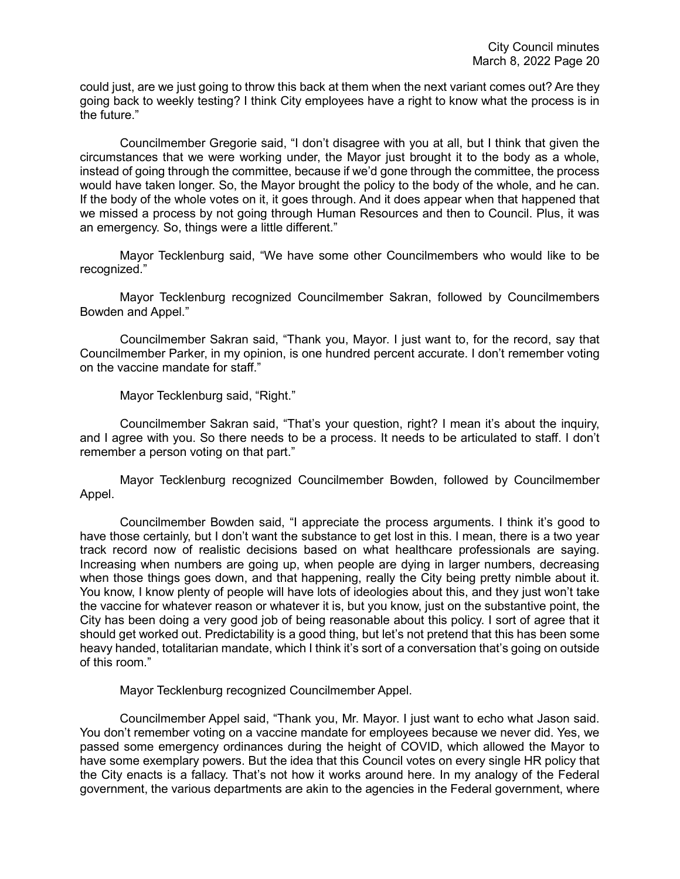could just, are we just going to throw this back at them when the next variant comes out? Are they going back to weekly testing? I think City employees have a right to know what the process is in the future."

Councilmember Gregorie said, "I don't disagree with you at all, but I think that given the circumstances that we were working under, the Mayor just brought it to the body as a whole, instead of going through the committee, because if we'd gone through the committee, the process would have taken longer. So, the Mayor brought the policy to the body of the whole, and he can. If the body of the whole votes on it, it goes through. And it does appear when that happened that we missed a process by not going through Human Resources and then to Council. Plus, it was an emergency. So, things were a little different."

Mayor Tecklenburg said, "We have some other Councilmembers who would like to be recognized."

Mayor Tecklenburg recognized Councilmember Sakran, followed by Councilmembers Bowden and Appel."

Councilmember Sakran said, "Thank you, Mayor. I just want to, for the record, say that Councilmember Parker, in my opinion, is one hundred percent accurate. I don't remember voting on the vaccine mandate for staff."

Mayor Tecklenburg said, "Right."

Councilmember Sakran said, "That's your question, right? I mean it's about the inquiry, and I agree with you. So there needs to be a process. It needs to be articulated to staff. I don't remember a person voting on that part."

Mayor Tecklenburg recognized Councilmember Bowden, followed by Councilmember Appel.

Councilmember Bowden said, "I appreciate the process arguments. I think it's good to have those certainly, but I don't want the substance to get lost in this. I mean, there is a two year track record now of realistic decisions based on what healthcare professionals are saying. Increasing when numbers are going up, when people are dying in larger numbers, decreasing when those things goes down, and that happening, really the City being pretty nimble about it. You know, I know plenty of people will have lots of ideologies about this, and they just won't take the vaccine for whatever reason or whatever it is, but you know, just on the substantive point, the City has been doing a very good job of being reasonable about this policy. I sort of agree that it should get worked out. Predictability is a good thing, but let's not pretend that this has been some heavy handed, totalitarian mandate, which I think it's sort of a conversation that's going on outside of this room."

Mayor Tecklenburg recognized Councilmember Appel.

Councilmember Appel said, "Thank you, Mr. Mayor. I just want to echo what Jason said. You don't remember voting on a vaccine mandate for employees because we never did. Yes, we passed some emergency ordinances during the height of COVID, which allowed the Mayor to have some exemplary powers. But the idea that this Council votes on every single HR policy that the City enacts is a fallacy. That's not how it works around here. In my analogy of the Federal government, the various departments are akin to the agencies in the Federal government, where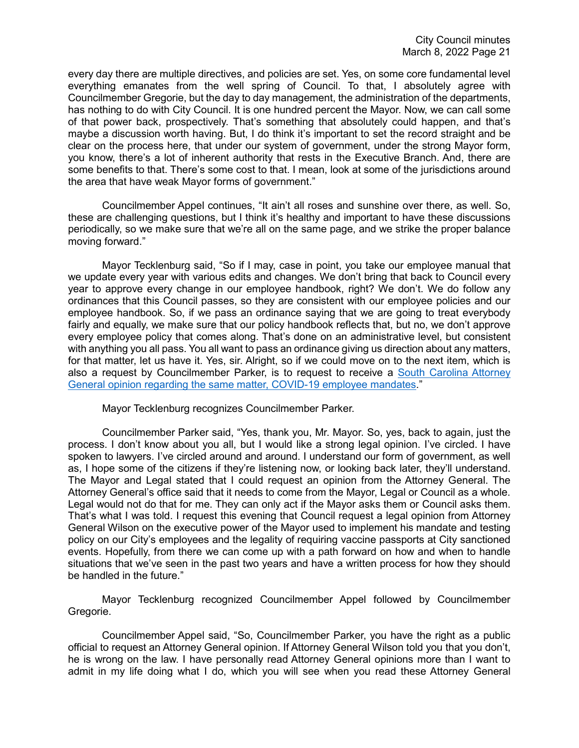every day there are multiple directives, and policies are set. Yes, on some core fundamental level everything emanates from the well spring of Council. To that, I absolutely agree with Councilmember Gregorie, but the day to day management, the administration of the departments, has nothing to do with City Council. It is one hundred percent the Mayor. Now, we can call some of that power back, prospectively. That's something that absolutely could happen, and that's maybe a discussion worth having. But, I do think it's important to set the record straight and be clear on the process here, that under our system of government, under the strong Mayor form, you know, there's a lot of inherent authority that rests in the Executive Branch. And, there are some benefits to that. There's some cost to that. I mean, look at some of the jurisdictions around the area that have weak Mayor forms of government."

Councilmember Appel continues, "It ain't all roses and sunshine over there, as well. So, these are challenging questions, but I think it's healthy and important to have these discussions periodically, so we make sure that we're all on the same page, and we strike the proper balance moving forward."

Mayor Tecklenburg said, "So if I may, case in point, you take our employee manual that we update every year with various edits and changes. We don't bring that back to Council every year to approve every change in our employee handbook, right? We don't. We do follow any ordinances that this Council passes, so they are consistent with our employee policies and our employee handbook. So, if we pass an ordinance saying that we are going to treat everybody fairly and equally, we make sure that our policy handbook reflects that, but no, we don't approve every employee policy that comes along. That's done on an administrative level, but consistent with anything you all pass. You all want to pass an ordinance giving us direction about any matters, for that matter, let us have it. Yes, sir. Alright, so if we could move on to the next item, which is also a request by Councilmember Parker, is to request to receive a South Carolina Attorney General opinion regarding the same matter, COVID-19 employee mandates."

Mayor Tecklenburg recognizes Councilmember Parker.

Councilmember Parker said, "Yes, thank you, Mr. Mayor. So, yes, back to again, just the process. I don't know about you all, but I would like a strong legal opinion. I've circled. I have spoken to lawyers. I've circled around and around. I understand our form of government, as well as, I hope some of the citizens if they're listening now, or looking back later, they'll understand. The Mayor and Legal stated that I could request an opinion from the Attorney General. The Attorney General's office said that it needs to come from the Mayor, Legal or Council as a whole. Legal would not do that for me. They can only act if the Mayor asks them or Council asks them. That's what I was told. I request this evening that Council request a legal opinion from Attorney General Wilson on the executive power of the Mayor used to implement his mandate and testing policy on our City's employees and the legality of requiring vaccine passports at City sanctioned events. Hopefully, from there we can come up with a path forward on how and when to handle situations that we've seen in the past two years and have a written process for how they should be handled in the future."

Mayor Tecklenburg recognized Councilmember Appel followed by Councilmember Gregorie.

Councilmember Appel said, "So, Councilmember Parker, you have the right as a public official to request an Attorney General opinion. If Attorney General Wilson told you that you don't, he is wrong on the law. I have personally read Attorney General opinions more than I want to admit in my life doing what I do, which you will see when you read these Attorney General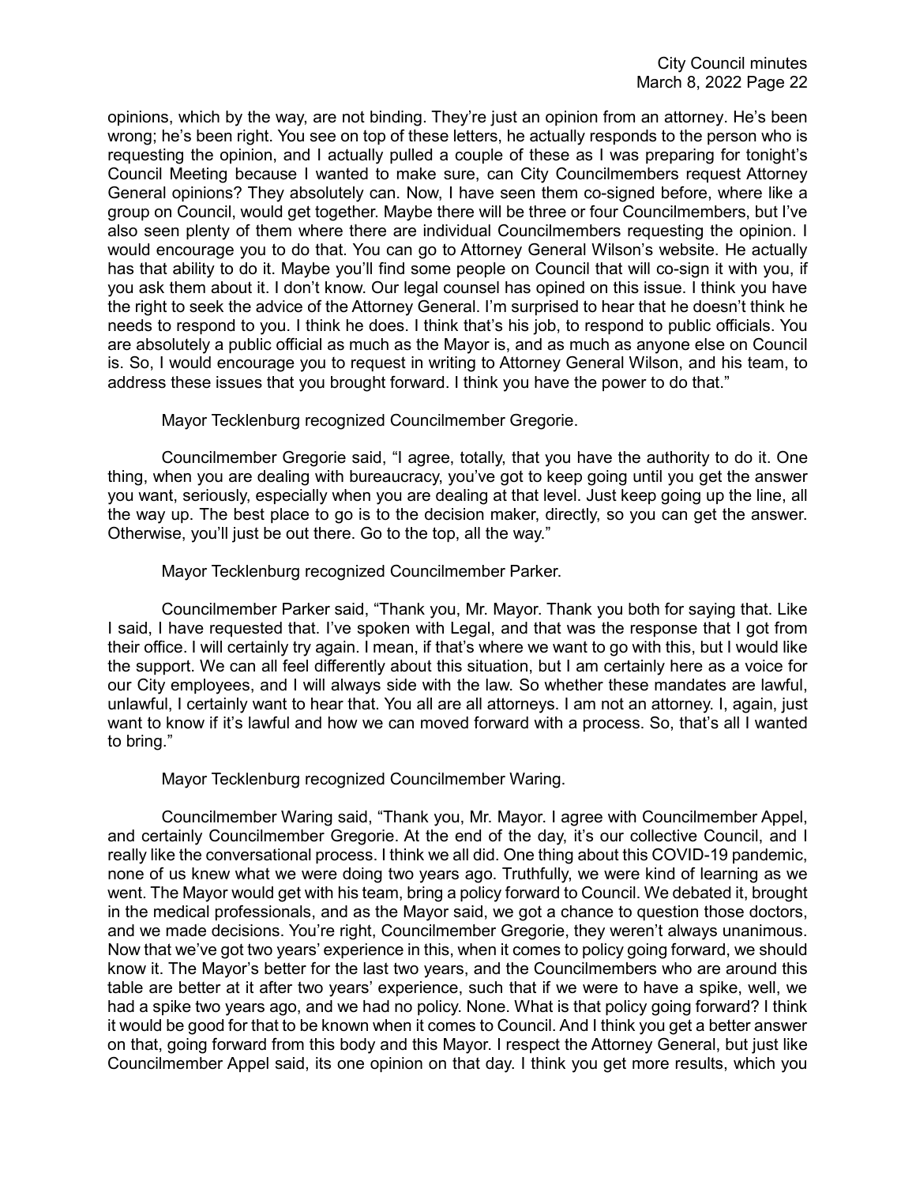opinions, which by the way, are not binding. They're just an opinion from an attorney. He's been wrong; he's been right. You see on top of these letters, he actually responds to the person who is requesting the opinion, and I actually pulled a couple of these as I was preparing for tonight's Council Meeting because I wanted to make sure, can City Councilmembers request Attorney General opinions? They absolutely can. Now, I have seen them co-signed before, where like a group on Council, would get together. Maybe there will be three or four Councilmembers, but I've also seen plenty of them where there are individual Councilmembers requesting the opinion. I would encourage you to do that. You can go to Attorney General Wilson's website. He actually has that ability to do it. Maybe you'll find some people on Council that will co-sign it with you, if you ask them about it. I don't know. Our legal counsel has opined on this issue. I think you have the right to seek the advice of the Attorney General. I'm surprised to hear that he doesn't think he needs to respond to you. I think he does. I think that's his job, to respond to public officials. You are absolutely a public official as much as the Mayor is, and as much as anyone else on Council is. So, I would encourage you to request in writing to Attorney General Wilson, and his team, to address these issues that you brought forward. I think you have the power to do that."

Mayor Tecklenburg recognized Councilmember Gregorie.

Councilmember Gregorie said, "I agree, totally, that you have the authority to do it. One thing, when you are dealing with bureaucracy, you've got to keep going until you get the answer you want, seriously, especially when you are dealing at that level. Just keep going up the line, all the way up. The best place to go is to the decision maker, directly, so you can get the answer. Otherwise, you'll just be out there. Go to the top, all the way."

Mayor Tecklenburg recognized Councilmember Parker.

Councilmember Parker said, "Thank you, Mr. Mayor. Thank you both for saying that. Like I said, I have requested that. I've spoken with Legal, and that was the response that I got from their office. I will certainly try again. I mean, if that's where we want to go with this, but I would like the support. We can all feel differently about this situation, but I am certainly here as a voice for our City employees, and I will always side with the law. So whether these mandates are lawful, unlawful, I certainly want to hear that. You all are all attorneys. I am not an attorney. I, again, just want to know if it's lawful and how we can moved forward with a process. So, that's all I wanted to bring."

Mayor Tecklenburg recognized Councilmember Waring.

Councilmember Waring said, "Thank you, Mr. Mayor. I agree with Councilmember Appel, and certainly Councilmember Gregorie. At the end of the day, it's our collective Council, and I really like the conversational process. I think we all did. One thing about this COVID-19 pandemic, none of us knew what we were doing two years ago. Truthfully, we were kind of learning as we went. The Mayor would get with his team, bring a policy forward to Council. We debated it, brought in the medical professionals, and as the Mayor said, we got a chance to question those doctors, and we made decisions. You're right, Councilmember Gregorie, they weren't always unanimous. Now that we've got two years' experience in this, when it comes to policy going forward, we should know it. The Mayor's better for the last two years, and the Councilmembers who are around this table are better at it after two years' experience, such that if we were to have a spike, well, we had a spike two years ago, and we had no policy. None. What is that policy going forward? I think it would be good for that to be known when it comes to Council. And I think you get a better answer on that, going forward from this body and this Mayor. I respect the Attorney General, but just like Councilmember Appel said, its one opinion on that day. I think you get more results, which you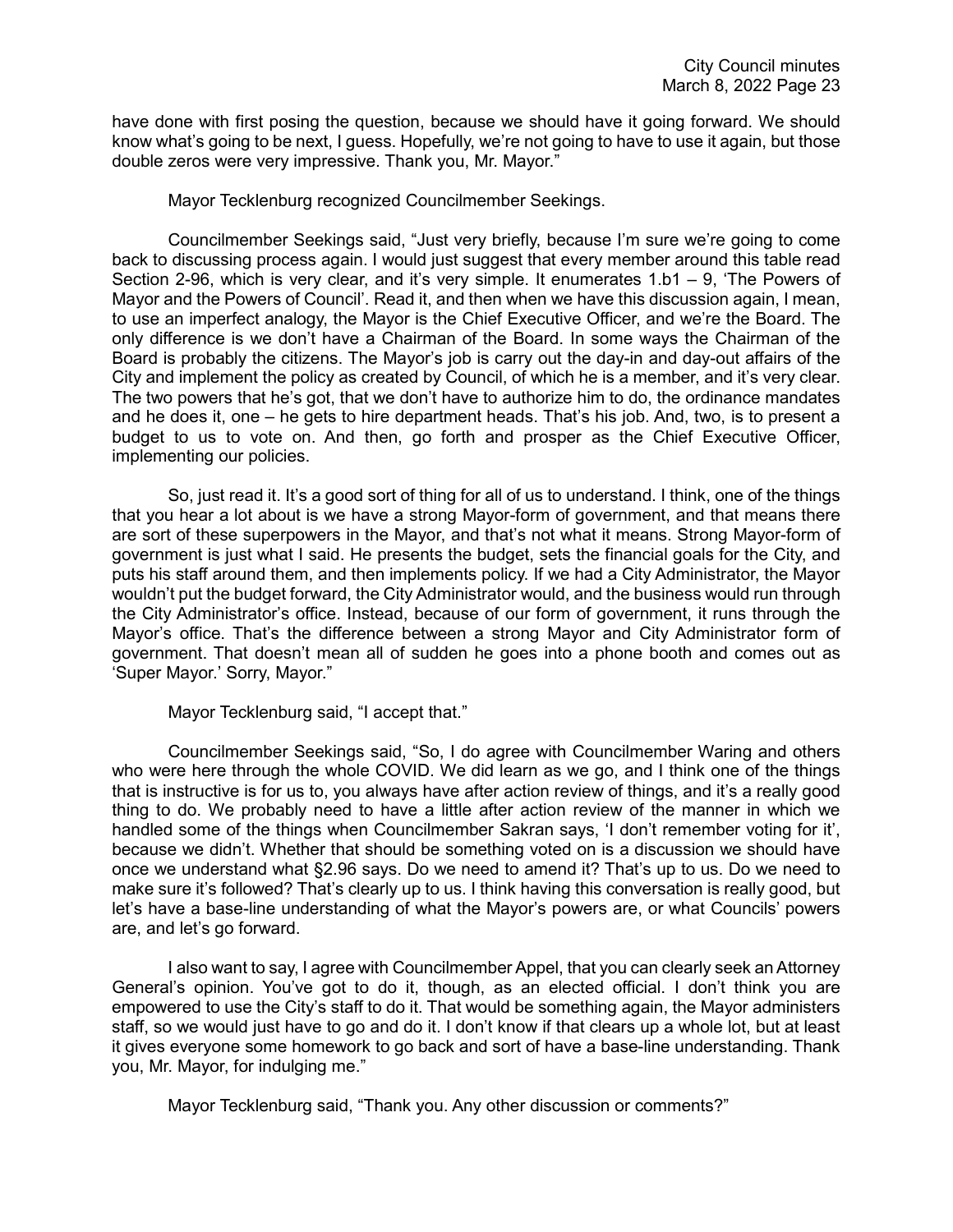have done with first posing the question, because we should have it going forward. We should know what's going to be next, I guess. Hopefully, we're not going to have to use it again, but those double zeros were very impressive. Thank you, Mr. Mayor."

Mayor Tecklenburg recognized Councilmember Seekings.

Councilmember Seekings said, "Just very briefly, because I'm sure we're going to come back to discussing process again. I would just suggest that every member around this table read Section 2-96, which is very clear, and it's very simple. It enumerates 1.b1 – 9, 'The Powers of Mayor and the Powers of Council'. Read it, and then when we have this discussion again, I mean, to use an imperfect analogy, the Mayor is the Chief Executive Officer, and we're the Board. The only difference is we don't have a Chairman of the Board. In some ways the Chairman of the Board is probably the citizens. The Mayor's job is carry out the day-in and day-out affairs of the City and implement the policy as created by Council, of which he is a member, and it's very clear. The two powers that he's got, that we don't have to authorize him to do, the ordinance mandates and he does it, one – he gets to hire department heads. That's his job. And, two, is to present a budget to us to vote on. And then, go forth and prosper as the Chief Executive Officer, implementing our policies.

So, just read it. It's a good sort of thing for all of us to understand. I think, one of the things that you hear a lot about is we have a strong Mayor-form of government, and that means there are sort of these superpowers in the Mayor, and that's not what it means. Strong Mayor-form of government is just what I said. He presents the budget, sets the financial goals for the City, and puts his staff around them, and then implements policy. If we had a City Administrator, the Mayor wouldn't put the budget forward, the City Administrator would, and the business would run through the City Administrator's office. Instead, because of our form of government, it runs through the Mayor's office. That's the difference between a strong Mayor and City Administrator form of government. That doesn't mean all of sudden he goes into a phone booth and comes out as 'Super Mayor.' Sorry, Mayor."

Mayor Tecklenburg said, "I accept that."

Councilmember Seekings said, "So, I do agree with Councilmember Waring and others who were here through the whole COVID. We did learn as we go, and I think one of the things that is instructive is for us to, you always have after action review of things, and it's a really good thing to do. We probably need to have a little after action review of the manner in which we handled some of the things when Councilmember Sakran says, 'I don't remember voting for it', because we didn't. Whether that should be something voted on is a discussion we should have once we understand what §2.96 says. Do we need to amend it? That's up to us. Do we need to make sure it's followed? That's clearly up to us. I think having this conversation is really good, but let's have a base-line understanding of what the Mayor's powers are, or what Councils' powers are, and let's go forward.

I also want to say, I agree with Councilmember Appel, that you can clearly seek an Attorney General's opinion. You've got to do it, though, as an elected official. I don't think you are empowered to use the City's staff to do it. That would be something again, the Mayor administers staff, so we would just have to go and do it. I don't know if that clears up a whole lot, but at least it gives everyone some homework to go back and sort of have a base-line understanding. Thank you, Mr. Mayor, for indulging me."

Mayor Tecklenburg said, "Thank you. Any other discussion or comments?"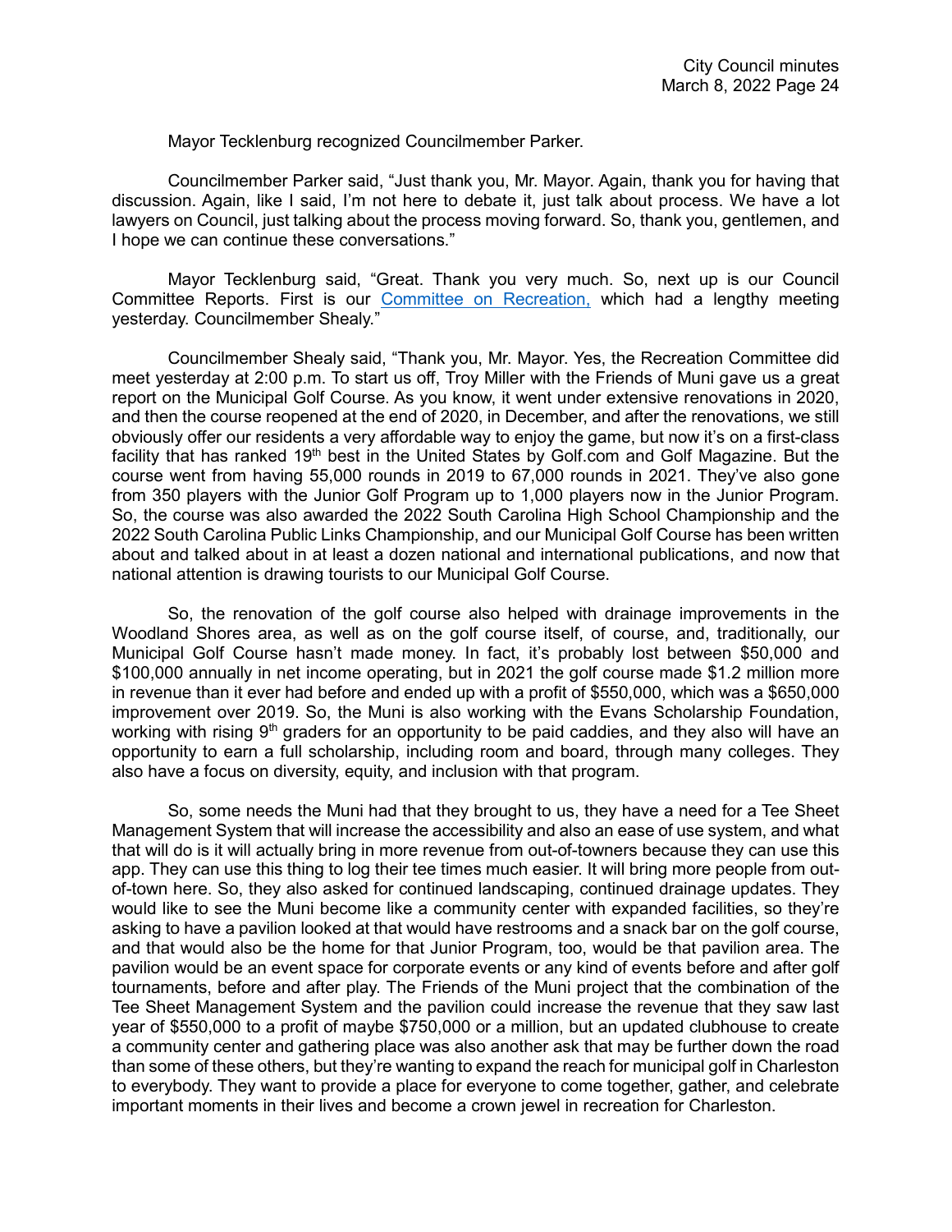Mayor Tecklenburg recognized Councilmember Parker.

Councilmember Parker said, "Just thank you, Mr. Mayor. Again, thank you for having that discussion. Again, like I said, I'm not here to debate it, just talk about process. We have a lot lawyers on Council, just talking about the process moving forward. So, thank you, gentlemen, and I hope we can continue these conversations."

Mayor Tecklenburg said, "Great. Thank you very much. So, next up is our Council Committee Reports. First is our Committee on Recreation, which had a lengthy meeting yesterday. Councilmember Shealy."

Councilmember Shealy said, "Thank you, Mr. Mayor. Yes, the Recreation Committee did meet yesterday at 2:00 p.m. To start us off, Troy Miller with the Friends of Muni gave us a great report on the Municipal Golf Course. As you know, it went under extensive renovations in 2020, and then the course reopened at the end of 2020, in December, and after the renovations, we still obviously offer our residents a very affordable way to enjoy the game, but now it's on a first-class facility that has ranked 19th best in the United States by Golf.com and Golf Magazine. But the course went from having 55,000 rounds in 2019 to 67,000 rounds in 2021. They've also gone from 350 players with the Junior Golf Program up to 1,000 players now in the Junior Program. So, the course was also awarded the 2022 South Carolina High School Championship and the 2022 South Carolina Public Links Championship, and our Municipal Golf Course has been written about and talked about in at least a dozen national and international publications, and now that national attention is drawing tourists to our Municipal Golf Course.

So, the renovation of the golf course also helped with drainage improvements in the Woodland Shores area, as well as on the golf course itself, of course, and, traditionally, our Municipal Golf Course hasn't made money. In fact, it's probably lost between $50,000 and $100,000 annually in net income operating, but in 2021 the golf course made $1.2 million more in revenue than it ever had before and ended up with a profit of $550,000, which was a $650,000 improvement over 2019. So, the Muni is also working with the Evans Scholarship Foundation, working with rising 9th graders for an opportunity to be paid caddies, and they also will have an opportunity to earn a full scholarship, including room and board, through many colleges. They also have a focus on diversity, equity, and inclusion with that program.

So, some needs the Muni had that they brought to us, they have a need for a Tee Sheet Management System that will increase the accessibility and also an ease of use system, and what that will do is it will actually bring in more revenue from out-of-towners because they can use this app. They can use this thing to log their tee times much easier. It will bring more people from out-of-town here. So, they also asked for continued landscaping, continued drainage updates. They would like to see the Muni become like a community center with expanded facilities, so they're asking to have a pavilion looked at that would have restrooms and a snack bar on the golf course, and that would also be the home for that Junior Program, too, would be that pavilion area. The pavilion would be an event space for corporate events or any kind of events before and after golf tournaments, before and after play. The Friends of the Muni project that the combination of the Tee Sheet Management System and the pavilion could increase the revenue that they saw last year of $550,000 to a profit of maybe $750,000 or a million, but an updated clubhouse to create a community center and gathering place was also another ask that may be further down the road than some of these others, but they're wanting to expand the reach for municipal golf in Charleston to everybody. They want to provide a place for everyone to come together, gather, and celebrate important moments in their lives and become a crown jewel in recreation for Charleston.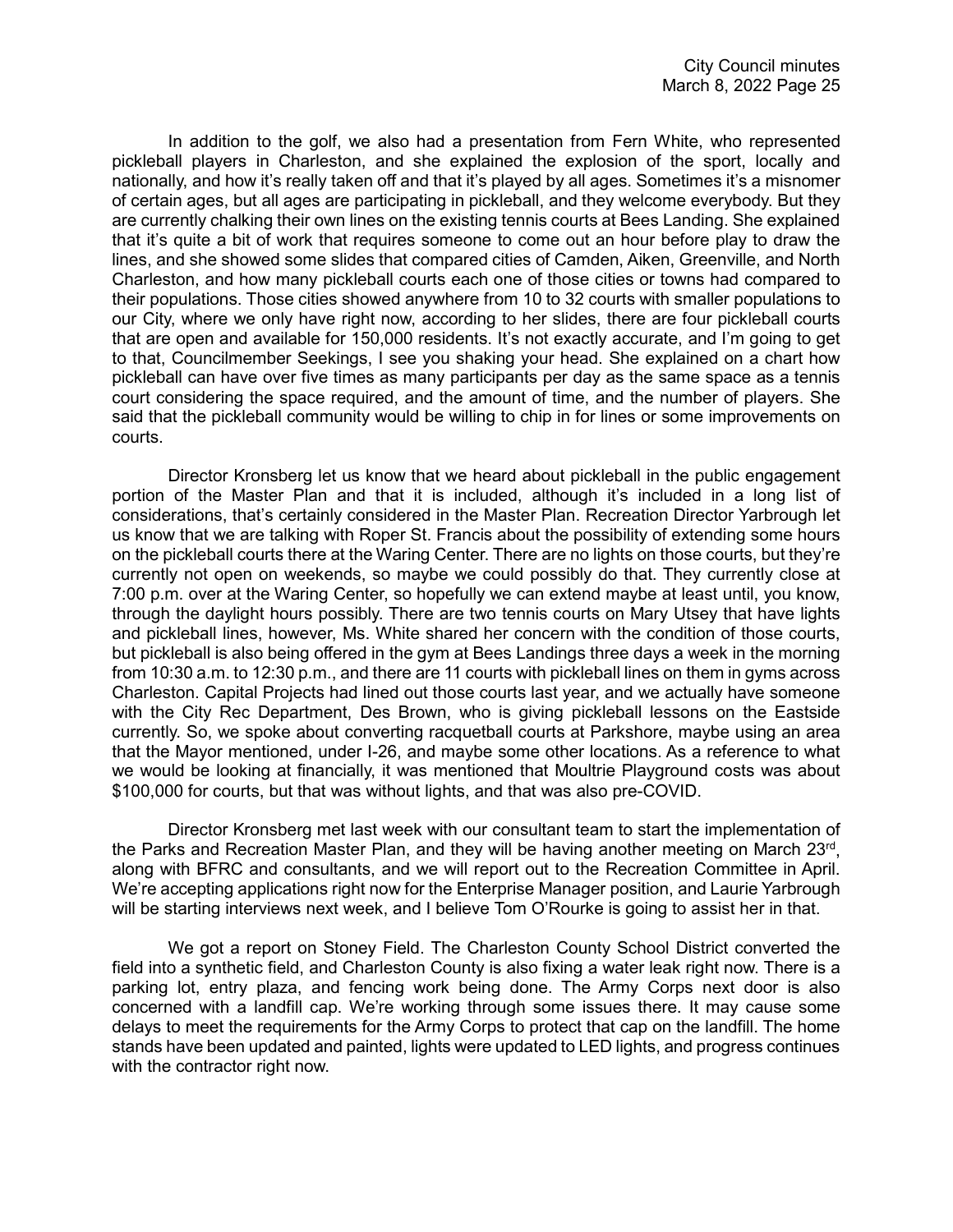In addition to the golf, we also had a presentation from Fern White, who represented pickleball players in Charleston, and she explained the explosion of the sport, locally and nationally, and how it's really taken off and that it's played by all ages. Sometimes it's a misnomer of certain ages, but all ages are participating in pickleball, and they welcome everybody. But they are currently chalking their own lines on the existing tennis courts at Bees Landing. She explained that it's quite a bit of work that requires someone to come out an hour before play to draw the lines, and she showed some slides that compared cities of Camden, Aiken, Greenville, and North Charleston, and how many pickleball courts each one of those cities or towns had compared to their populations. Those cities showed anywhere from 10 to 32 courts with smaller populations to our City, where we only have right now, according to her slides, there are four pickleball courts that are open and available for 150,000 residents. It's not exactly accurate, and I'm going to get to that, Councilmember Seekings, I see you shaking your head. She explained on a chart how pickleball can have over five times as many participants per day as the same space as a tennis court considering the space required, and the amount of time, and the number of players. She said that the pickleball community would be willing to chip in for lines or some improvements on courts.

Director Kronsberg let us know that we heard about pickleball in the public engagement portion of the Master Plan and that it is included, although it's included in a long list of considerations, that's certainly considered in the Master Plan. Recreation Director Yarbrough let us know that we are talking with Roper St. Francis about the possibility of extending some hours on the pickleball courts there at the Waring Center. There are no lights on those courts, but they're currently not open on weekends, so maybe we could possibly do that. They currently close at 7:00 p.m. over at the Waring Center, so hopefully we can extend maybe at least until, you know, through the daylight hours possibly. There are two tennis courts on Mary Utsey that have lights and pickleball lines, however, Ms. White shared her concern with the condition of those courts, but pickleball is also being offered in the gym at Bees Landings three days a week in the morning from 10:30 a.m. to 12:30 p.m., and there are 11 courts with pickleball lines on them in gyms across Charleston. Capital Projects had lined out those courts last year, and we actually have someone with the City Rec Department, Des Brown, who is giving pickleball lessons on the Eastside currently. So, we spoke about converting racquetball courts at Parkshore, maybe using an area that the Mayor mentioned, under I-26, and maybe some other locations. As a reference to what we would be looking at financially, it was mentioned that Moultrie Playground costs was about $100,000 for courts, but that was without lights, and that was also pre-COVID.

Director Kronsberg met last week with our consultant team to start the implementation of the Parks and Recreation Master Plan, and they will be having another meeting on March 23rd, along with BFRC and consultants, and we will report out to the Recreation Committee in April. We're accepting applications right now for the Enterprise Manager position, and Laurie Yarbrough will be starting interviews next week, and I believe Tom O'Rourke is going to assist her in that.

We got a report on Stoney Field. The Charleston County School District converted the field into a synthetic field, and Charleston County is also fixing a water leak right now. There is a parking lot, entry plaza, and fencing work being done. The Army Corps next door is also concerned with a landfill cap. We're working through some issues there. It may cause some delays to meet the requirements for the Army Corps to protect that cap on the landfill. The home stands have been updated and painted, lights were updated to LED lights, and progress continues with the contractor right now.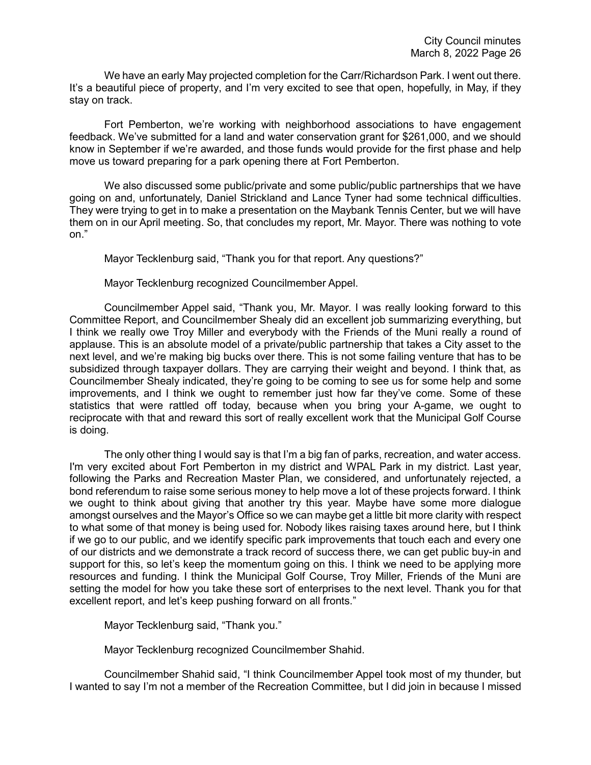We have an early May projected completion for the Carr/Richardson Park. I went out there. It's a beautiful piece of property, and I'm very excited to see that open, hopefully, in May, if they stay on track.

Fort Pemberton, we're working with neighborhood associations to have engagement feedback. We've submitted for a land and water conservation grant for $261,000, and we should know in September if we're awarded, and those funds would provide for the first phase and help move us toward preparing for a park opening there at Fort Pemberton.

We also discussed some public/private and some public/public partnerships that we have going on and, unfortunately, Daniel Strickland and Lance Tyner had some technical difficulties. They were trying to get in to make a presentation on the Maybank Tennis Center, but we will have them on in our April meeting. So, that concludes my report, Mr. Mayor. There was nothing to vote on."

Mayor Tecklenburg said, "Thank you for that report. Any questions?"

Mayor Tecklenburg recognized Councilmember Appel.

Councilmember Appel said, "Thank you, Mr. Mayor. I was really looking forward to this Committee Report, and Councilmember Shealy did an excellent job summarizing everything, but I think we really owe Troy Miller and everybody with the Friends of the Muni really a round of applause. This is an absolute model of a private/public partnership that takes a City asset to the next level, and we're making big bucks over there. This is not some failing venture that has to be subsidized through taxpayer dollars. They are carrying their weight and beyond. I think that, as Councilmember Shealy indicated, they're going to be coming to see us for some help and some improvements, and I think we ought to remember just how far they've come. Some of these statistics that were rattled off today, because when you bring your A-game, we ought to reciprocate with that and reward this sort of really excellent work that the Municipal Golf Course is doing.

The only other thing I would say is that I'm a big fan of parks, recreation, and water access. I'm very excited about Fort Pemberton in my district and WPAL Park in my district. Last year, following the Parks and Recreation Master Plan, we considered, and unfortunately rejected, a bond referendum to raise some serious money to help move a lot of these projects forward. I think we ought to think about giving that another try this year. Maybe have some more dialogue amongst ourselves and the Mayor's Office so we can maybe get a little bit more clarity with respect to what some of that money is being used for. Nobody likes raising taxes around here, but I think if we go to our public, and we identify specific park improvements that touch each and every one of our districts and we demonstrate a track record of success there, we can get public buy-in and support for this, so let's keep the momentum going on this. I think we need to be applying more resources and funding. I think the Municipal Golf Course, Troy Miller, Friends of the Muni are setting the model for how you take these sort of enterprises to the next level. Thank you for that excellent report, and let's keep pushing forward on all fronts."

Mayor Tecklenburg said, "Thank you."

Mayor Tecklenburg recognized Councilmember Shahid.

Councilmember Shahid said, "I think Councilmember Appel took most of my thunder, but I wanted to say I'm not a member of the Recreation Committee, but I did join in because I missed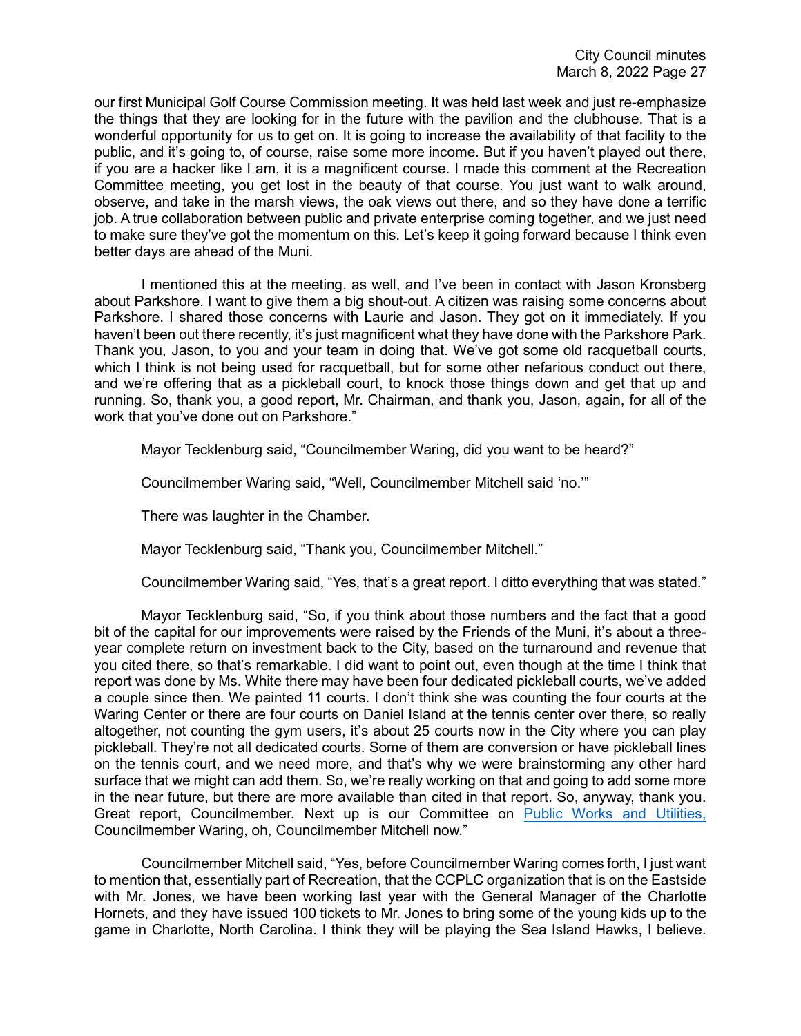our first Municipal Golf Course Commission meeting. It was held last week and just re-emphasize the things that they are looking for in the future with the pavilion and the clubhouse. That is a wonderful opportunity for us to get on. It is going to increase the availability of that facility to the public, and it's going to, of course, raise some more income. But if you haven't played out there, if you are a hacker like I am, it is a magnificent course. I made this comment at the Recreation Committee meeting, you get lost in the beauty of that course. You just want to walk around, observe, and take in the marsh views, the oak views out there, and so they have done a terrific job. A true collaboration between public and private enterprise coming together, and we just need to make sure they've got the momentum on this. Let's keep it going forward because I think even better days are ahead of the Muni.

I mentioned this at the meeting, as well, and I've been in contact with Jason Kronsberg about Parkshore. I want to give them a big shout-out. A citizen was raising some concerns about Parkshore. I shared those concerns with Laurie and Jason. They got on it immediately. If you haven't been out there recently, it's just magnificent what they have done with the Parkshore Park. Thank you, Jason, to you and your team in doing that. We've got some old racquetball courts, which I think is not being used for racquetball, but for some other nefarious conduct out there, and we're offering that as a pickleball court, to knock those things down and get that up and running. So, thank you, a good report, Mr. Chairman, and thank you, Jason, again, for all of the work that you've done out on Parkshore."

Mayor Tecklenburg said, "Councilmember Waring, did you want to be heard?"

Councilmember Waring said, "Well, Councilmember Mitchell said 'no.'"

There was laughter in the Chamber.

Mayor Tecklenburg said, "Thank you, Councilmember Mitchell."

Councilmember Waring said, "Yes, that's a great report. I ditto everything that was stated."

Mayor Tecklenburg said, "So, if you think about those numbers and the fact that a good bit of the capital for our improvements were raised by the Friends of the Muni, it's about a three-year complete return on investment back to the City, based on the turnaround and revenue that you cited there, so that's remarkable. I did want to point out, even though at the time I think that report was done by Ms. White there may have been four dedicated pickleball courts, we've added a couple since then. We painted 11 courts. I don't think she was counting the four courts at the Waring Center or there are four courts on Daniel Island at the tennis center over there, so really altogether, not counting the gym users, it's about 25 courts now in the City where you can play pickleball. They're not all dedicated courts. Some of them are conversion or have pickleball lines on the tennis court, and we need more, and that's why we were brainstorming any other hard surface that we might can add them. So, we're really working on that and going to add some more in the near future, but there are more available than cited in that report. So, anyway, thank you. Great report, Councilmember. Next up is our Committee on Public Works and Utilities, Councilmember Waring, oh, Councilmember Mitchell now."

Councilmember Mitchell said, "Yes, before Councilmember Waring comes forth, I just want to mention that, essentially part of Recreation, that the CCPLC organization that is on the Eastside with Mr. Jones, we have been working last year with the General Manager of the Charlotte Hornets, and they have issued 100 tickets to Mr. Jones to bring some of the young kids up to the game in Charlotte, North Carolina. I think they will be playing the Sea Island Hawks, I believe.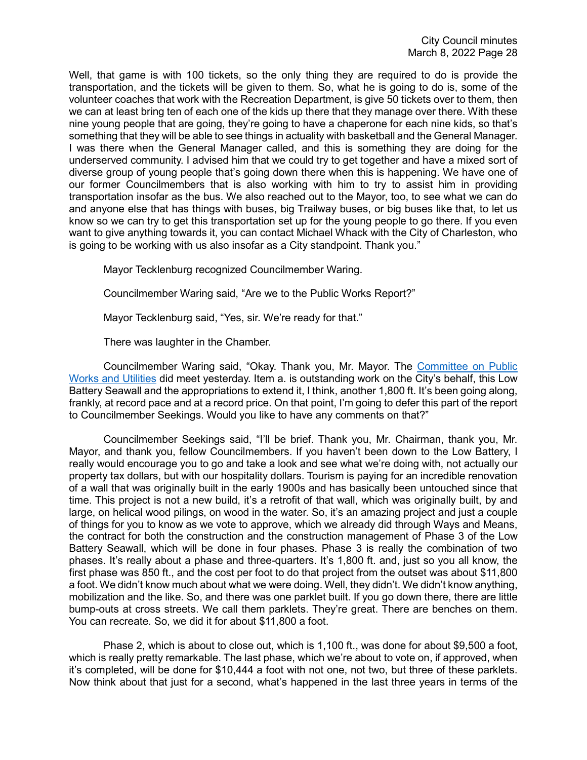Well, that game is with 100 tickets, so the only thing they are required to do is provide the transportation, and the tickets will be given to them. So, what he is going to do is, some of the volunteer coaches that work with the Recreation Department, is give 50 tickets over to them, then we can at least bring ten of each one of the kids up there that they manage over there. With these nine young people that are going, they're going to have a chaperone for each nine kids, so that's something that they will be able to see things in actuality with basketball and the General Manager. I was there when the General Manager called, and this is something they are doing for the underserved community. I advised him that we could try to get together and have a mixed sort of diverse group of young people that's going down there when this is happening. We have one of our former Councilmembers that is also working with him to try to assist him in providing transportation insofar as the bus. We also reached out to the Mayor, too, to see what we can do and anyone else that has things with buses, big Trailway buses, or big buses like that, to let us know so we can try to get this transportation set up for the young people to go there. If you even want to give anything towards it, you can contact Michael Whack with the City of Charleston, who is going to be working with us also insofar as a City standpoint. Thank you."

Mayor Tecklenburg recognized Councilmember Waring.

Councilmember Waring said, "Are we to the Public Works Report?"

Mayor Tecklenburg said, "Yes, sir. We're ready for that."

There was laughter in the Chamber.

Councilmember Waring said, "Okay. Thank you, Mr. Mayor. The Committee on Public Works and Utilities did meet yesterday. Item a. is outstanding work on the City's behalf, this Low Battery Seawall and the appropriations to extend it, I think, another 1,800 ft. It's been going along, frankly, at record pace and at a record price. On that point, I'm going to defer this part of the report to Councilmember Seekings. Would you like to have any comments on that?"

Councilmember Seekings said, "I'll be brief. Thank you, Mr. Chairman, thank you, Mr. Mayor, and thank you, fellow Councilmembers. If you haven't been down to the Low Battery, I really would encourage you to go and take a look and see what we're doing with, not actually our property tax dollars, but with our hospitality dollars. Tourism is paying for an incredible renovation of a wall that was originally built in the early 1900s and has basically been untouched since that time. This project is not a new build, it's a retrofit of that wall, which was originally built, by and large, on helical wood pilings, on wood in the water. So, it's an amazing project and just a couple of things for you to know as we vote to approve, which we already did through Ways and Means, the contract for both the construction and the construction management of Phase 3 of the Low Battery Seawall, which will be done in four phases. Phase 3 is really the combination of two phases. It's really about a phase and three-quarters. It's 1,800 ft. and, just so you all know, the first phase was 850 ft., and the cost per foot to do that project from the outset was about $11,800 a foot. We didn't know much about what we were doing. Well, they didn't. We didn't know anything, mobilization and the like. So, and there was one parklet built. If you go down there, there are little bump-outs at cross streets. We call them parklets. They're great. There are benches on them. You can recreate. So, we did it for about $11,800 a foot.

Phase 2, which is about to close out, which is 1,100 ft., was done for about $9,500 a foot, which is really pretty remarkable. The last phase, which we're about to vote on, if approved, when it's completed, will be done for $10,444 a foot with not one, not two, but three of these parklets. Now think about that just for a second, what's happened in the last three years in terms of the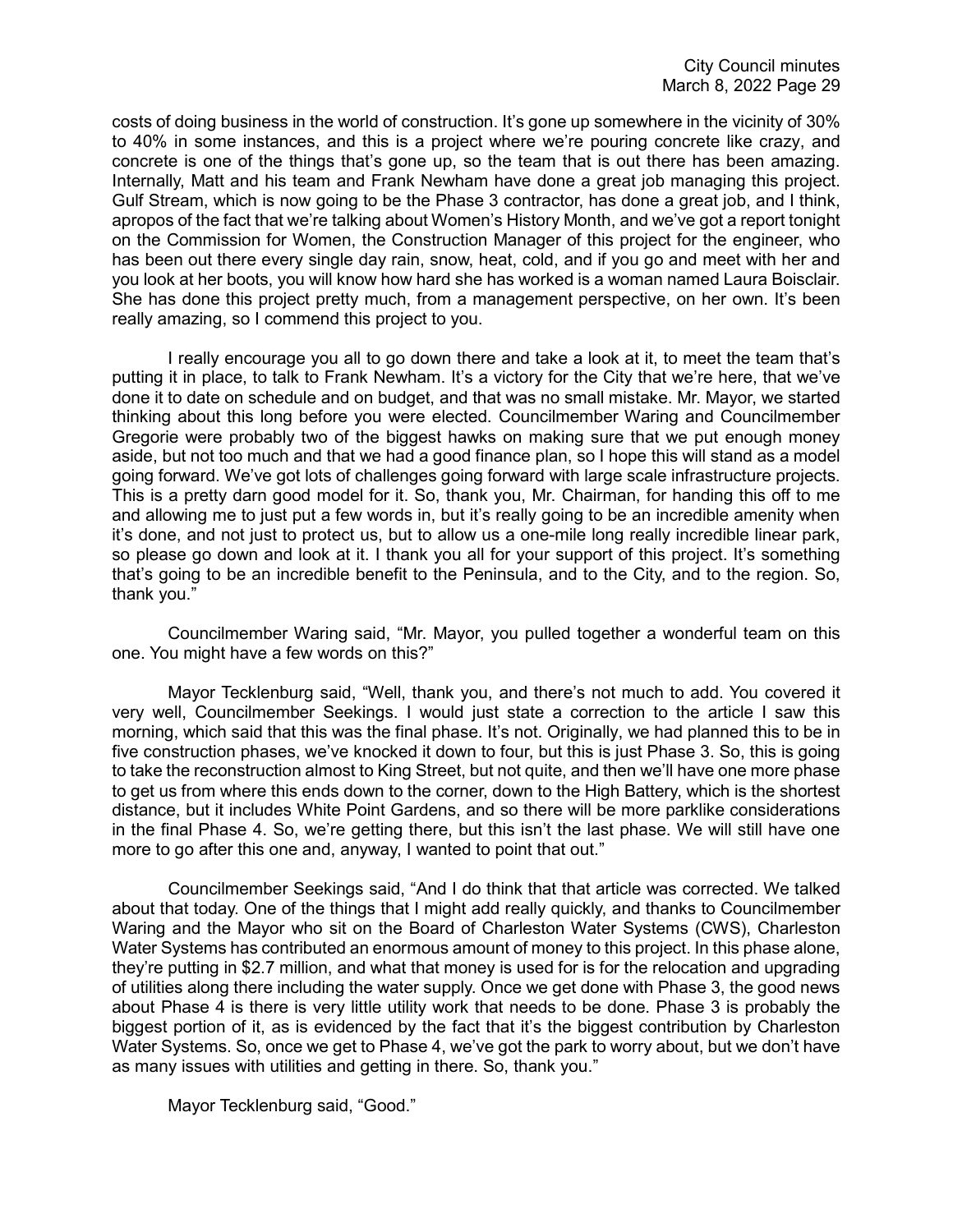costs of doing business in the world of construction. It's gone up somewhere in the vicinity of 30% to 40% in some instances, and this is a project where we're pouring concrete like crazy, and concrete is one of the things that's gone up, so the team that is out there has been amazing. Internally, Matt and his team and Frank Newham have done a great job managing this project. Gulf Stream, which is now going to be the Phase 3 contractor, has done a great job, and I think, apropos of the fact that we're talking about Women's History Month, and we've got a report tonight on the Commission for Women, the Construction Manager of this project for the engineer, who has been out there every single day rain, snow, heat, cold, and if you go and meet with her and you look at her boots, you will know how hard she has worked is a woman named Laura Boisclair. She has done this project pretty much, from a management perspective, on her own. It's been really amazing, so I commend this project to you.

I really encourage you all to go down there and take a look at it, to meet the team that's putting it in place, to talk to Frank Newham. It's a victory for the City that we're here, that we've done it to date on schedule and on budget, and that was no small mistake. Mr. Mayor, we started thinking about this long before you were elected. Councilmember Waring and Councilmember Gregorie were probably two of the biggest hawks on making sure that we put enough money aside, but not too much and that we had a good finance plan, so I hope this will stand as a model going forward. We've got lots of challenges going forward with large scale infrastructure projects. This is a pretty darn good model for it. So, thank you, Mr. Chairman, for handing this off to me and allowing me to just put a few words in, but it's really going to be an incredible amenity when it's done, and not just to protect us, but to allow us a one-mile long really incredible linear park, so please go down and look at it. I thank you all for your support of this project. It's something that's going to be an incredible benefit to the Peninsula, and to the City, and to the region. So, thank you."

Councilmember Waring said, "Mr. Mayor, you pulled together a wonderful team on this one. You might have a few words on this?"

Mayor Tecklenburg said, "Well, thank you, and there's not much to add. You covered it very well, Councilmember Seekings. I would just state a correction to the article I saw this morning, which said that this was the final phase. It's not. Originally, we had planned this to be in five construction phases, we've knocked it down to four, but this is just Phase 3. So, this is going to take the reconstruction almost to King Street, but not quite, and then we'll have one more phase to get us from where this ends down to the corner, down to the High Battery, which is the shortest distance, but it includes White Point Gardens, and so there will be more parklike considerations in the final Phase 4. So, we're getting there, but this isn't the last phase. We will still have one more to go after this one and, anyway, I wanted to point that out."

Councilmember Seekings said, "And I do think that that article was corrected. We talked about that today. One of the things that I might add really quickly, and thanks to Councilmember Waring and the Mayor who sit on the Board of Charleston Water Systems (CWS), Charleston Water Systems has contributed an enormous amount of money to this project. In this phase alone, they're putting in $2.7 million, and what that money is used for is for the relocation and upgrading of utilities along there including the water supply. Once we get done with Phase 3, the good news about Phase 4 is there is very little utility work that needs to be done. Phase 3 is probably the biggest portion of it, as is evidenced by the fact that it's the biggest contribution by Charleston Water Systems. So, once we get to Phase 4, we've got the park to worry about, but we don't have as many issues with utilities and getting in there. So, thank you."

Mayor Tecklenburg said, "Good."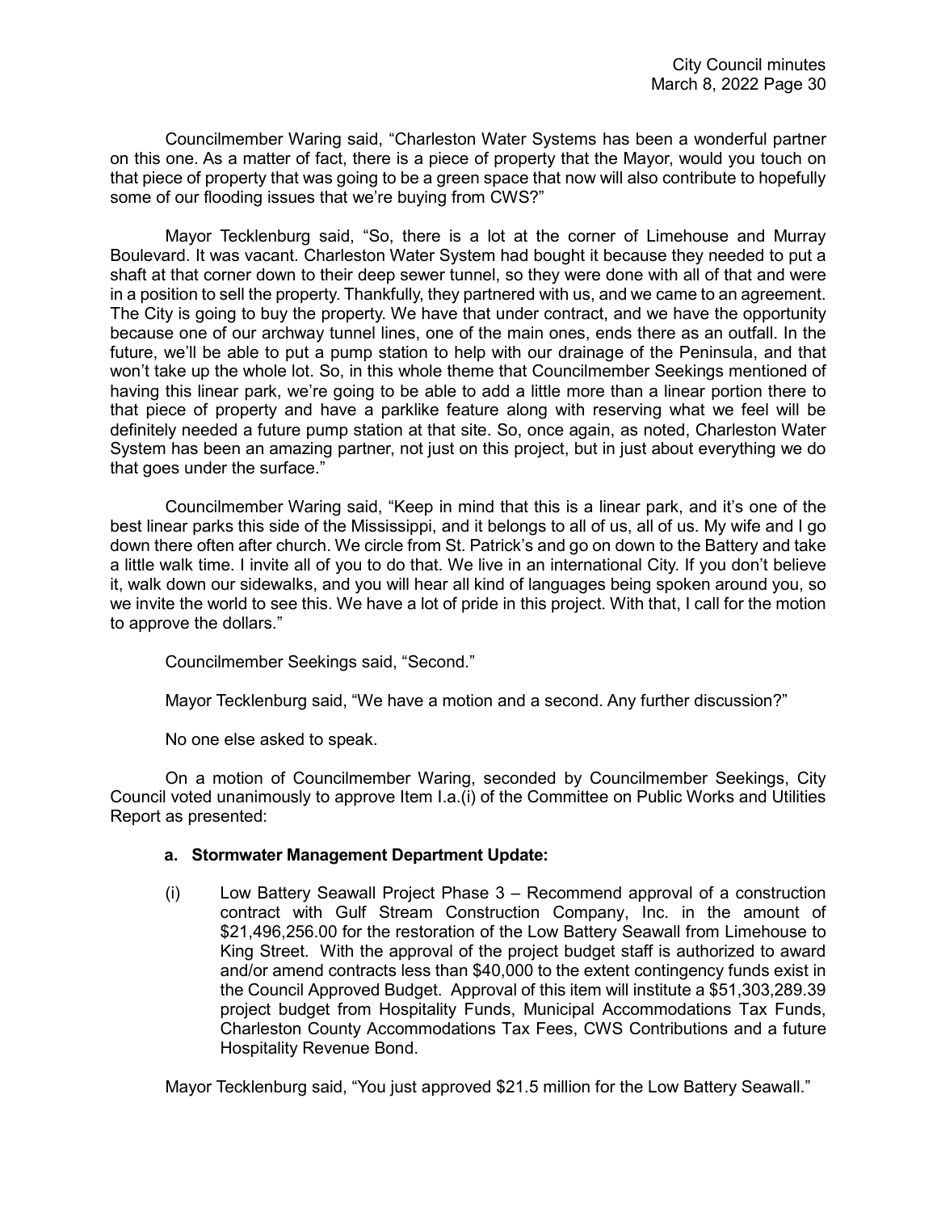Councilmember Waring said, "Charleston Water Systems has been a wonderful partner on this one. As a matter of fact, there is a piece of property that the Mayor, would you touch on that piece of property that was going to be a green space that now will also contribute to hopefully some of our flooding issues that we're buying from CWS?"

Mayor Tecklenburg said, "So, there is a lot at the corner of Limehouse and Murray Boulevard. It was vacant. Charleston Water System had bought it because they needed to put a shaft at that corner down to their deep sewer tunnel, so they were done with all of that and were in a position to sell the property. Thankfully, they partnered with us, and we came to an agreement. The City is going to buy the property. We have that under contract, and we have the opportunity because one of our archway tunnel lines, one of the main ones, ends there as an outfall. In the future, we'll be able to put a pump station to help with our drainage of the Peninsula, and that won't take up the whole lot. So, in this whole theme that Councilmember Seekings mentioned of having this linear park, we're going to be able to add a little more than a linear portion there to that piece of property and have a parklike feature along with reserving what we feel will be definitely needed a future pump station at that site. So, once again, as noted, Charleston Water System has been an amazing partner, not just on this project, but in just about everything we do that goes under the surface."

Councilmember Waring said, "Keep in mind that this is a linear park, and it's one of the best linear parks this side of the Mississippi, and it belongs to all of us, all of us. My wife and I go down there often after church. We circle from St. Patrick's and go on down to the Battery and take a little walk time. I invite all of you to do that. We live in an international City. If you don't believe it, walk down our sidewalks, and you will hear all kind of languages being spoken around you, so we invite the world to see this. We have a lot of pride in this project. With that, I call for the motion to approve the dollars."

Councilmember Seekings said, "Second."

Mayor Tecklenburg said, "We have a motion and a second. Any further discussion?"

No one else asked to speak.

On a motion of Councilmember Waring, seconded by Councilmember Seekings, City Council voted unanimously to approve Item I.a.(i) of the Committee on Public Works and Utilities Report as presented:

**a. Stormwater Management Department Update:**

(i) Low Battery Seawall Project Phase 3 – Recommend approval of a construction contract with Gulf Stream Construction Company, Inc. in the amount of $21,496,256.00 for the restoration of the Low Battery Seawall from Limehouse to King Street. With the approval of the project budget staff is authorized to award and/or amend contracts less than $40,000 to the extent contingency funds exist in the Council Approved Budget. Approval of this item will institute a $51,303,289.39 project budget from Hospitality Funds, Municipal Accommodations Tax Funds, Charleston County Accommodations Tax Fees, CWS Contributions and a future Hospitality Revenue Bond.

Mayor Tecklenburg said, "You just approved $21.5 million for the Low Battery Seawall."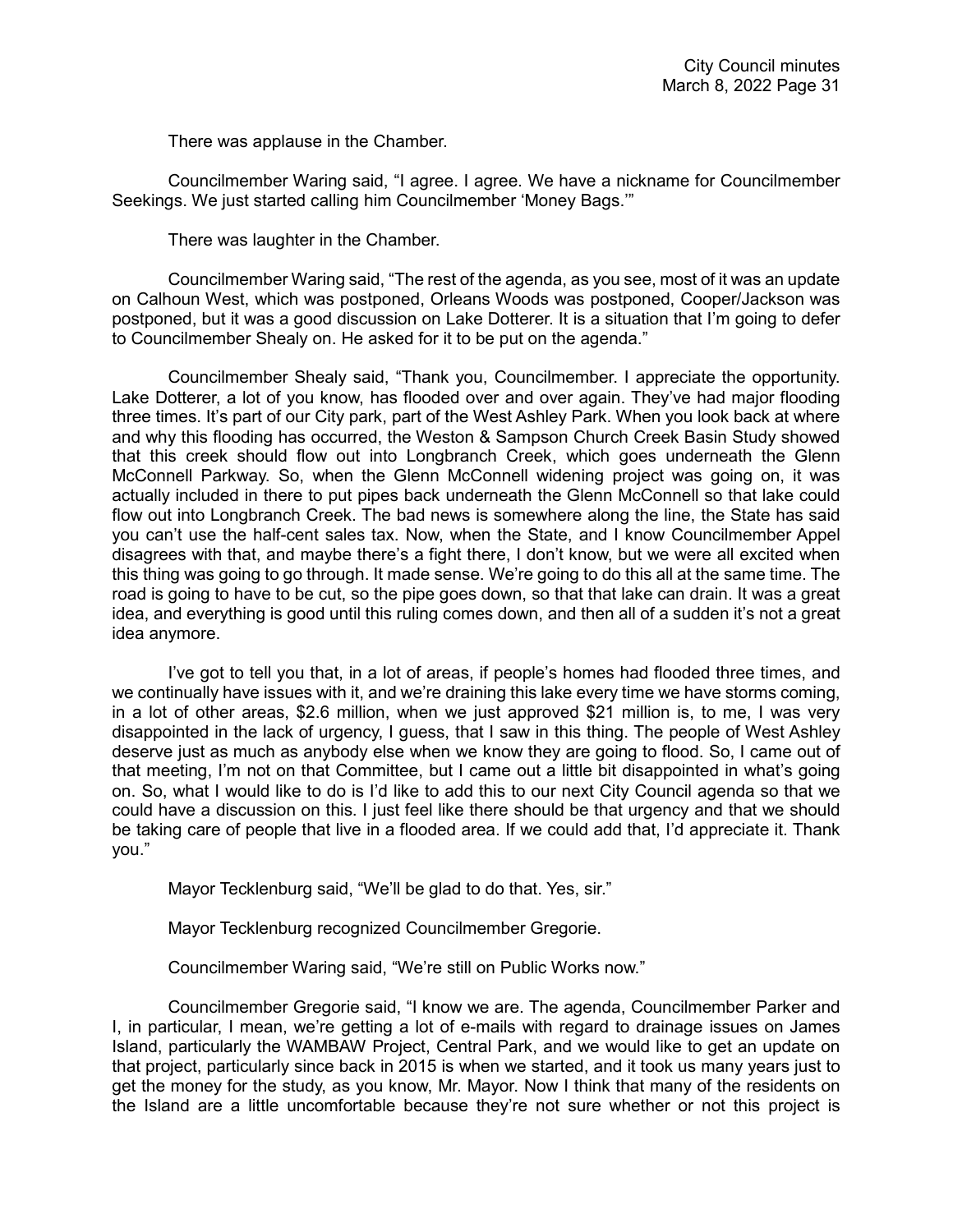There was applause in the Chamber.

Councilmember Waring said, "I agree. I agree. We have a nickname for Councilmember Seekings. We just started calling him Councilmember 'Money Bags.'"

There was laughter in the Chamber.

Councilmember Waring said, "The rest of the agenda, as you see, most of it was an update on Calhoun West, which was postponed, Orleans Woods was postponed, Cooper/Jackson was postponed, but it was a good discussion on Lake Dotterer. It is a situation that I'm going to defer to Councilmember Shealy on. He asked for it to be put on the agenda."

Councilmember Shealy said, "Thank you, Councilmember. I appreciate the opportunity. Lake Dotterer, a lot of you know, has flooded over and over again. They've had major flooding three times. It's part of our City park, part of the West Ashley Park. When you look back at where and why this flooding has occurred, the Weston & Sampson Church Creek Basin Study showed that this creek should flow out into Longbranch Creek, which goes underneath the Glenn McConnell Parkway. So, when the Glenn McConnell widening project was going on, it was actually included in there to put pipes back underneath the Glenn McConnell so that lake could flow out into Longbranch Creek. The bad news is somewhere along the line, the State has said you can't use the half-cent sales tax. Now, when the State, and I know Councilmember Appel disagrees with that, and maybe there's a fight there, I don't know, but we were all excited when this thing was going to go through. It made sense. We're going to do this all at the same time. The road is going to have to be cut, so the pipe goes down, so that that lake can drain. It was a great idea, and everything is good until this ruling comes down, and then all of a sudden it's not a great idea anymore.

I've got to tell you that, in a lot of areas, if people's homes had flooded three times, and we continually have issues with it, and we're draining this lake every time we have storms coming, in a lot of other areas, $2.6 million, when we just approved $21 million is, to me, I was very disappointed in the lack of urgency, I guess, that I saw in this thing. The people of West Ashley deserve just as much as anybody else when we know they are going to flood. So, I came out of that meeting, I'm not on that Committee, but I came out a little bit disappointed in what's going on. So, what I would like to do is I'd like to add this to our next City Council agenda so that we could have a discussion on this. I just feel like there should be that urgency and that we should be taking care of people that live in a flooded area. If we could add that, I'd appreciate it. Thank you."

Mayor Tecklenburg said, "We'll be glad to do that. Yes, sir."

Mayor Tecklenburg recognized Councilmember Gregorie.

Councilmember Waring said, "We're still on Public Works now."

Councilmember Gregorie said, "I know we are. The agenda, Councilmember Parker and I, in particular, I mean, we're getting a lot of e-mails with regard to drainage issues on James Island, particularly the WAMBAW Project, Central Park, and we would like to get an update on that project, particularly since back in 2015 is when we started, and it took us many years just to get the money for the study, as you know, Mr. Mayor. Now I think that many of the residents on the Island are a little uncomfortable because they're not sure whether or not this project is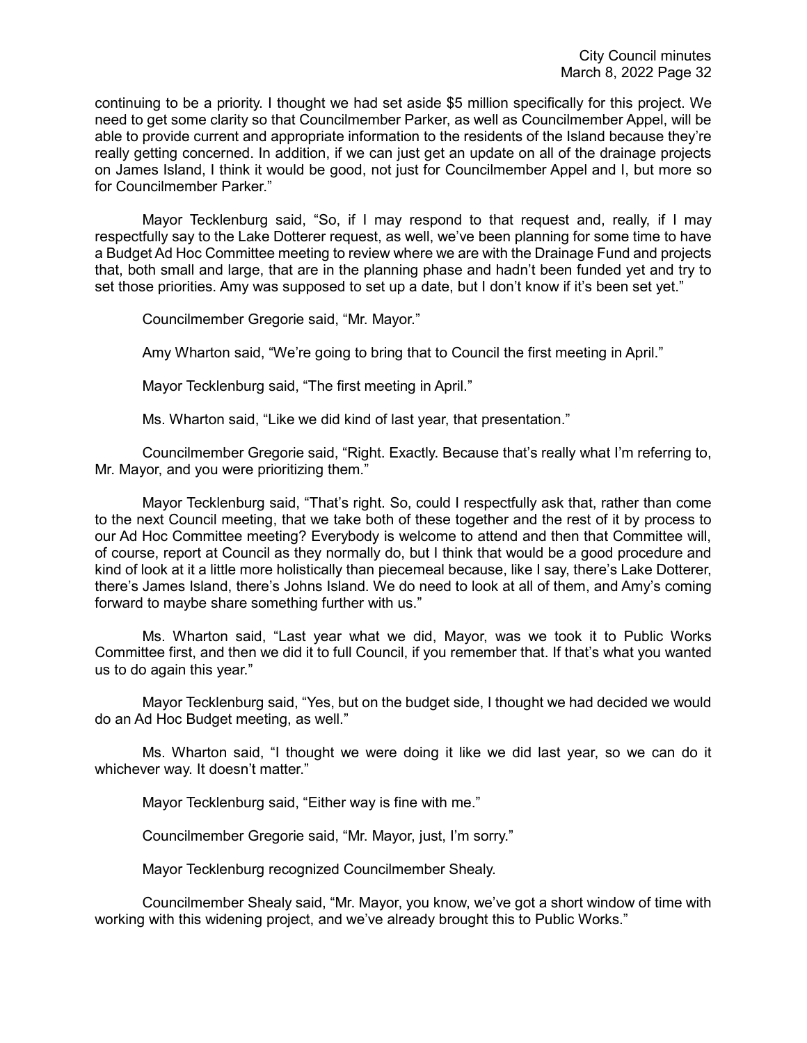continuing to be a priority. I thought we had set aside $5 million specifically for this project. We need to get some clarity so that Councilmember Parker, as well as Councilmember Appel, will be able to provide current and appropriate information to the residents of the Island because they're really getting concerned. In addition, if we can just get an update on all of the drainage projects on James Island, I think it would be good, not just for Councilmember Appel and I, but more so for Councilmember Parker."

Mayor Tecklenburg said, "So, if I may respond to that request and, really, if I may respectfully say to the Lake Dotterer request, as well, we've been planning for some time to have a Budget Ad Hoc Committee meeting to review where we are with the Drainage Fund and projects that, both small and large, that are in the planning phase and hadn't been funded yet and try to set those priorities. Amy was supposed to set up a date, but I don't know if it's been set yet."

Councilmember Gregorie said, "Mr. Mayor."

Amy Wharton said, "We're going to bring that to Council the first meeting in April."

Mayor Tecklenburg said, "The first meeting in April."

Ms. Wharton said, "Like we did kind of last year, that presentation."

Councilmember Gregorie said, "Right. Exactly. Because that's really what I'm referring to, Mr. Mayor, and you were prioritizing them."

Mayor Tecklenburg said, "That's right. So, could I respectfully ask that, rather than come to the next Council meeting, that we take both of these together and the rest of it by process to our Ad Hoc Committee meeting? Everybody is welcome to attend and then that Committee will, of course, report at Council as they normally do, but I think that would be a good procedure and kind of look at it a little more holistically than piecemeal because, like I say, there's Lake Dotterer, there's James Island, there's Johns Island. We do need to look at all of them, and Amy's coming forward to maybe share something further with us."

Ms. Wharton said, "Last year what we did, Mayor, was we took it to Public Works Committee first, and then we did it to full Council, if you remember that. If that's what you wanted us to do again this year."

Mayor Tecklenburg said, "Yes, but on the budget side, I thought we had decided we would do an Ad Hoc Budget meeting, as well."

Ms. Wharton said, "I thought we were doing it like we did last year, so we can do it whichever way. It doesn't matter."

Mayor Tecklenburg said, "Either way is fine with me."

Councilmember Gregorie said, "Mr. Mayor, just, I'm sorry."

Mayor Tecklenburg recognized Councilmember Shealy.

Councilmember Shealy said, "Mr. Mayor, you know, we've got a short window of time with working with this widening project, and we've already brought this to Public Works."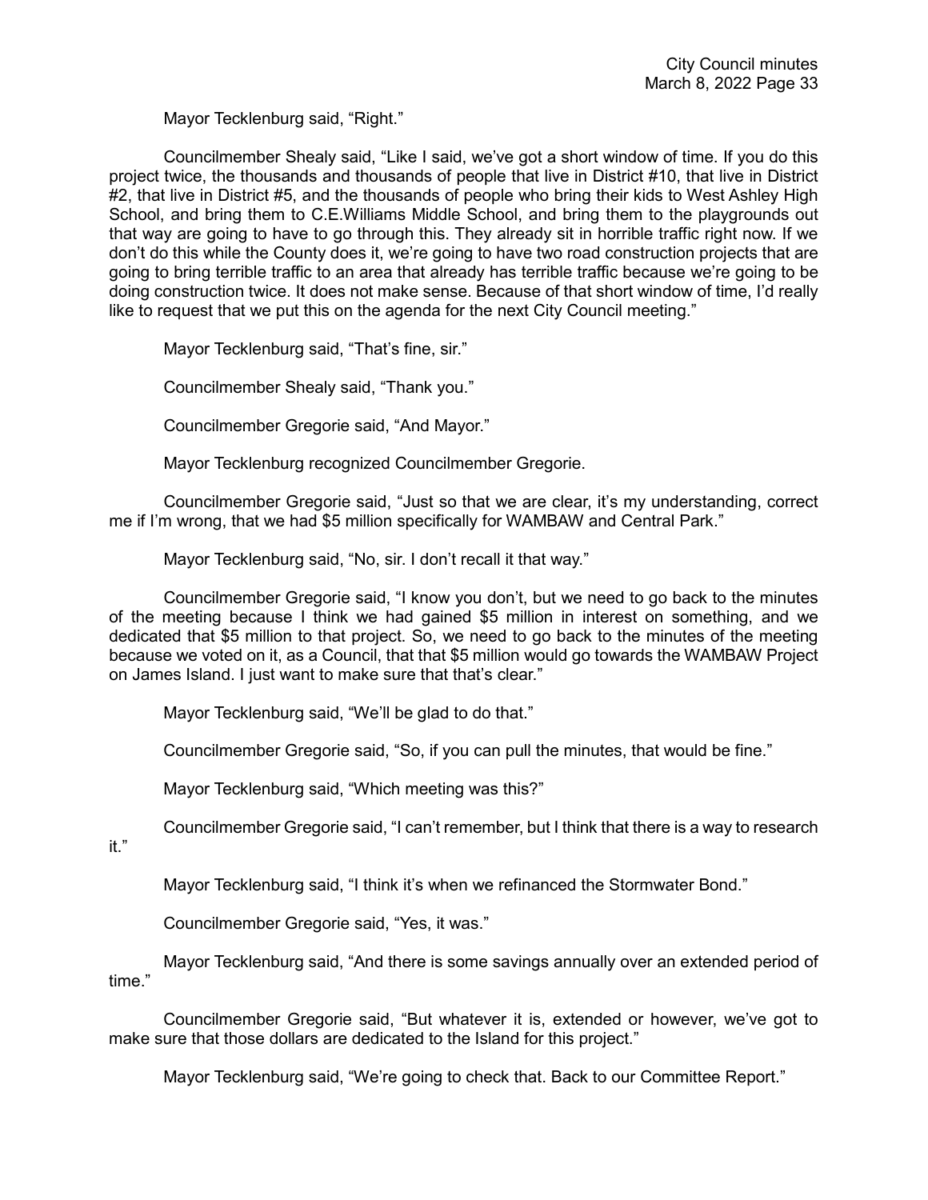Mayor Tecklenburg said, “Right.”

Councilmember Shealy said, “Like I said, we’ve got a short window of time. If you do this project twice, the thousands and thousands of people that live in District #10, that live in District #2, that live in District #5, and the thousands of people who bring their kids to West Ashley High School, and bring them to C.E.Williams Middle School, and bring them to the playgrounds out that way are going to have to go through this. They already sit in horrible traffic right now. If we don’t do this while the County does it, we’re going to have two road construction projects that are going to bring terrible traffic to an area that already has terrible traffic because we’re going to be doing construction twice. It does not make sense. Because of that short window of time, I’d really like to request that we put this on the agenda for the next City Council meeting.”

Mayor Tecklenburg said, “That’s fine, sir.”

Councilmember Shealy said, “Thank you.”

Councilmember Gregorie said, “And Mayor.”

Mayor Tecklenburg recognized Councilmember Gregorie.

Councilmember Gregorie said, “Just so that we are clear, it’s my understanding, correct me if I’m wrong, that we had $5 million specifically for WAMBAW and Central Park.”

Mayor Tecklenburg said, “No, sir. I don’t recall it that way.”

Councilmember Gregorie said, “I know you don’t, but we need to go back to the minutes of the meeting because I think we had gained $5 million in interest on something, and we dedicated that $5 million to that project. So, we need to go back to the minutes of the meeting because we voted on it, as a Council, that that $5 million would go towards the WAMBAW Project on James Island. I just want to make sure that that’s clear.”

Mayor Tecklenburg said, “We’ll be glad to do that.”

Councilmember Gregorie said, “So, if you can pull the minutes, that would be fine.”

Mayor Tecklenburg said, “Which meeting was this?”

Councilmember Gregorie said, “I can’t remember, but I think that there is a way to research it.”

Mayor Tecklenburg said, “I think it’s when we refinanced the Stormwater Bond.”

Councilmember Gregorie said, “Yes, it was.”

Mayor Tecklenburg said, “And there is some savings annually over an extended period of time.”

Councilmember Gregorie said, “But whatever it is, extended or however, we’ve got to make sure that those dollars are dedicated to the Island for this project.”

Mayor Tecklenburg said, “We’re going to check that. Back to our Committee Report.”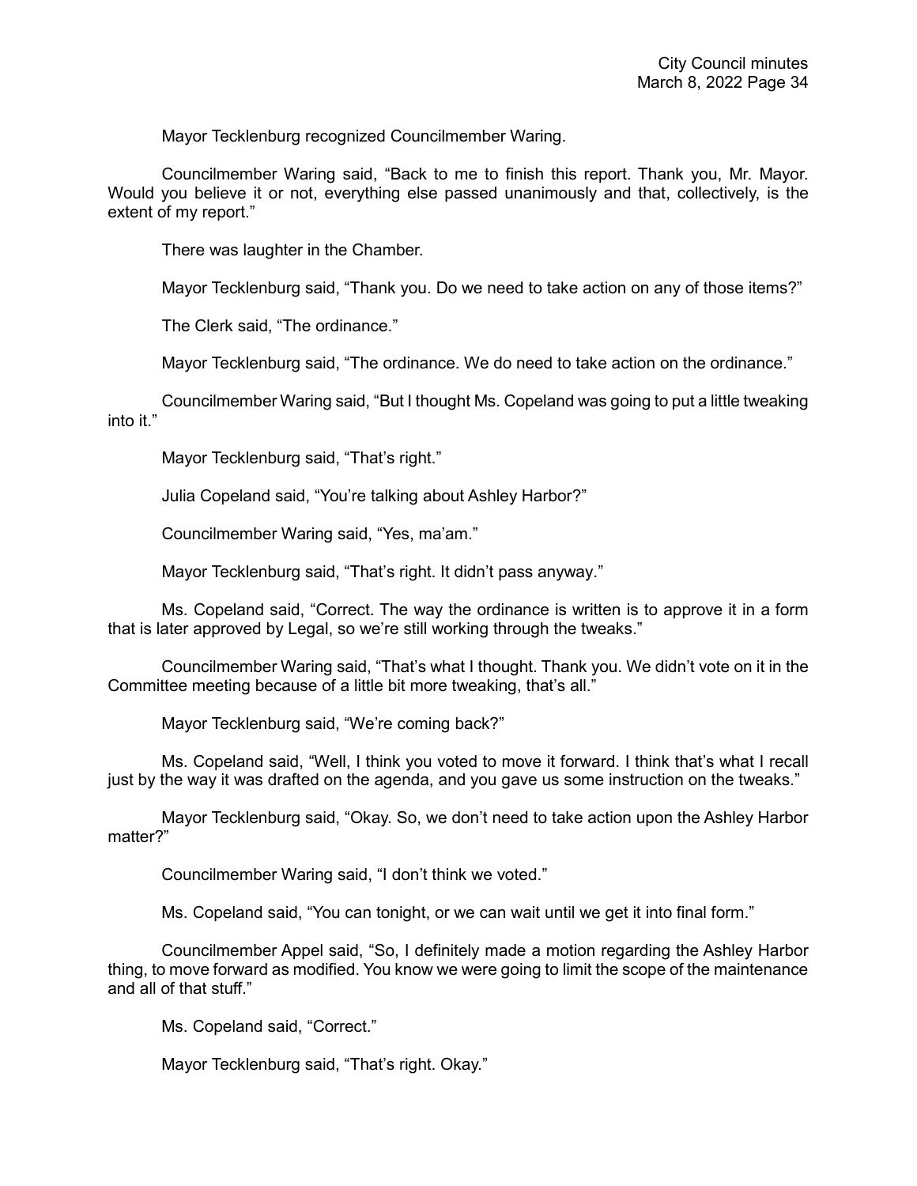Mayor Tecklenburg recognized Councilmember Waring.

Councilmember Waring said, "Back to me to finish this report. Thank you, Mr. Mayor. Would you believe it or not, everything else passed unanimously and that, collectively, is the extent of my report."

There was laughter in the Chamber.

Mayor Tecklenburg said, "Thank you. Do we need to take action on any of those items?"

The Clerk said, "The ordinance."

Mayor Tecklenburg said, "The ordinance. We do need to take action on the ordinance."

Councilmember Waring said, "But I thought Ms. Copeland was going to put a little tweaking into it."

Mayor Tecklenburg said, "That's right."

Julia Copeland said, "You're talking about Ashley Harbor?"

Councilmember Waring said, "Yes, ma'am."

Mayor Tecklenburg said, "That's right. It didn't pass anyway."

Ms. Copeland said, "Correct. The way the ordinance is written is to approve it in a form that is later approved by Legal, so we're still working through the tweaks."

Councilmember Waring said, "That's what I thought. Thank you. We didn't vote on it in the Committee meeting because of a little bit more tweaking, that's all."

Mayor Tecklenburg said, "We're coming back?"

Ms. Copeland said, "Well, I think you voted to move it forward. I think that's what I recall just by the way it was drafted on the agenda, and you gave us some instruction on the tweaks."

Mayor Tecklenburg said, "Okay. So, we don't need to take action upon the Ashley Harbor matter?"

Councilmember Waring said, "I don't think we voted."

Ms. Copeland said, "You can tonight, or we can wait until we get it into final form."

Councilmember Appel said, "So, I definitely made a motion regarding the Ashley Harbor thing, to move forward as modified. You know we were going to limit the scope of the maintenance and all of that stuff."

Ms. Copeland said, "Correct."

Mayor Tecklenburg said, "That's right. Okay."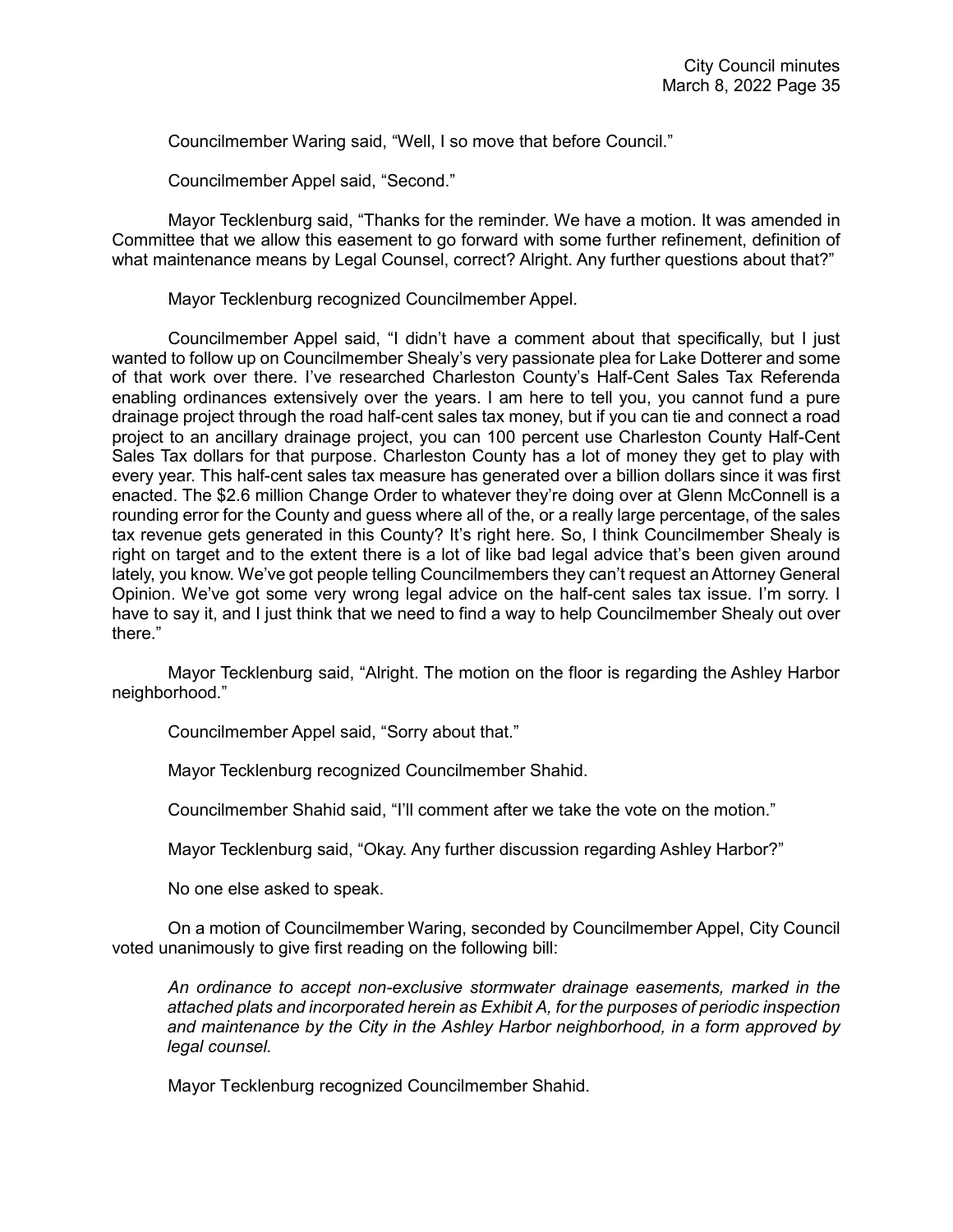Councilmember Waring said, "Well, I so move that before Council."

Councilmember Appel said, "Second."

Mayor Tecklenburg said, "Thanks for the reminder. We have a motion. It was amended in Committee that we allow this easement to go forward with some further refinement, definition of what maintenance means by Legal Counsel, correct? Alright. Any further questions about that?"

Mayor Tecklenburg recognized Councilmember Appel.

Councilmember Appel said, "I didn't have a comment about that specifically, but I just wanted to follow up on Councilmember Shealy's very passionate plea for Lake Dotterer and some of that work over there. I've researched Charleston County's Half-Cent Sales Tax Referenda enabling ordinances extensively over the years. I am here to tell you, you cannot fund a pure drainage project through the road half-cent sales tax money, but if you can tie and connect a road project to an ancillary drainage project, you can 100 percent use Charleston County Half-Cent Sales Tax dollars for that purpose. Charleston County has a lot of money they get to play with every year. This half-cent sales tax measure has generated over a billion dollars since it was first enacted. The $2.6 million Change Order to whatever they're doing over at Glenn McConnell is a rounding error for the County and guess where all of the, or a really large percentage, of the sales tax revenue gets generated in this County? It's right here. So, I think Councilmember Shealy is right on target and to the extent there is a lot of like bad legal advice that's been given around lately, you know. We've got people telling Councilmembers they can't request an Attorney General Opinion. We've got some very wrong legal advice on the half-cent sales tax issue. I'm sorry. I have to say it, and I just think that we need to find a way to help Councilmember Shealy out over there."

Mayor Tecklenburg said, "Alright. The motion on the floor is regarding the Ashley Harbor neighborhood."

Councilmember Appel said, "Sorry about that."

Mayor Tecklenburg recognized Councilmember Shahid.

Councilmember Shahid said, "I'll comment after we take the vote on the motion."

Mayor Tecklenburg said, "Okay. Any further discussion regarding Ashley Harbor?"

No one else asked to speak.

On a motion of Councilmember Waring, seconded by Councilmember Appel, City Council voted unanimously to give first reading on the following bill:

*An ordinance to accept non-exclusive stormwater drainage easements, marked in the attached plats and incorporated herein as Exhibit A, for the purposes of periodic inspection and maintenance by the City in the Ashley Harbor neighborhood, in a form approved by legal counsel.*

Mayor Tecklenburg recognized Councilmember Shahid.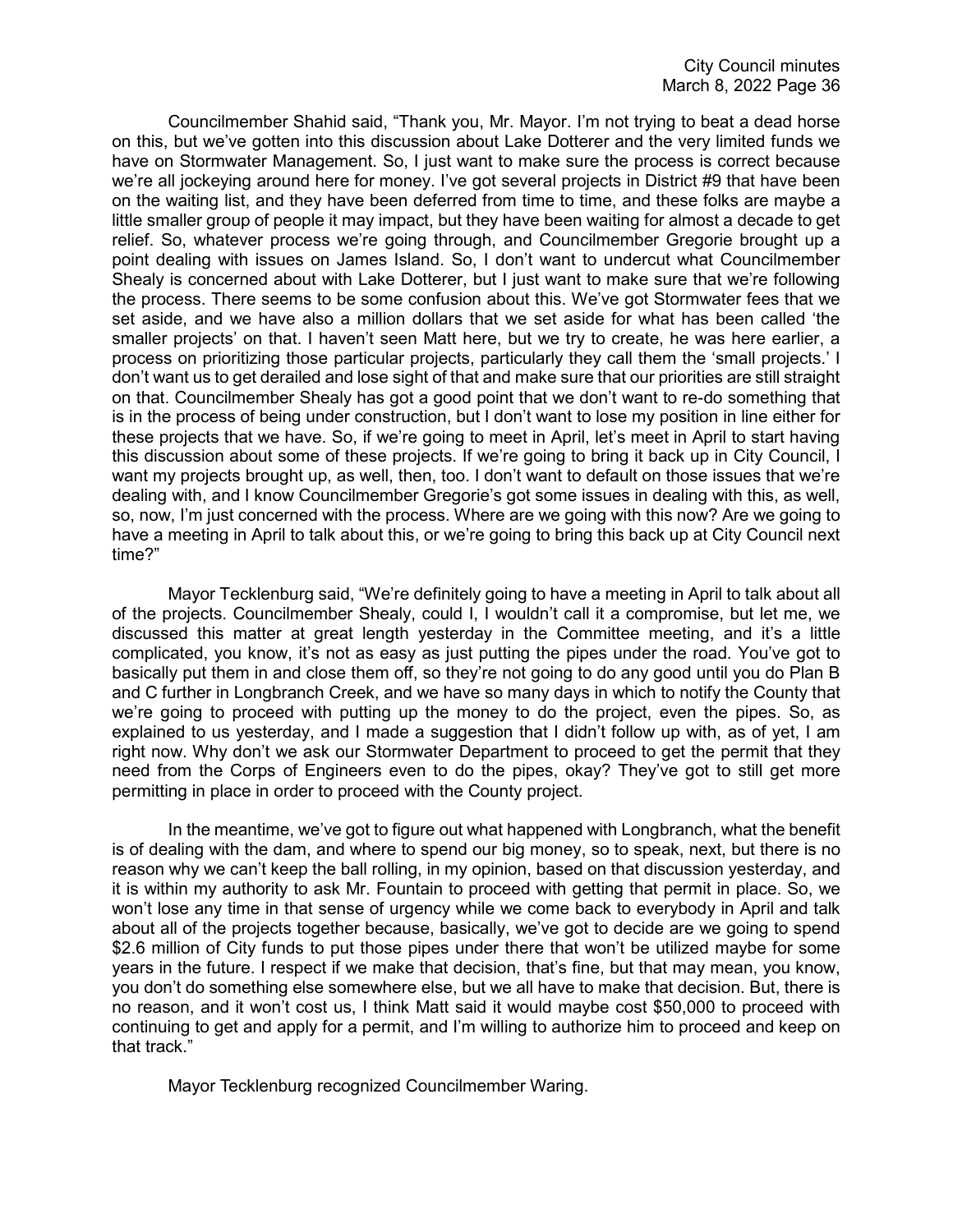Councilmember Shahid said, "Thank you, Mr. Mayor. I'm not trying to beat a dead horse on this, but we've gotten into this discussion about Lake Dotterer and the very limited funds we have on Stormwater Management. So, I just want to make sure the process is correct because we're all jockeying around here for money. I've got several projects in District #9 that have been on the waiting list, and they have been deferred from time to time, and these folks are maybe a little smaller group of people it may impact, but they have been waiting for almost a decade to get relief. So, whatever process we're going through, and Councilmember Gregorie brought up a point dealing with issues on James Island. So, I don't want to undercut what Councilmember Shealy is concerned about with Lake Dotterer, but I just want to make sure that we're following the process. There seems to be some confusion about this. We've got Stormwater fees that we set aside, and we have also a million dollars that we set aside for what has been called 'the smaller projects' on that. I haven't seen Matt here, but we try to create, he was here earlier, a process on prioritizing those particular projects, particularly they call them the 'small projects.' I don't want us to get derailed and lose sight of that and make sure that our priorities are still straight on that. Councilmember Shealy has got a good point that we don't want to re-do something that is in the process of being under construction, but I don't want to lose my position in line either for these projects that we have. So, if we're going to meet in April, let's meet in April to start having this discussion about some of these projects. If we're going to bring it back up in City Council, I want my projects brought up, as well, then, too. I don't want to default on those issues that we're dealing with, and I know Councilmember Gregorie's got some issues in dealing with this, as well, so, now, I'm just concerned with the process. Where are we going with this now? Are we going to have a meeting in April to talk about this, or we're going to bring this back up at City Council next time?"

Mayor Tecklenburg said, "We're definitely going to have a meeting in April to talk about all of the projects. Councilmember Shealy, could I, I wouldn't call it a compromise, but let me, we discussed this matter at great length yesterday in the Committee meeting, and it's a little complicated, you know, it's not as easy as just putting the pipes under the road. You've got to basically put them in and close them off, so they're not going to do any good until you do Plan B and C further in Longbranch Creek, and we have so many days in which to notify the County that we're going to proceed with putting up the money to do the project, even the pipes. So, as explained to us yesterday, and I made a suggestion that I didn't follow up with, as of yet, I am right now. Why don't we ask our Stormwater Department to proceed to get the permit that they need from the Corps of Engineers even to do the pipes, okay? They've got to still get more permitting in place in order to proceed with the County project.

In the meantime, we've got to figure out what happened with Longbranch, what the benefit is of dealing with the dam, and where to spend our big money, so to speak, next, but there is no reason why we can't keep the ball rolling, in my opinion, based on that discussion yesterday, and it is within my authority to ask Mr. Fountain to proceed with getting that permit in place. So, we won't lose any time in that sense of urgency while we come back to everybody in April and talk about all of the projects together because, basically, we've got to decide are we going to spend $2.6 million of City funds to put those pipes under there that won't be utilized maybe for some years in the future. I respect if we make that decision, that's fine, but that may mean, you know, you don't do something else somewhere else, but we all have to make that decision. But, there is no reason, and it won't cost us, I think Matt said it would maybe cost $50,000 to proceed with continuing to get and apply for a permit, and I'm willing to authorize him to proceed and keep on that track."

Mayor Tecklenburg recognized Councilmember Waring.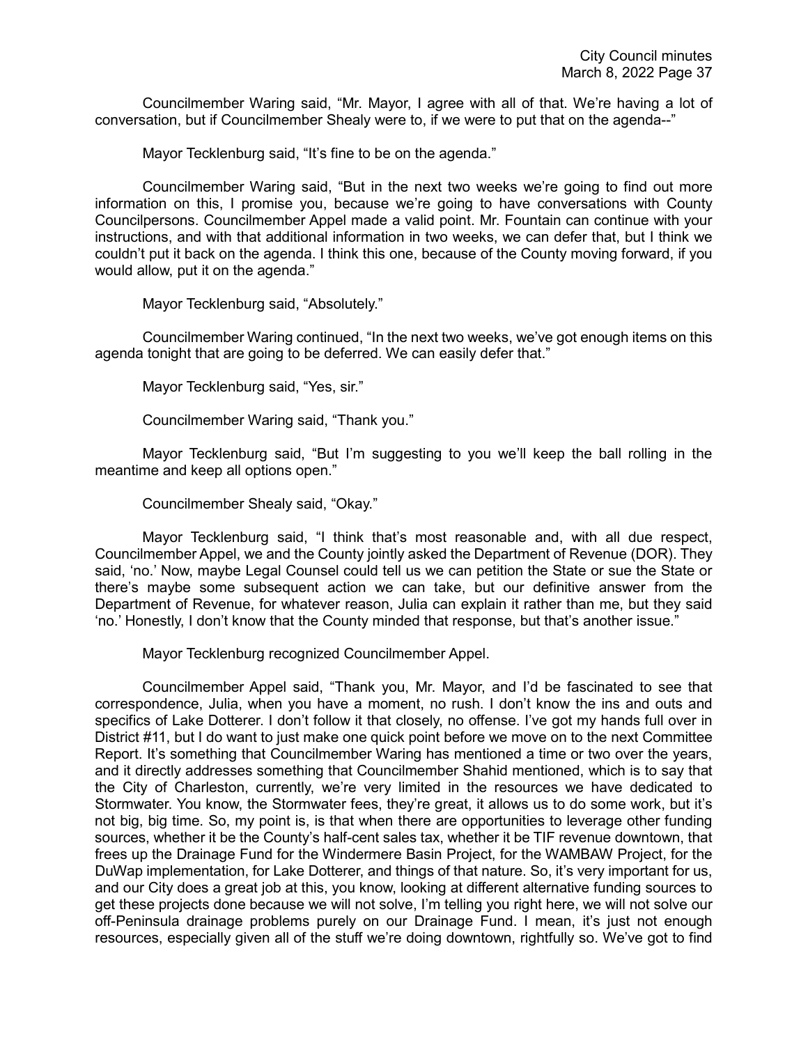Councilmember Waring said, "Mr. Mayor, I agree with all of that. We're having a lot of conversation, but if Councilmember Shealy were to, if we were to put that on the agenda--"

Mayor Tecklenburg said, "It's fine to be on the agenda."

Councilmember Waring said, "But in the next two weeks we're going to find out more information on this, I promise you, because we're going to have conversations with County Councilpersons. Councilmember Appel made a valid point. Mr. Fountain can continue with your instructions, and with that additional information in two weeks, we can defer that, but I think we couldn't put it back on the agenda. I think this one, because of the County moving forward, if you would allow, put it on the agenda."

Mayor Tecklenburg said, "Absolutely."

Councilmember Waring continued, "In the next two weeks, we've got enough items on this agenda tonight that are going to be deferred. We can easily defer that."

Mayor Tecklenburg said, "Yes, sir."

Councilmember Waring said, "Thank you."

Mayor Tecklenburg said, "But I'm suggesting to you we'll keep the ball rolling in the meantime and keep all options open."

Councilmember Shealy said, "Okay."

Mayor Tecklenburg said, "I think that's most reasonable and, with all due respect, Councilmember Appel, we and the County jointly asked the Department of Revenue (DOR). They said, 'no.' Now, maybe Legal Counsel could tell us we can petition the State or sue the State or there's maybe some subsequent action we can take, but our definitive answer from the Department of Revenue, for whatever reason, Julia can explain it rather than me, but they said 'no.' Honestly, I don't know that the County minded that response, but that's another issue."

Mayor Tecklenburg recognized Councilmember Appel.

Councilmember Appel said, "Thank you, Mr. Mayor, and I'd be fascinated to see that correspondence, Julia, when you have a moment, no rush. I don't know the ins and outs and specifics of Lake Dotterer. I don't follow it that closely, no offense. I've got my hands full over in District #11, but I do want to just make one quick point before we move on to the next Committee Report. It's something that Councilmember Waring has mentioned a time or two over the years, and it directly addresses something that Councilmember Shahid mentioned, which is to say that the City of Charleston, currently, we're very limited in the resources we have dedicated to Stormwater. You know, the Stormwater fees, they're great, it allows us to do some work, but it's not big, big time. So, my point is, is that when there are opportunities to leverage other funding sources, whether it be the County's half-cent sales tax, whether it be TIF revenue downtown, that frees up the Drainage Fund for the Windermere Basin Project, for the WAMBAW Project, for the DuWap implementation, for Lake Dotterer, and things of that nature. So, it's very important for us, and our City does a great job at this, you know, looking at different alternative funding sources to get these projects done because we will not solve, I'm telling you right here, we will not solve our off-Peninsula drainage problems purely on our Drainage Fund. I mean, it's just not enough resources, especially given all of the stuff we're doing downtown, rightfully so. We've got to find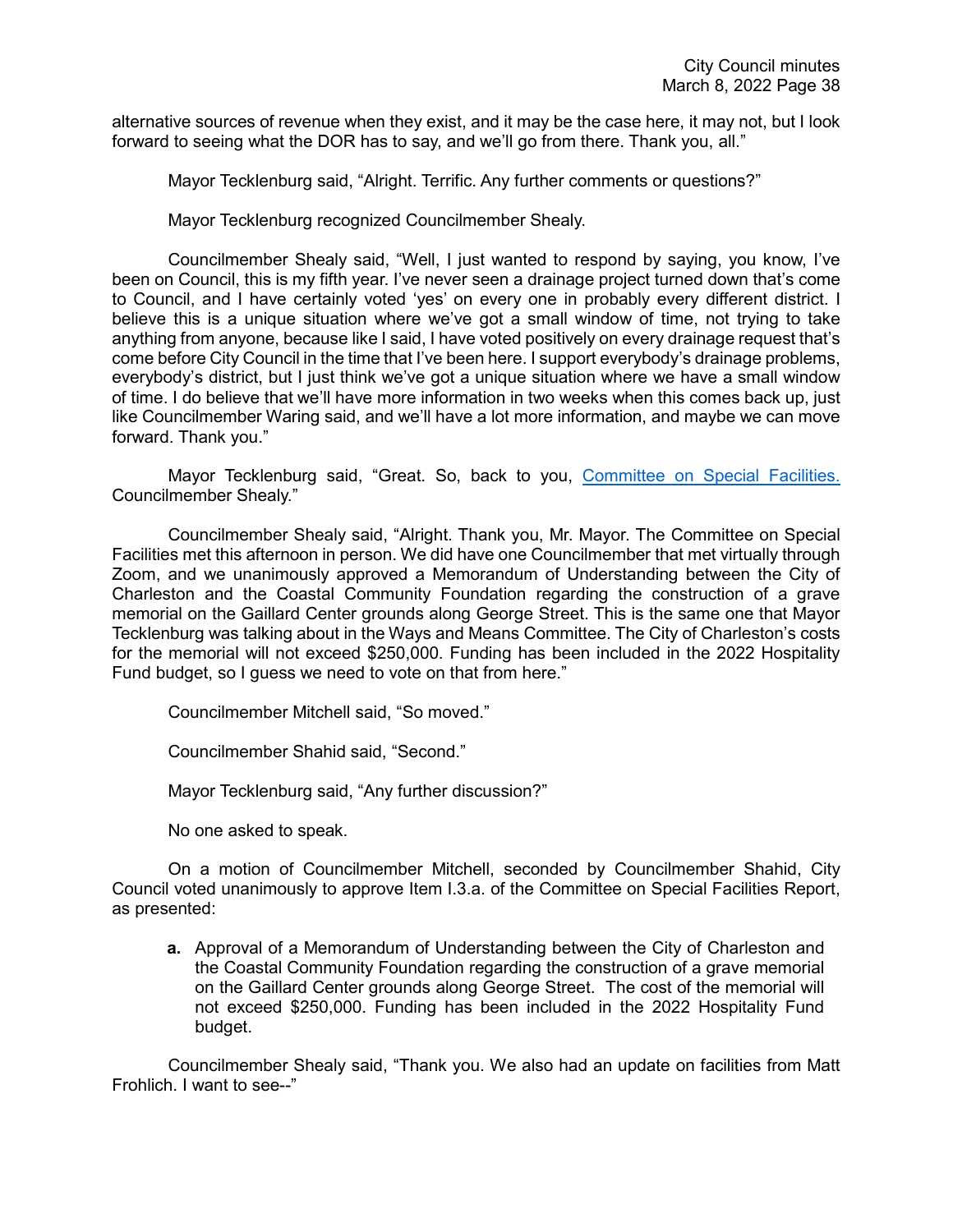alternative sources of revenue when they exist, and it may be the case here, it may not, but I look forward to seeing what the DOR has to say, and we'll go from there. Thank you, all."

Mayor Tecklenburg said, "Alright. Terrific. Any further comments or questions?"

Mayor Tecklenburg recognized Councilmember Shealy.

Councilmember Shealy said, "Well, I just wanted to respond by saying, you know, I've been on Council, this is my fifth year. I've never seen a drainage project turned down that's come to Council, and I have certainly voted 'yes' on every one in probably every different district. I believe this is a unique situation where we've got a small window of time, not trying to take anything from anyone, because like I said, I have voted positively on every drainage request that's come before City Council in the time that I've been here. I support everybody's drainage problems, everybody's district, but I just think we've got a unique situation where we have a small window of time. I do believe that we'll have more information in two weeks when this comes back up, just like Councilmember Waring said, and we'll have a lot more information, and maybe we can move forward. Thank you."

Mayor Tecklenburg said, "Great. So, back to you, Committee on Special Facilities. Councilmember Shealy."

Councilmember Shealy said, "Alright. Thank you, Mr. Mayor. The Committee on Special Facilities met this afternoon in person. We did have one Councilmember that met virtually through Zoom, and we unanimously approved a Memorandum of Understanding between the City of Charleston and the Coastal Community Foundation regarding the construction of a grave memorial on the Gaillard Center grounds along George Street. This is the same one that Mayor Tecklenburg was talking about in the Ways and Means Committee. The City of Charleston's costs for the memorial will not exceed $250,000. Funding has been included in the 2022 Hospitality Fund budget, so I guess we need to vote on that from here."

Councilmember Mitchell said, "So moved."

Councilmember Shahid said, "Second."

Mayor Tecklenburg said, "Any further discussion?"

No one asked to speak.

On a motion of Councilmember Mitchell, seconded by Councilmember Shahid, City Council voted unanimously to approve Item I.3.a. of the Committee on Special Facilities Report, as presented:

> **a.** Approval of a Memorandum of Understanding between the City of Charleston and the Coastal Community Foundation regarding the construction of a grave memorial on the Gaillard Center grounds along George Street. The cost of the memorial will not exceed $250,000. Funding has been included in the 2022 Hospitality Fund budget.

Councilmember Shealy said, "Thank you. We also had an update on facilities from Matt Frohlich. I want to see--"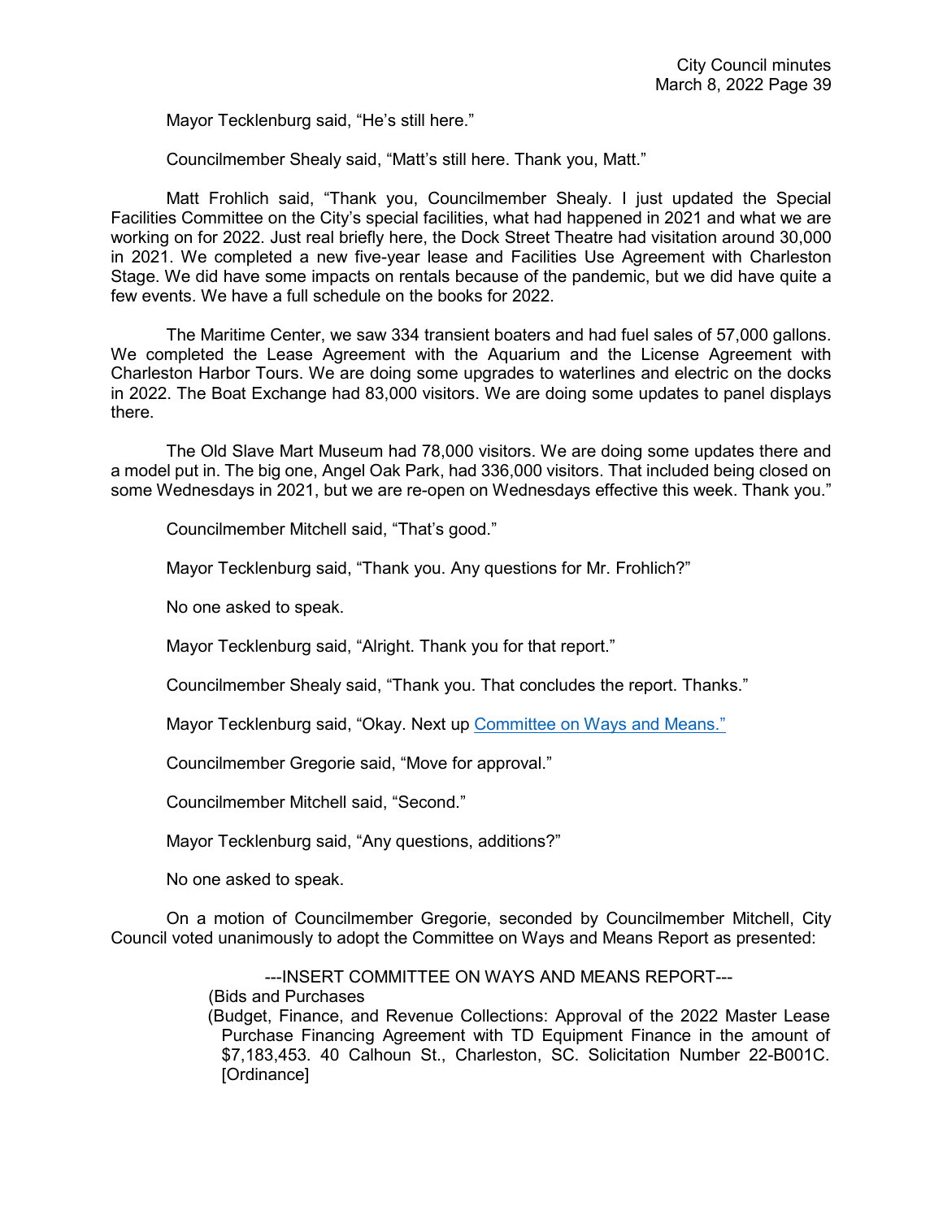Mayor Tecklenburg said, "He's still here."

Councilmember Shealy said, "Matt's still here. Thank you, Matt."

Matt Frohlich said, "Thank you, Councilmember Shealy. I just updated the Special Facilities Committee on the City's special facilities, what had happened in 2021 and what we are working on for 2022. Just real briefly here, the Dock Street Theatre had visitation around 30,000 in 2021. We completed a new five-year lease and Facilities Use Agreement with Charleston Stage. We did have some impacts on rentals because of the pandemic, but we did have quite a few events. We have a full schedule on the books for 2022.

The Maritime Center, we saw 334 transient boaters and had fuel sales of 57,000 gallons. We completed the Lease Agreement with the Aquarium and the License Agreement with Charleston Harbor Tours. We are doing some upgrades to waterlines and electric on the docks in 2022. The Boat Exchange had 83,000 visitors. We are doing some updates to panel displays there.

The Old Slave Mart Museum had 78,000 visitors. We are doing some updates there and a model put in. The big one, Angel Oak Park, had 336,000 visitors. That included being closed on some Wednesdays in 2021, but we are re-open on Wednesdays effective this week. Thank you."

Councilmember Mitchell said, "That's good."

Mayor Tecklenburg said, "Thank you. Any questions for Mr. Frohlich?"

No one asked to speak.

Mayor Tecklenburg said, "Alright. Thank you for that report."

Councilmember Shealy said, "Thank you. That concludes the report. Thanks."

Mayor Tecklenburg said, "Okay. Next up [Committee on Ways and Means."](#)

Councilmember Gregorie said, "Move for approval."

Councilmember Mitchell said, "Second."

Mayor Tecklenburg said, "Any questions, additions?"

No one asked to speak.

On a motion of Councilmember Gregorie, seconded by Councilmember Mitchell, City Council voted unanimously to adopt the Committee on Ways and Means Report as presented:

---INSERT COMMITTEE ON WAYS AND MEANS REPORT---

(Bids and Purchases

(Budget, Finance, and Revenue Collections: Approval of the 2022 Master Lease Purchase Financing Agreement with TD Equipment Finance in the amount of $7,183,453. 40 Calhoun St., Charleston, SC. Solicitation Number 22-B001C. [Ordinance]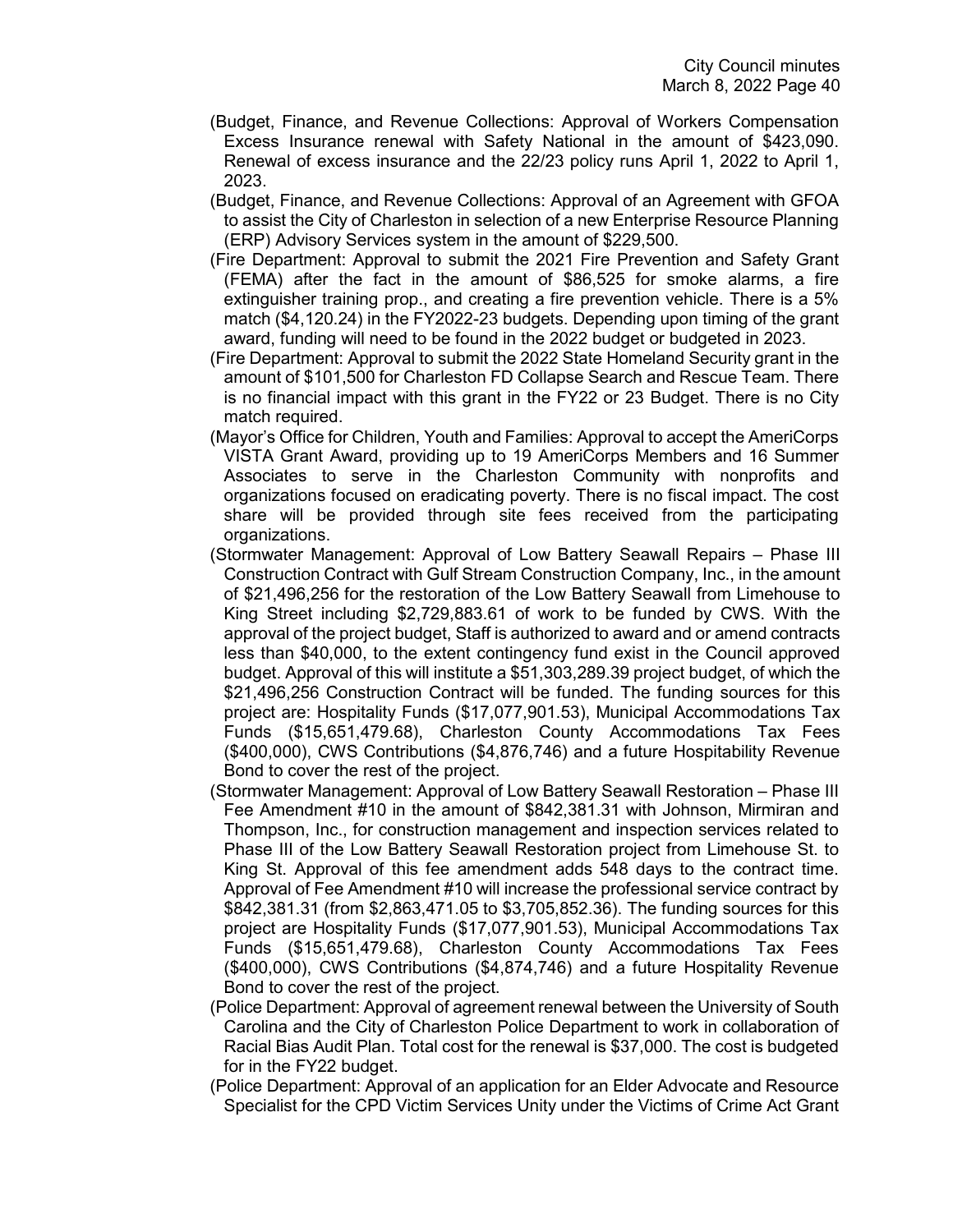(Budget, Finance, and Revenue Collections: Approval of Workers Compensation Excess Insurance renewal with Safety National in the amount of $423,090. Renewal of excess insurance and the 22/23 policy runs April 1, 2022 to April 1, 2023.

(Budget, Finance, and Revenue Collections: Approval of an Agreement with GFOA to assist the City of Charleston in selection of a new Enterprise Resource Planning (ERP) Advisory Services system in the amount of $229,500.

(Fire Department: Approval to submit the 2021 Fire Prevention and Safety Grant (FEMA) after the fact in the amount of $86,525 for smoke alarms, a fire extinguisher training prop., and creating a fire prevention vehicle. There is a 5% match ($4,120.24) in the FY2022-23 budgets. Depending upon timing of the grant award, funding will need to be found in the 2022 budget or budgeted in 2023.

(Fire Department: Approval to submit the 2022 State Homeland Security grant in the amount of $101,500 for Charleston FD Collapse Search and Rescue Team. There is no financial impact with this grant in the FY22 or 23 Budget. There is no City match required.

(Mayor's Office for Children, Youth and Families: Approval to accept the AmeriCorps VISTA Grant Award, providing up to 19 AmeriCorps Members and 16 Summer Associates to serve in the Charleston Community with nonprofits and organizations focused on eradicating poverty. There is no fiscal impact. The cost share will be provided through site fees received from the participating organizations.

(Stormwater Management: Approval of Low Battery Seawall Repairs – Phase III Construction Contract with Gulf Stream Construction Company, Inc., in the amount of $21,496,256 for the restoration of the Low Battery Seawall from Limehouse to King Street including $2,729,883.61 of work to be funded by CWS. With the approval of the project budget, Staff is authorized to award and or amend contracts less than $40,000, to the extent contingency fund exist in the Council approved budget. Approval of this will institute a $51,303,289.39 project budget, of which the $21,496,256 Construction Contract will be funded. The funding sources for this project are: Hospitality Funds ($17,077,901.53), Municipal Accommodations Tax Funds ($15,651,479.68), Charleston County Accommodations Tax Fees ($400,000), CWS Contributions ($4,876,746) and a future Hospitability Revenue Bond to cover the rest of the project.

(Stormwater Management: Approval of Low Battery Seawall Restoration – Phase III Fee Amendment #10 in the amount of $842,381.31 with Johnson, Mirmiran and Thompson, Inc., for construction management and inspection services related to Phase III of the Low Battery Seawall Restoration project from Limehouse St. to King St. Approval of this fee amendment adds 548 days to the contract time. Approval of Fee Amendment #10 will increase the professional service contract by $842,381.31 (from $2,863,471.05 to $3,705,852.36). The funding sources for this project are Hospitality Funds ($17,077,901.53), Municipal Accommodations Tax Funds ($15,651,479.68), Charleston County Accommodations Tax Fees ($400,000), CWS Contributions ($4,874,746) and a future Hospitality Revenue Bond to cover the rest of the project.

(Police Department: Approval of agreement renewal between the University of South Carolina and the City of Charleston Police Department to work in collaboration of Racial Bias Audit Plan. Total cost for the renewal is $37,000. The cost is budgeted for in the FY22 budget.

(Police Department: Approval of an application for an Elder Advocate and Resource Specialist for the CPD Victim Services Unity under the Victims of Crime Act Grant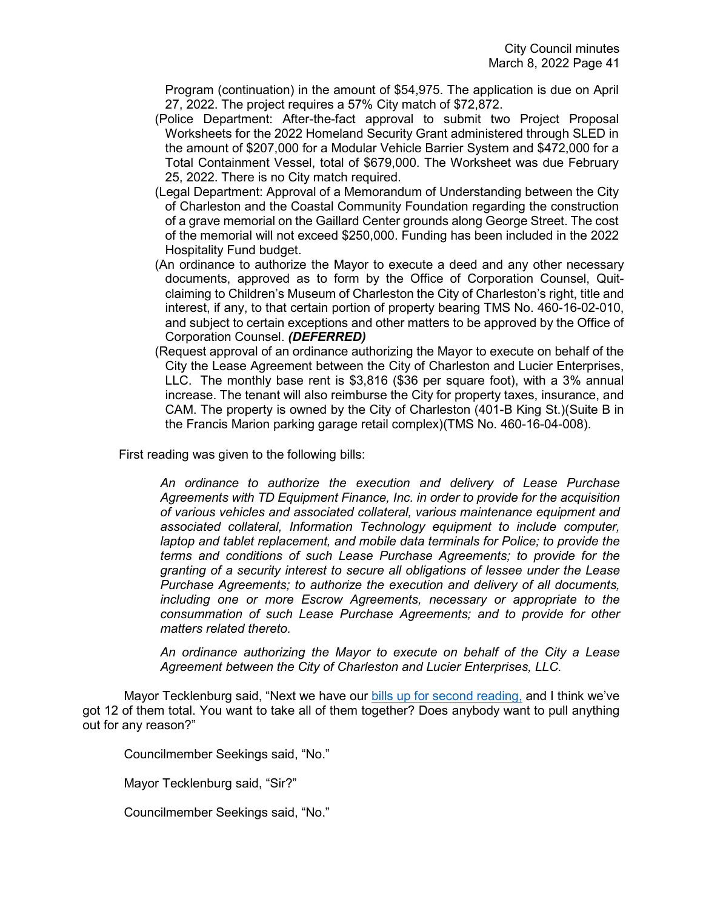Program (continuation) in the amount of $54,975. The application is due on April 27, 2022. The project requires a 57% City match of $72,872.

(Police Department: After-the-fact approval to submit two Project Proposal Worksheets for the 2022 Homeland Security Grant administered through SLED in the amount of $207,000 for a Modular Vehicle Barrier System and $472,000 for a Total Containment Vessel, total of $679,000. The Worksheet was due February 25, 2022. There is no City match required.

(Legal Department: Approval of a Memorandum of Understanding between the City of Charleston and the Coastal Community Foundation regarding the construction of a grave memorial on the Gaillard Center grounds along George Street. The cost of the memorial will not exceed $250,000. Funding has been included in the 2022 Hospitality Fund budget.

(An ordinance to authorize the Mayor to execute a deed and any other necessary documents, approved as to form by the Office of Corporation Counsel, Quit-claiming to Children's Museum of Charleston the City of Charleston's right, title and interest, if any, to that certain portion of property bearing TMS No. 460-16-02-010, and subject to certain exceptions and other matters to be approved by the Office of Corporation Counsel. ***(DEFERRED)***

(Request approval of an ordinance authorizing the Mayor to execute on behalf of the City the Lease Agreement between the City of Charleston and Lucier Enterprises, LLC. The monthly base rent is $3,816 ($36 per square foot), with a 3% annual increase. The tenant will also reimburse the City for property taxes, insurance, and CAM. The property is owned by the City of Charleston (401-B King St.)(Suite B in the Francis Marion parking garage retail complex)(TMS No. 460-16-04-008).

First reading was given to the following bills:

*An ordinance to authorize the execution and delivery of Lease Purchase Agreements with TD Equipment Finance, Inc. in order to provide for the acquisition of various vehicles and associated collateral, various maintenance equipment and associated collateral, Information Technology equipment to include computer, laptop and tablet replacement, and mobile data terminals for Police; to provide the terms and conditions of such Lease Purchase Agreements; to provide for the granting of a security interest to secure all obligations of lessee under the Lease Purchase Agreements; to authorize the execution and delivery of all documents, including one or more Escrow Agreements, necessary or appropriate to the consummation of such Lease Purchase Agreements; and to provide for other matters related thereto.*

*An ordinance authorizing the Mayor to execute on behalf of the City a Lease Agreement between the City of Charleston and Lucier Enterprises, LLC.*

Mayor Tecklenburg said, "Next we have our bills up for second reading, and I think we've got 12 of them total. You want to take all of them together? Does anybody want to pull anything out for any reason?"

Councilmember Seekings said, "No."

Mayor Tecklenburg said, "Sir?"

Councilmember Seekings said, "No."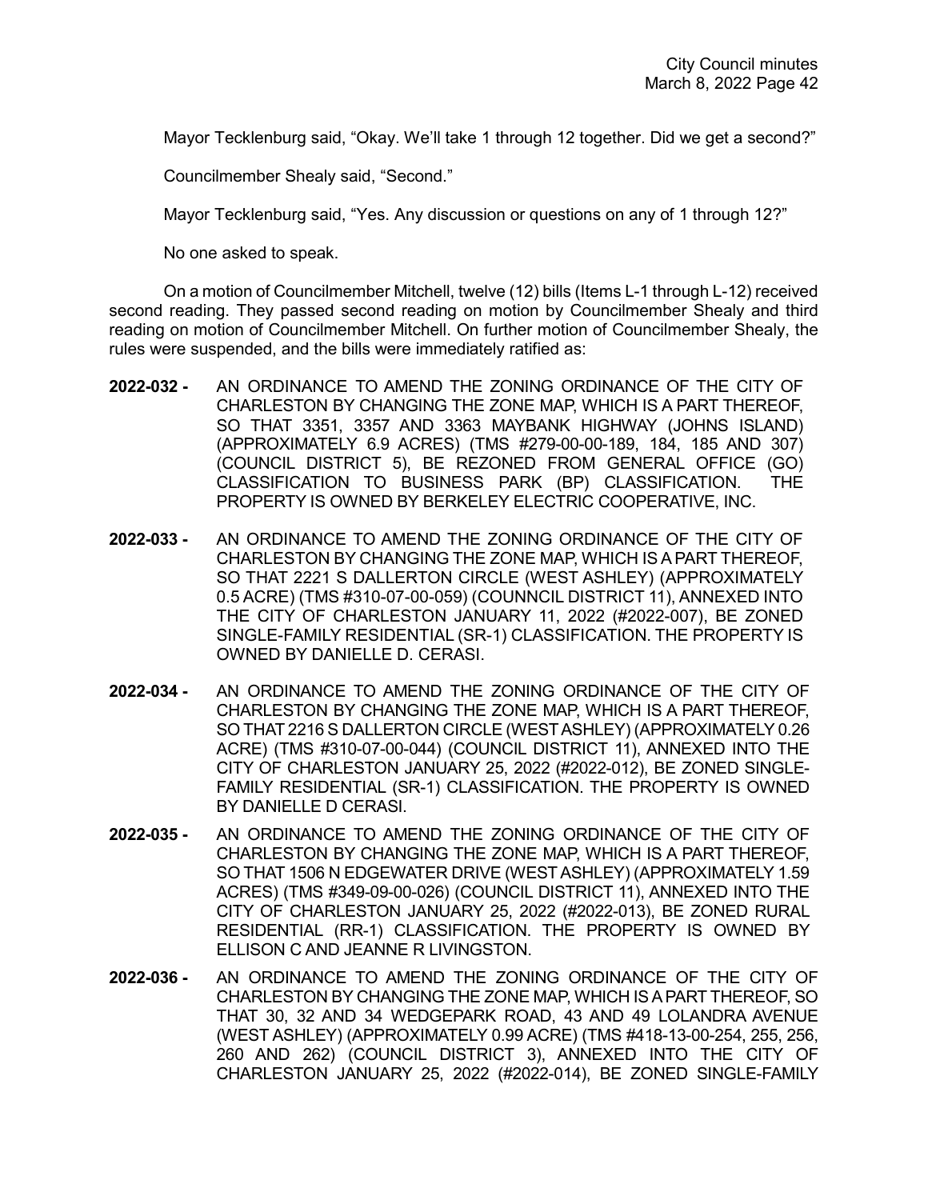Mayor Tecklenburg said, "Okay. We'll take 1 through 12 together. Did we get a second?"

Councilmember Shealy said, "Second."

Mayor Tecklenburg said, "Yes. Any discussion or questions on any of 1 through 12?"

No one asked to speak.

On a motion of Councilmember Mitchell, twelve (12) bills (Items L-1 through L-12) received second reading. They passed second reading on motion by Councilmember Shealy and third reading on motion of Councilmember Mitchell. On further motion of Councilmember Shealy, the rules were suspended, and the bills were immediately ratified as:

**2022-032 -** AN ORDINANCE TO AMEND THE ZONING ORDINANCE OF THE CITY OF CHARLESTON BY CHANGING THE ZONE MAP, WHICH IS A PART THEREOF, SO THAT 3351, 3357 AND 3363 MAYBANK HIGHWAY (JOHNS ISLAND) (APPROXIMATELY 6.9 ACRES) (TMS #279-00-00-189, 184, 185 AND 307) (COUNCIL DISTRICT 5), BE REZONED FROM GENERAL OFFICE (GO) CLASSIFICATION TO BUSINESS PARK (BP) CLASSIFICATION. THE PROPERTY IS OWNED BY BERKELEY ELECTRIC COOPERATIVE, INC.

**2022-033 -** AN ORDINANCE TO AMEND THE ZONING ORDINANCE OF THE CITY OF CHARLESTON BY CHANGING THE ZONE MAP, WHICH IS A PART THEREOF, SO THAT 2221 S DALLERTON CIRCLE (WEST ASHLEY) (APPROXIMATELY 0.5 ACRE) (TMS #310-07-00-059) (COUNNCIL DISTRICT 11), ANNEXED INTO THE CITY OF CHARLESTON JANUARY 11, 2022 (#2022-007), BE ZONED SINGLE-FAMILY RESIDENTIAL (SR-1) CLASSIFICATION. THE PROPERTY IS OWNED BY DANIELLE D. CERASI.

**2022-034 -** AN ORDINANCE TO AMEND THE ZONING ORDINANCE OF THE CITY OF CHARLESTON BY CHANGING THE ZONE MAP, WHICH IS A PART THEREOF, SO THAT 2216 S DALLERTON CIRCLE (WEST ASHLEY) (APPROXIMATELY 0.26 ACRE) (TMS #310-07-00-044) (COUNCIL DISTRICT 11), ANNEXED INTO THE CITY OF CHARLESTON JANUARY 25, 2022 (#2022-012), BE ZONED SINGLE-FAMILY RESIDENTIAL (SR-1) CLASSIFICATION. THE PROPERTY IS OWNED BY DANIELLE D CERASI.

**2022-035 -** AN ORDINANCE TO AMEND THE ZONING ORDINANCE OF THE CITY OF CHARLESTON BY CHANGING THE ZONE MAP, WHICH IS A PART THEREOF, SO THAT 1506 N EDGEWATER DRIVE (WEST ASHLEY) (APPROXIMATELY 1.59 ACRES) (TMS #349-09-00-026) (COUNCIL DISTRICT 11), ANNEXED INTO THE CITY OF CHARLESTON JANUARY 25, 2022 (#2022-013), BE ZONED RURAL RESIDENTIAL (RR-1) CLASSIFICATION. THE PROPERTY IS OWNED BY ELLISON C AND JEANNE R LIVINGSTON.

**2022-036 -** AN ORDINANCE TO AMEND THE ZONING ORDINANCE OF THE CITY OF CHARLESTON BY CHANGING THE ZONE MAP, WHICH IS A PART THEREOF, SO THAT 30, 32 AND 34 WEDGEPARK ROAD, 43 AND 49 LOLANDRA AVENUE (WEST ASHLEY) (APPROXIMATELY 0.99 ACRE) (TMS #418-13-00-254, 255, 256, 260 AND 262) (COUNCIL DISTRICT 3), ANNEXED INTO THE CITY OF CHARLESTON JANUARY 25, 2022 (#2022-014), BE ZONED SINGLE-FAMILY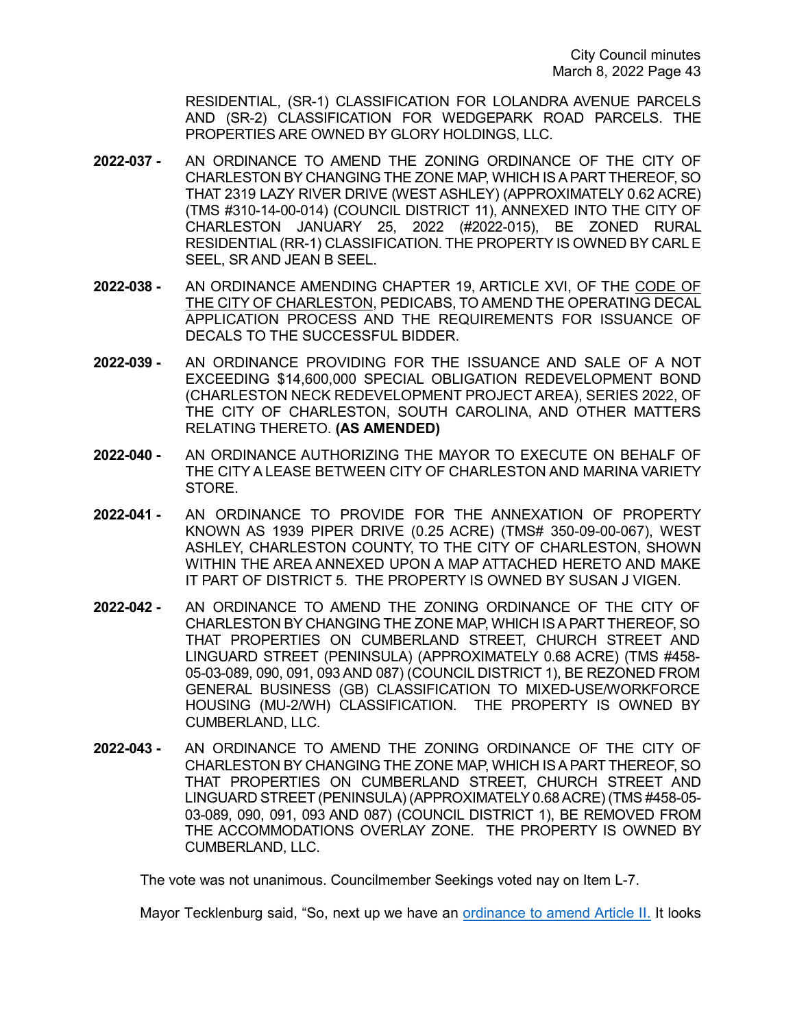RESIDENTIAL, (SR-1) CLASSIFICATION FOR LOLANDRA AVENUE PARCELS AND (SR-2) CLASSIFICATION FOR WEDGEPARK ROAD PARCELS. THE PROPERTIES ARE OWNED BY GLORY HOLDINGS, LLC.

**2022-037 -** AN ORDINANCE TO AMEND THE ZONING ORDINANCE OF THE CITY OF CHARLESTON BY CHANGING THE ZONE MAP, WHICH IS A PART THEREOF, SO THAT 2319 LAZY RIVER DRIVE (WEST ASHLEY) (APPROXIMATELY 0.62 ACRE) (TMS #310-14-00-014) (COUNCIL DISTRICT 11), ANNEXED INTO THE CITY OF CHARLESTON JANUARY 25, 2022 (#2022-015), BE ZONED RURAL RESIDENTIAL (RR-1) CLASSIFICATION. THE PROPERTY IS OWNED BY CARL E SEEL, SR AND JEAN B SEEL.

**2022-038 -** AN ORDINANCE AMENDING CHAPTER 19, ARTICLE XVI, OF THE CODE OF THE CITY OF CHARLESTON, PEDICABS, TO AMEND THE OPERATING DECAL APPLICATION PROCESS AND THE REQUIREMENTS FOR ISSUANCE OF DECALS TO THE SUCCESSFUL BIDDER.

**2022-039 -** AN ORDINANCE PROVIDING FOR THE ISSUANCE AND SALE OF A NOT EXCEEDING $14,600,000 SPECIAL OBLIGATION REDEVELOPMENT BOND (CHARLESTON NECK REDEVELOPMENT PROJECT AREA), SERIES 2022, OF THE CITY OF CHARLESTON, SOUTH CAROLINA, AND OTHER MATTERS RELATING THERETO. **(AS AMENDED)**

**2022-040 -** AN ORDINANCE AUTHORIZING THE MAYOR TO EXECUTE ON BEHALF OF THE CITY A LEASE BETWEEN CITY OF CHARLESTON AND MARINA VARIETY STORE.

**2022-041 -** AN ORDINANCE TO PROVIDE FOR THE ANNEXATION OF PROPERTY KNOWN AS 1939 PIPER DRIVE (0.25 ACRE) (TMS# 350-09-00-067), WEST ASHLEY, CHARLESTON COUNTY, TO THE CITY OF CHARLESTON, SHOWN WITHIN THE AREA ANNEXED UPON A MAP ATTACHED HERETO AND MAKE IT PART OF DISTRICT 5. THE PROPERTY IS OWNED BY SUSAN J VIGEN.

**2022-042 -** AN ORDINANCE TO AMEND THE ZONING ORDINANCE OF THE CITY OF CHARLESTON BY CHANGING THE ZONE MAP, WHICH IS A PART THEREOF, SO THAT PROPERTIES ON CUMBERLAND STREET, CHURCH STREET AND LINGUARD STREET (PENINSULA) (APPROXIMATELY 0.68 ACRE) (TMS #458-05-03-089, 090, 091, 093 AND 087) (COUNCIL DISTRICT 1), BE REZONED FROM GENERAL BUSINESS (GB) CLASSIFICATION TO MIXED-USE/WORKFORCE HOUSING (MU-2/WH) CLASSIFICATION. THE PROPERTY IS OWNED BY CUMBERLAND, LLC.

**2022-043 -** AN ORDINANCE TO AMEND THE ZONING ORDINANCE OF THE CITY OF CHARLESTON BY CHANGING THE ZONE MAP, WHICH IS A PART THEREOF, SO THAT PROPERTIES ON CUMBERLAND STREET, CHURCH STREET AND LINGUARD STREET (PENINSULA) (APPROXIMATELY 0.68 ACRE) (TMS #458-05-03-089, 090, 091, 093 AND 087) (COUNCIL DISTRICT 1), BE REMOVED FROM THE ACCOMMODATIONS OVERLAY ZONE. THE PROPERTY IS OWNED BY CUMBERLAND, LLC.

The vote was not unanimous. Councilmember Seekings voted nay on Item L-7.

Mayor Tecklenburg said, "So, next up we have an ordinance to amend Article II. It looks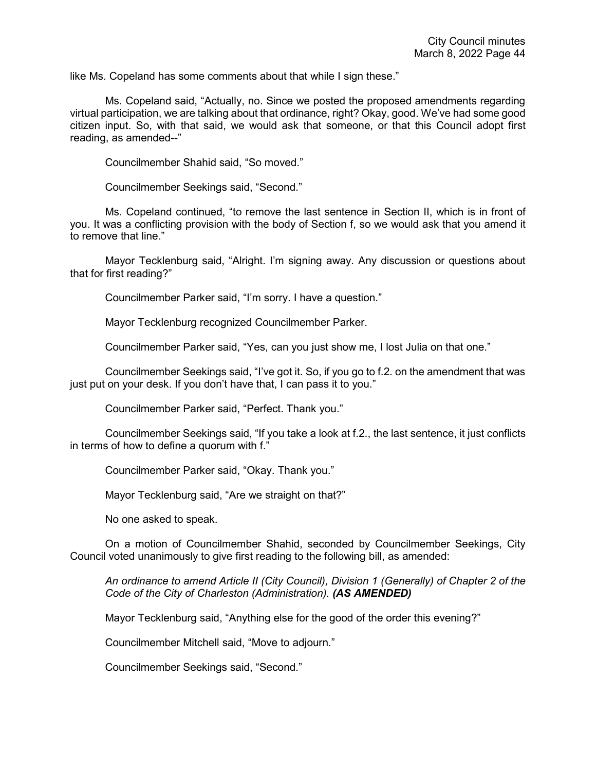like Ms. Copeland has some comments about that while I sign these."

Ms. Copeland said, "Actually, no. Since we posted the proposed amendments regarding virtual participation, we are talking about that ordinance, right? Okay, good. We've had some good citizen input. So, with that said, we would ask that someone, or that this Council adopt first reading, as amended--"

Councilmember Shahid said, "So moved."

Councilmember Seekings said, "Second."

Ms. Copeland continued, "to remove the last sentence in Section II, which is in front of you. It was a conflicting provision with the body of Section f, so we would ask that you amend it to remove that line."

Mayor Tecklenburg said, "Alright. I'm signing away. Any discussion or questions about that for first reading?"

Councilmember Parker said, "I'm sorry. I have a question."

Mayor Tecklenburg recognized Councilmember Parker.

Councilmember Parker said, "Yes, can you just show me, I lost Julia on that one."

Councilmember Seekings said, "I've got it. So, if you go to f.2. on the amendment that was just put on your desk. If you don't have that, I can pass it to you."

Councilmember Parker said, "Perfect. Thank you."

Councilmember Seekings said, "If you take a look at f.2., the last sentence, it just conflicts in terms of how to define a quorum with f."

Councilmember Parker said, "Okay. Thank you."

Mayor Tecklenburg said, "Are we straight on that?"

No one asked to speak.

On a motion of Councilmember Shahid, seconded by Councilmember Seekings, City Council voted unanimously to give first reading to the following bill, as amended:

*An ordinance to amend Article II (City Council), Division 1 (Generally) of Chapter 2 of the Code of the City of Charleston (Administration).* ***(AS AMENDED)***

Mayor Tecklenburg said, "Anything else for the good of the order this evening?"

Councilmember Mitchell said, "Move to adjourn."

Councilmember Seekings said, "Second."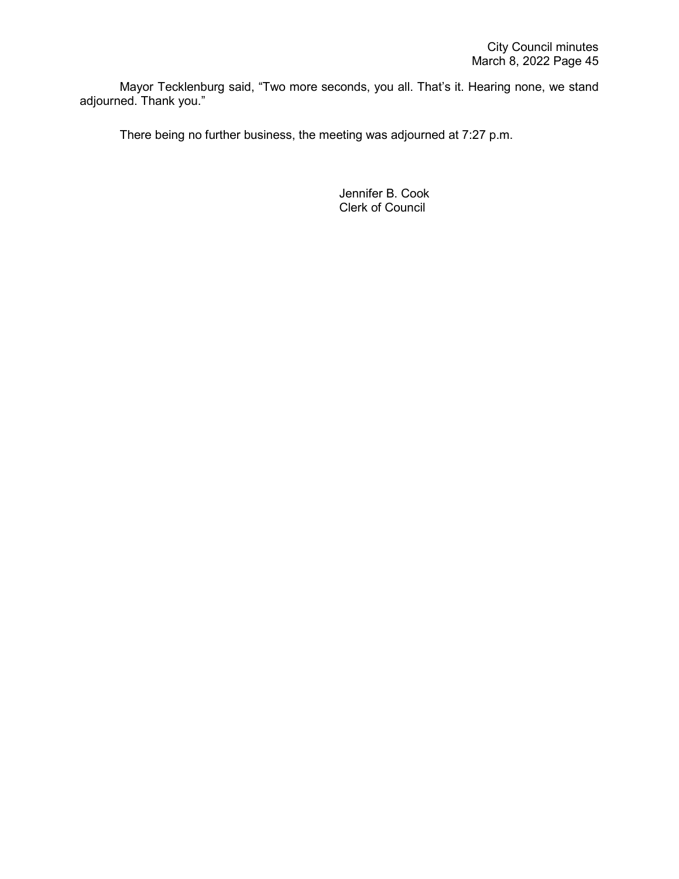Mayor Tecklenburg said, “Two more seconds, you all. That’s it. Hearing none, we stand adjourned. Thank you.”

There being no further business, the meeting was adjourned at 7:27 p.m.

Jennifer B. Cook
Clerk of Council